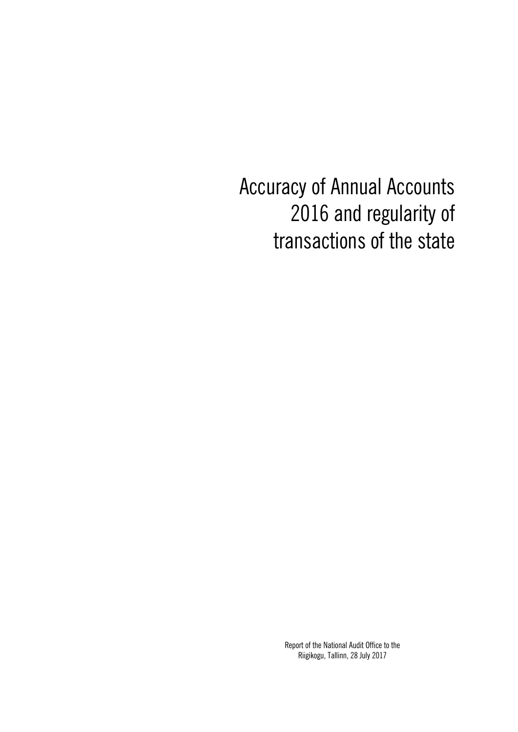# Accuracy of Annual Accounts 2016 and regularity of transactions of the state

Report of the National Audit Office to the Riigikogu, Tallinn, 28 July 2017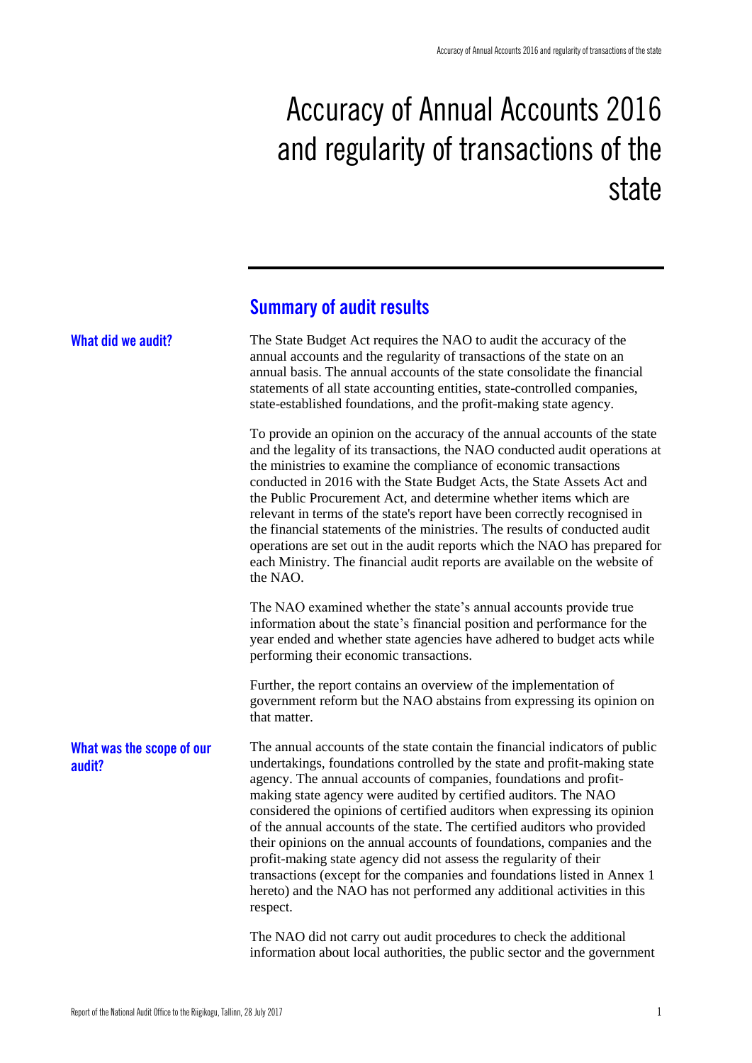# Accuracy of Annual Accounts 2016 and regularity of transactions of the state

## Summary of audit results

### What did we audit?

The State Budget Act requires the NAO to audit the accuracy of the annual accounts and the regularity of transactions of the state on an annual basis. The annual accounts of the state consolidate the financial statements of all state accounting entities, state-controlled companies, state-established foundations, and the profit-making state agency.

To provide an opinion on the accuracy of the annual accounts of the state and the legality of its transactions, the NAO conducted audit operations at the ministries to examine the compliance of economic transactions conducted in 2016 with the State Budget Acts, the State Assets Act and the Public Procurement Act, and determine whether items which are relevant in terms of the state's report have been correctly recognised in the financial statements of the ministries. The results of conducted audit operations are set out in the audit reports which the NAO has prepared for each Ministry. The financial audit reports are available on the website of the NAO.

The NAO examined whether the state's annual accounts provide true information about the state's financial position and performance for the year ended and whether state agencies have adhered to budget acts while performing their economic transactions.

Further, the report contains an overview of the implementation of government reform but the NAO abstains from expressing its opinion on that matter.

### What was the scope of our audit?

The annual accounts of the state contain the financial indicators of public undertakings, foundations controlled by the state and profit-making state agency. The annual accounts of companies, foundations and profit-making state agency were audited by certified auditors. The NAO considered the opinions of certified auditors when expressing its opinion of the annual accounts of the state. The certified auditors who provided their opinions on the annual accounts of foundations, companies and the profit-making state agency did not assess the regularity of their transactions (except for the companies and foundations listed in Annex 1 hereto) and the NAO has not performed any additional activities in this respect.

The NAO did not carry out audit procedures to check the additional information about local authorities, the public sector and the government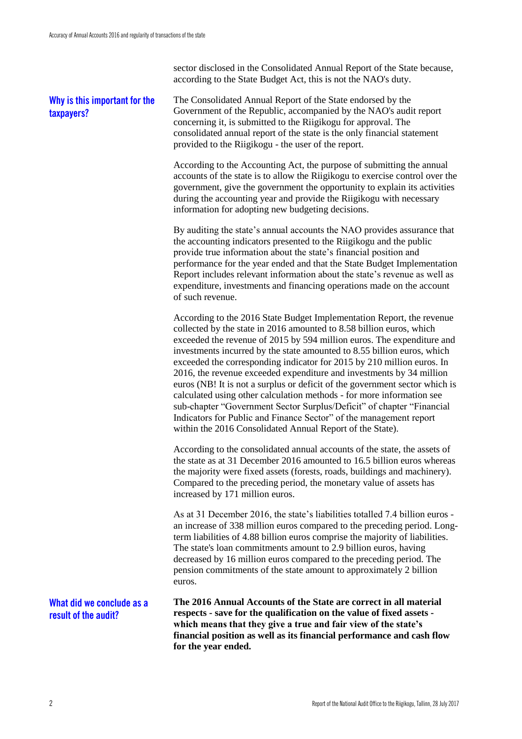sector disclosed in the Consolidated Annual Report of the State because, according to the State Budget Act, this is not the NAO's duty.

### Why is this important for the taxpayers?

The Consolidated Annual Report of the State endorsed by the Government of the Republic, accompanied by the NAO's audit report concerning it, is submitted to the Riigikogu for approval. The consolidated annual report of the state is the only financial statement provided to the Riigikogu - the user of the report.

According to the Accounting Act, the purpose of submitting the annual accounts of the state is to allow the Riigikogu to exercise control over the government, give the government the opportunity to explain its activities during the accounting year and provide the Riigikogu with necessary information for adopting new budgeting decisions.

By auditing the state's annual accounts the NAO provides assurance that the accounting indicators presented to the Riigikogu and the public provide true information about the state's financial position and performance for the year ended and that the State Budget Implementation Report includes relevant information about the state's revenue as well as expenditure, investments and financing operations made on the account of such revenue.

According to the 2016 State Budget Implementation Report, the revenue collected by the state in 2016 amounted to 8.58 billion euros, which exceeded the revenue of 2015 by 594 million euros. The expenditure and investments incurred by the state amounted to 8.55 billion euros, which exceeded the corresponding indicator for 2015 by 210 million euros. In 2016, the revenue exceeded expenditure and investments by 34 million euros (NB! It is not a surplus or deficit of the government sector which is calculated using other calculation methods - for more information see sub-chapter "Government Sector Surplus/Deficit" of chapter "Financial Indicators for Public and Finance Sector" of the management report within the 2016 Consolidated Annual Report of the State).

According to the consolidated annual accounts of the state, the assets of the state as at 31 December 2016 amounted to 16.5 billion euros whereas the majority were fixed assets (forests, roads, buildings and machinery). Compared to the preceding period, the monetary value of assets has increased by 171 million euros.

As at 31 December 2016, the state's liabilities totalled 7.4 billion euros - an increase of 338 million euros compared to the preceding period. Long-term liabilities of 4.88 billion euros comprise the majority of liabilities. The state's loan commitments amount to 2.9 billion euros, having decreased by 16 million euros compared to the preceding period. The pension commitments of the state amount to approximately 2 billion euros.

### What did we conclude as a result of the audit?

**The 2016 Annual Accounts of the State are correct in all material respects - save for the qualification on the value of fixed assets - which means that they give a true and fair view of the state's financial position as well as its financial performance and cash flow for the year ended.**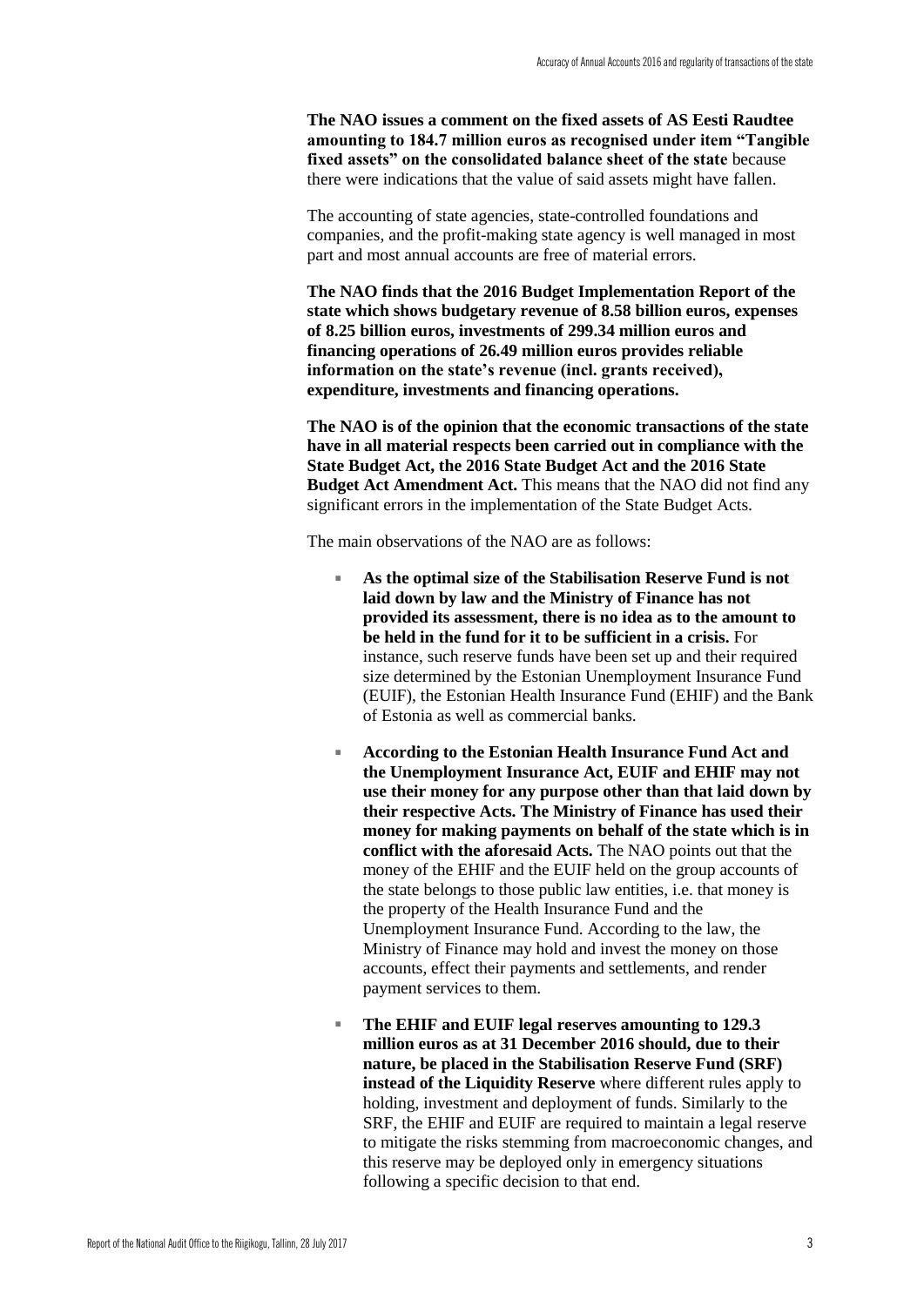**The NAO issues a comment on the fixed assets of AS Eesti Raudtee amounting to 184.7 million euros as recognised under item "Tangible fixed assets" on the consolidated balance sheet of the state** because there were indications that the value of said assets might have fallen.

The accounting of state agencies, state-controlled foundations and companies, and the profit-making state agency is well managed in most part and most annual accounts are free of material errors.

**The NAO finds that the 2016 Budget Implementation Report of the state which shows budgetary revenue of 8.58 billion euros, expenses of 8.25 billion euros, investments of 299.34 million euros and financing operations of 26.49 million euros provides reliable information on the state's revenue (incl. grants received), expenditure, investments and financing operations.**

**The NAO is of the opinion that the economic transactions of the state have in all material respects been carried out in compliance with the State Budget Act, the 2016 State Budget Act and the 2016 State Budget Act Amendment Act.** This means that the NAO did not find any significant errors in the implementation of the State Budget Acts.

The main observations of the NAO are as follows:

- **As the optimal size of the Stabilisation Reserve Fund is not laid down by law and the Ministry of Finance has not provided its assessment, there is no idea as to the amount to be held in the fund for it to be sufficient in a crisis.** For instance, such reserve funds have been set up and their required size determined by the Estonian Unemployment Insurance Fund (EUIF), the Estonian Health Insurance Fund (EHIF) and the Bank of Estonia as well as commercial banks.
- **According to the Estonian Health Insurance Fund Act and the Unemployment Insurance Act, EUIF and EHIF may not use their money for any purpose other than that laid down by their respective Acts. The Ministry of Finance has used their money for making payments on behalf of the state which is in conflict with the aforesaid Acts.** The NAO points out that the money of the EHIF and the EUIF held on the group accounts of the state belongs to those public law entities, i.e. that money is the property of the Health Insurance Fund and the Unemployment Insurance Fund. According to the law, the Ministry of Finance may hold and invest the money on those accounts, effect their payments and settlements, and render payment services to them.
- **The EHIF and EUIF legal reserves amounting to 129.3 million euros as at 31 December 2016 should, due to their nature, be placed in the Stabilisation Reserve Fund (SRF) instead of the Liquidity Reserve** where different rules apply to holding, investment and deployment of funds. Similarly to the SRF, the EHIF and EUIF are required to maintain a legal reserve to mitigate the risks stemming from macroeconomic changes, and this reserve may be deployed only in emergency situations following a specific decision to that end.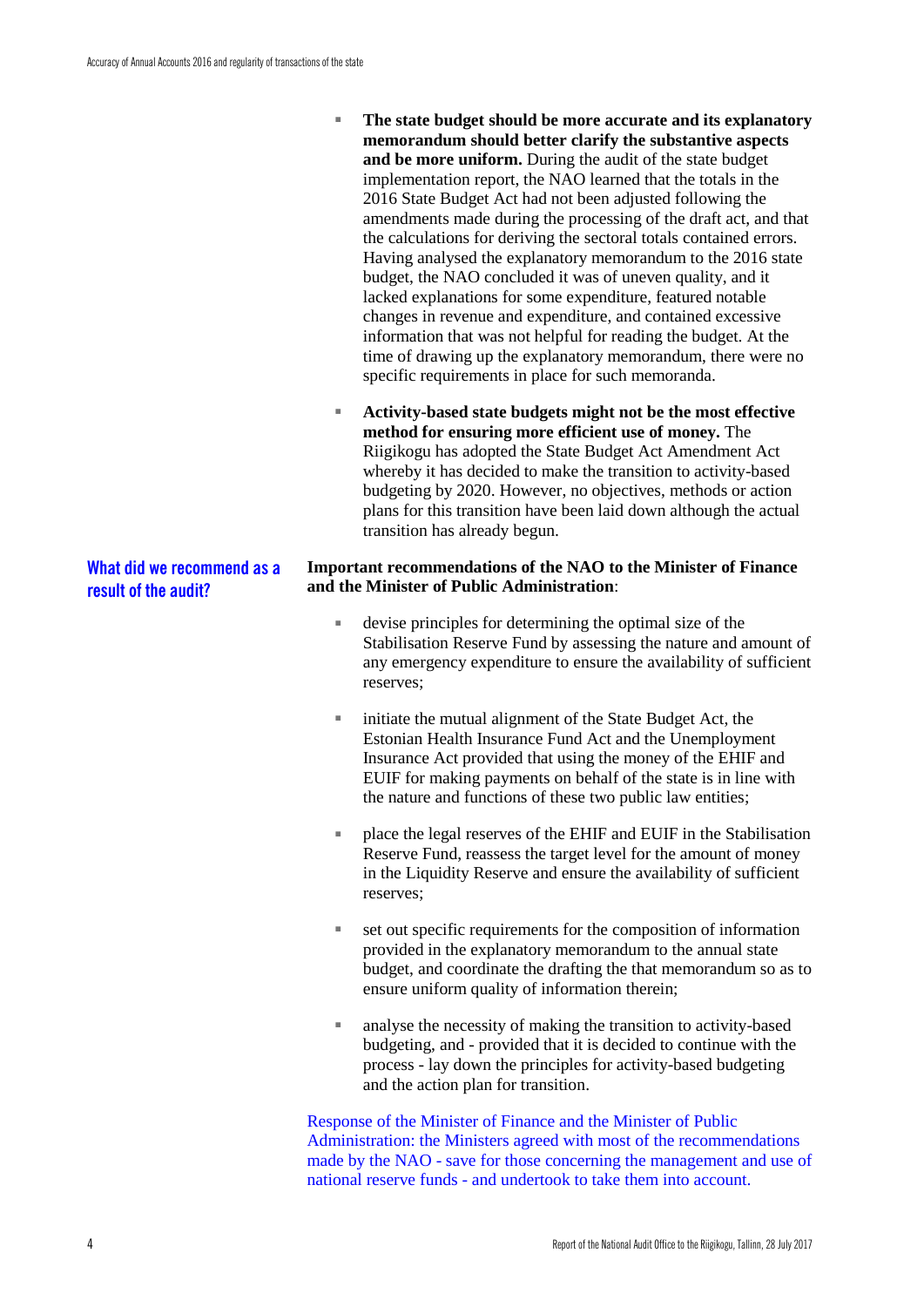- **The state budget should be more accurate and its explanatory memorandum should better clarify the substantive aspects and be more uniform.** During the audit of the state budget implementation report, the NAO learned that the totals in the 2016 State Budget Act had not been adjusted following the amendments made during the processing of the draft act, and that the calculations for deriving the sectoral totals contained errors. Having analysed the explanatory memorandum to the 2016 state budget, the NAO concluded it was of uneven quality, and it lacked explanations for some expenditure, featured notable changes in revenue and expenditure, and contained excessive information that was not helpful for reading the budget. At the time of drawing up the explanatory memorandum, there were no specific requirements in place for such memoranda.

- **Activity-based state budgets might not be the most effective method for ensuring more efficient use of money.** The Riigikogu has adopted the State Budget Act Amendment Act whereby it has decided to make the transition to activity-based budgeting by 2020. However, no objectives, methods or action plans for this transition have been laid down although the actual transition has already begun.

## What did we recommend as a result of the audit?

**Important recommendations of the NAO to the Minister of Finance and the Minister of Public Administration**:

- devise principles for determining the optimal size of the Stabilisation Reserve Fund by assessing the nature and amount of any emergency expenditure to ensure the availability of sufficient reserves;

- initiate the mutual alignment of the State Budget Act, the Estonian Health Insurance Fund Act and the Unemployment Insurance Act provided that using the money of the EHIF and EUIF for making payments on behalf of the state is in line with the nature and functions of these two public law entities;

- place the legal reserves of the EHIF and EUIF in the Stabilisation Reserve Fund, reassess the target level for the amount of money in the Liquidity Reserve and ensure the availability of sufficient reserves;

- set out specific requirements for the composition of information provided in the explanatory memorandum to the annual state budget, and coordinate the drafting the that memorandum so as to ensure uniform quality of information therein;

- analyse the necessity of making the transition to activity-based budgeting, and - provided that it is decided to continue with the process - lay down the principles for activity-based budgeting and the action plan for transition.

Response of the Minister of Finance and the Minister of Public Administration: the Ministers agreed with most of the recommendations made by the NAO - save for those concerning the management and use of national reserve funds - and undertook to take them into account.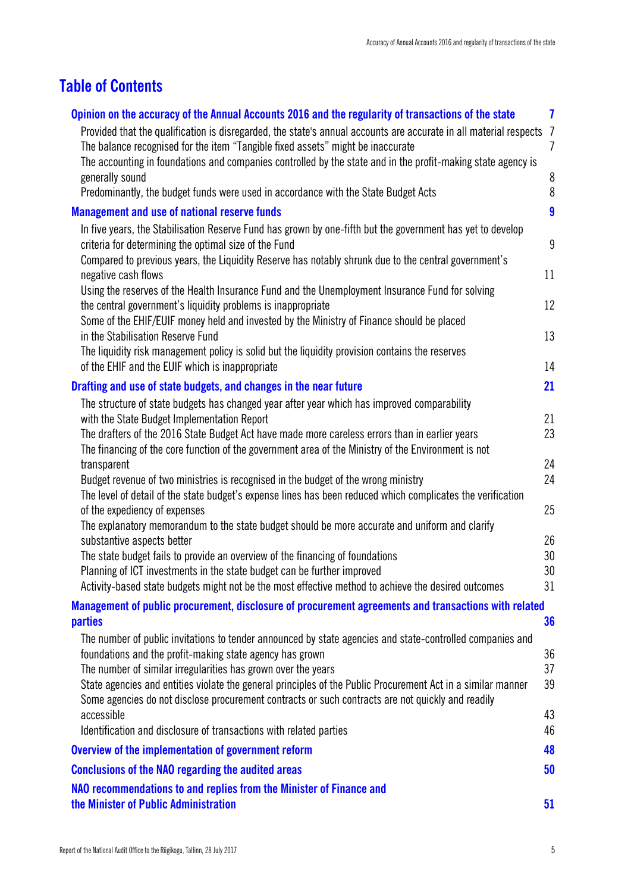# Table of Contents

| | |
|---|---|
| **Opinion on the accuracy of the Annual Accounts 2016 and the regularity of transactions of the state** | **7** |
| Provided that the qualification is disregarded, the state's annual accounts are accurate in all material respects | 7 |
| The balance recognised for the item "Tangible fixed assets" might be inaccurate | 7 |
| The accounting in foundations and companies controlled by the state and in the profit-making state agency is generally sound | 8 |
| Predominantly, the budget funds were used in accordance with the State Budget Acts | 8 |
| **Management and use of national reserve funds** | **9** |
| In five years, the Stabilisation Reserve Fund has grown by one-fifth but the government has yet to develop criteria for determining the optimal size of the Fund | 9 |
| Compared to previous years, the Liquidity Reserve has notably shrunk due to the central government's negative cash flows | 11 |
| Using the reserves of the Health Insurance Fund and the Unemployment Insurance Fund for solving the central government's liquidity problems is inappropriate | 12 |
| Some of the EHIF/EUIF money held and invested by the Ministry of Finance should be placed in the Stabilisation Reserve Fund | 13 |
| The liquidity risk management policy is solid but the liquidity provision contains the reserves of the EHIF and the EUIF which is inappropriate | 14 |
| **Drafting and use of state budgets, and changes in the near future** | **21** |
| The structure of state budgets has changed year after year which has improved comparability with the State Budget Implementation Report | 21 |
| The drafters of the 2016 State Budget Act have made more careless errors than in earlier years | 23 |
| The financing of the core function of the government area of the Ministry of the Environment is not transparent | 24 |
| Budget revenue of two ministries is recognised in the budget of the wrong ministry | 24 |
| The level of detail of the state budget's expense lines has been reduced which complicates the verification of the expediency of expenses | 25 |
| The explanatory memorandum to the state budget should be more accurate and uniform and clarify substantive aspects better | 26 |
| The state budget fails to provide an overview of the financing of foundations | 30 |
| Planning of ICT investments in the state budget can be further improved | 30 |
| Activity-based state budgets might not be the most effective method to achieve the desired outcomes | 31 |
| **Management of public procurement, disclosure of procurement agreements and transactions with related parties** | **36** |
| The number of public invitations to tender announced by state agencies and state-controlled companies and foundations and the profit-making state agency has grown | 36 |
| The number of similar irregularities has grown over the years | 37 |
| State agencies and entities violate the general principles of the Public Procurement Act in a similar manner | 39 |
| Some agencies do not disclose procurement contracts or such contracts are not quickly and readily accessible | 43 |
| Identification and disclosure of transactions with related parties | 46 |
| **Overview of the implementation of government reform** | **48** |
| **Conclusions of the NAO regarding the audited areas** | **50** |
| **NAO recommendations to and replies from the Minister of Finance and the Minister of Public Administration** | **51** |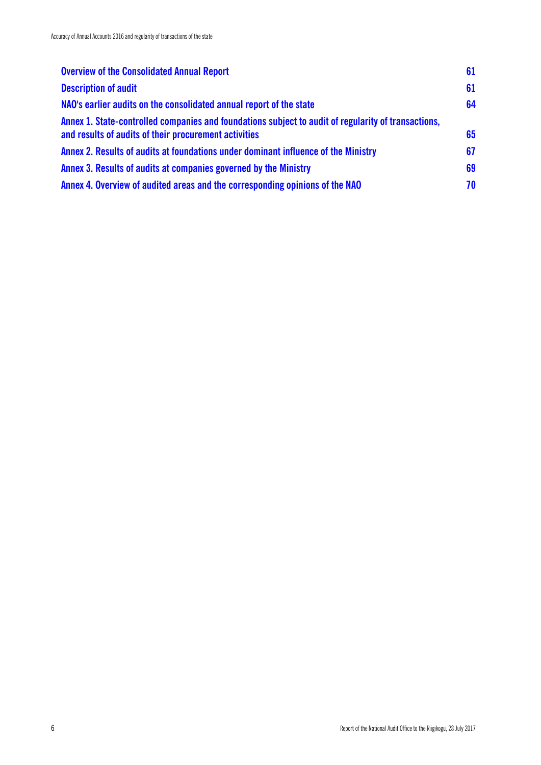| | |
|---|---|
| **Overview of the Consolidated Annual Report** | **61** |
| **Description of audit** | **61** |
| **NAO's earlier audits on the consolidated annual report of the state** | **64** |
| **Annex 1. State-controlled companies and foundations subject to audit of regularity of transactions, and results of audits of their procurement activities** | **65** |
| **Annex 2. Results of audits at foundations under dominant influence of the Ministry** | **67** |
| **Annex 3. Results of audits at companies governed by the Ministry** | **69** |
| **Annex 4. Overview of audited areas and the corresponding opinions of the NAO** | **70** |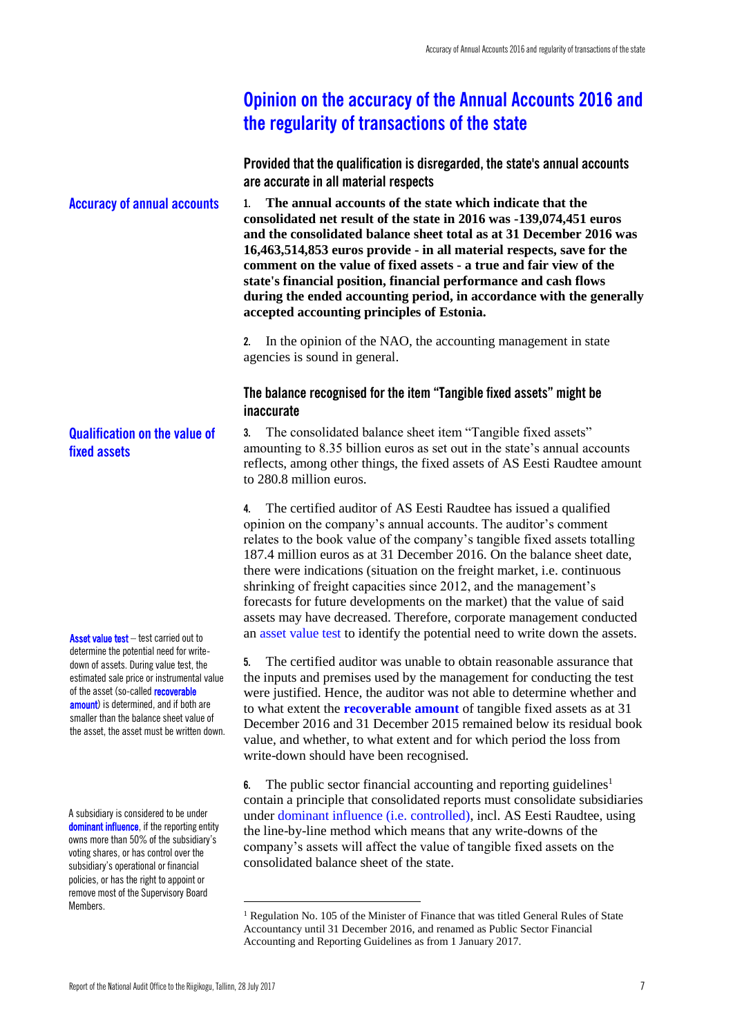# Opinion on the accuracy of the Annual Accounts 2016 and the regularity of transactions of the state

### Provided that the qualification is disregarded, the state's annual accounts are accurate in all material respects

**Accuracy of annual accounts**

**1. The annual accounts of the state which indicate that the consolidated net result of the state in 2016 was -139,074,451 euros and the consolidated balance sheet total as at 31 December 2016 was 16,463,514,853 euros provide - in all material respects, save for the comment on the value of fixed assets - a true and fair view of the state's financial position, financial performance and cash flows during the ended accounting period, in accordance with the generally accepted accounting principles of Estonia.**

2. In the opinion of the NAO, the accounting management in state agencies is sound in general.

### The balance recognised for the item "Tangible fixed assets" might be inaccurate

**Qualification on the value of fixed assets**

3. The consolidated balance sheet item "Tangible fixed assets" amounting to 8.35 billion euros as set out in the state's annual accounts reflects, among other things, the fixed assets of AS Eesti Raudtee amount to 280.8 million euros.

4. The certified auditor of AS Eesti Raudtee has issued a qualified opinion on the company's annual accounts. The auditor's comment relates to the book value of the company's tangible fixed assets totalling 187.4 million euros as at 31 December 2016. On the balance sheet date, there were indications (situation on the freight market, i.e. continuous shrinking of freight capacities since 2012, and the management's forecasts for future developments on the market) that the value of said assets may have decreased. Therefore, corporate management conducted an asset value test to identify the potential need to write down the assets.

**Asset value test** – test carried out to determine the potential need for write-down of assets. During value test, the estimated sale price or instrumental value of the asset (so-called **recoverable amount**) is determined, and if both are smaller than the balance sheet value of the asset, the asset must be written down.

5. The certified auditor was unable to obtain reasonable assurance that the inputs and premises used by the management for conducting the test were justified. Hence, the auditor was not able to determine whether and to what extent the **recoverable amount** of tangible fixed assets as at 31 December 2016 and 31 December 2015 remained below its residual book value, and whether, to what extent and for which period the loss from write-down should have been recognised.

6. The public sector financial accounting and reporting guidelines[1] contain a principle that consolidated reports must consolidate subsidiaries under dominant influence (i.e. controlled), incl. AS Eesti Raudtee, using the line-by-line method which means that any write-downs of the company's assets will affect the value of tangible fixed assets on the consolidated balance sheet of the state.

A subsidiary is considered to be under **dominant influence**, if the reporting entity owns more than 50% of the subsidiary's voting shares, or has control over the subsidiary's operational or financial policies, or has the right to appoint or remove most of the Supervisory Board Members.

[1] Regulation No. 105 of the Minister of Finance that was titled General Rules of State Accountancy until 31 December 2016, and renamed as Public Sector Financial Accounting and Reporting Guidelines as from 1 January 2017.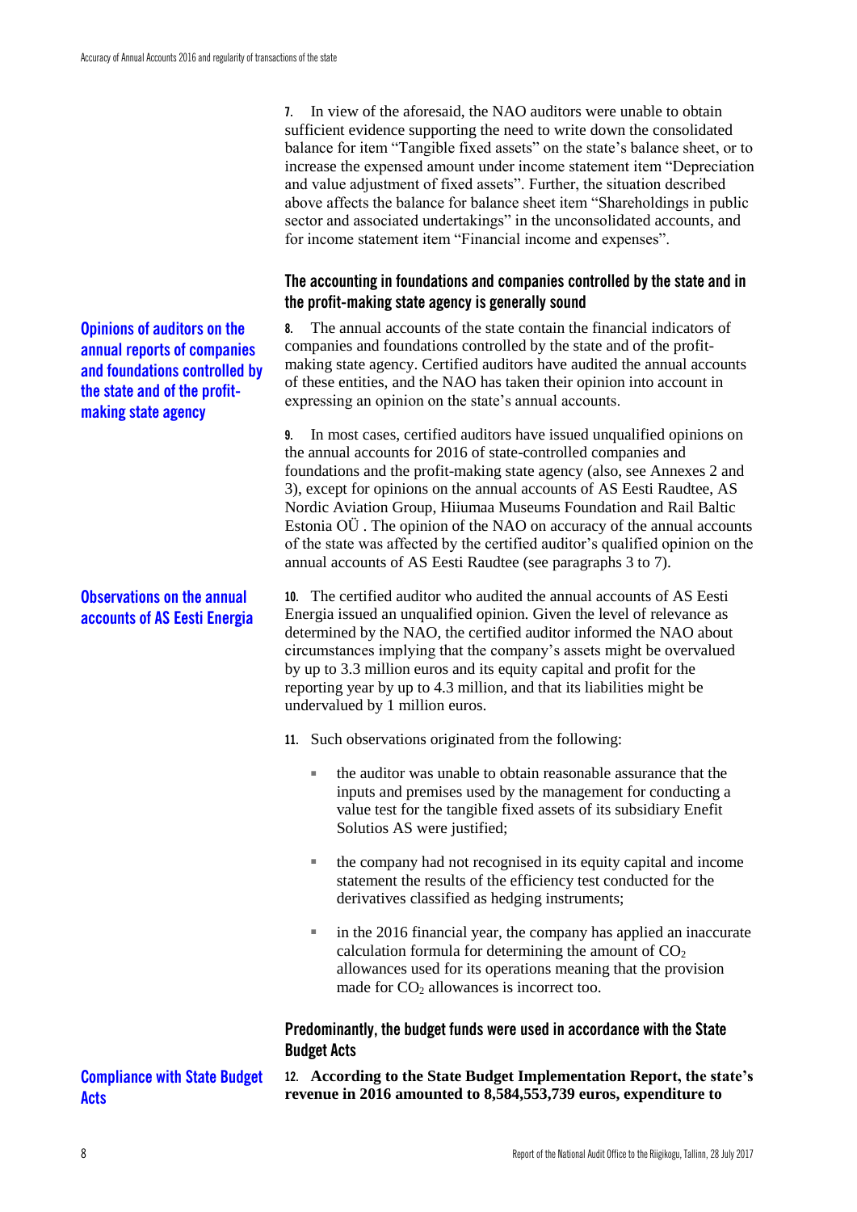7. In view of the aforesaid, the NAO auditors were unable to obtain sufficient evidence supporting the need to write down the consolidated balance for item "Tangible fixed assets" on the state's balance sheet, or to increase the expensed amount under income statement item "Depreciation and value adjustment of fixed assets". Further, the situation described above affects the balance for balance sheet item "Shareholdings in public sector and associated undertakings" in the unconsolidated accounts, and for income statement item "Financial income and expenses".

### The accounting in foundations and companies controlled by the state and in the profit-making state agency is generally sound

**Opinions of auditors on the annual reports of companies and foundations controlled by the state and of the profit-making state agency**

8. The annual accounts of the state contain the financial indicators of companies and foundations controlled by the state and of the profit-making state agency. Certified auditors have audited the annual accounts of these entities, and the NAO has taken their opinion into account in expressing an opinion on the state's annual accounts.

9. In most cases, certified auditors have issued unqualified opinions on the annual accounts for 2016 of state-controlled companies and foundations and the profit-making state agency (also, see Annexes 2 and 3), except for opinions on the annual accounts of AS Eesti Raudtee, AS Nordic Aviation Group, Hiiumaa Museums Foundation and Rail Baltic Estonia OÜ . The opinion of the NAO on accuracy of the annual accounts of the state was affected by the certified auditor's qualified opinion on the annual accounts of AS Eesti Raudtee (see paragraphs 3 to 7).

**Observations on the annual accounts of AS Eesti Energia**

10. The certified auditor who audited the annual accounts of AS Eesti Energia issued an unqualified opinion. Given the level of relevance as determined by the NAO, the certified auditor informed the NAO about circumstances implying that the company's assets might be overvalued by up to 3.3 million euros and its equity capital and profit for the reporting year by up to 4.3 million, and that its liabilities might be undervalued by 1 million euros.

11. Such observations originated from the following:

- the auditor was unable to obtain reasonable assurance that the inputs and premises used by the management for conducting a value test for the tangible fixed assets of its subsidiary Enefit Solutios AS were justified;
- the company had not recognised in its equity capital and income statement the results of the efficiency test conducted for the derivatives classified as hedging instruments;
- in the 2016 financial year, the company has applied an inaccurate calculation formula for determining the amount of $CO_2$ allowances used for its operations meaning that the provision made for $CO_2$ allowances is incorrect too.

### Predominantly, the budget funds were used in accordance with the State Budget Acts

**Compliance with State Budget Acts**

**12. According to the State Budget Implementation Report, the state's revenue in 2016 amounted to 8,584,553,739 euros, expenditure to**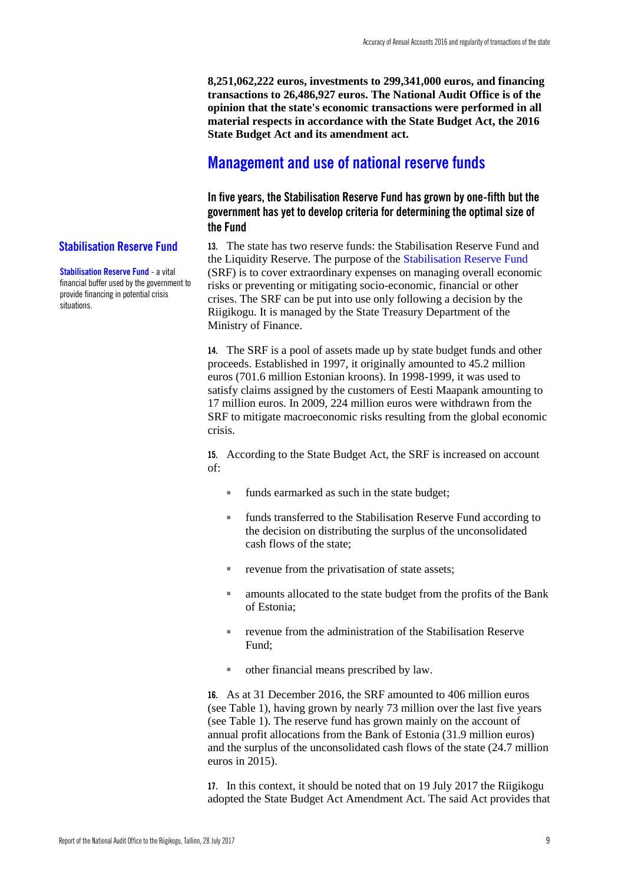**8,251,062,222 euros, investments to 299,341,000 euros, and financing transactions to 26,486,927 euros. The National Audit Office is of the opinion that the state's economic transactions were performed in all material respects in accordance with the State Budget Act, the 2016 State Budget Act and its amendment act.**

## Management and use of national reserve funds

### In five years, the Stabilisation Reserve Fund has grown by one-fifth but the government has yet to develop criteria for determining the optimal size of the Fund

**Stabilisation Reserve Fund**

**Stabilisation Reserve Fund** - a vital financial buffer used by the government to provide financing in potential crisis situations.

**13.** The state has two reserve funds: the Stabilisation Reserve Fund and the Liquidity Reserve. The purpose of the Stabilisation Reserve Fund (SRF) is to cover extraordinary expenses on managing overall economic risks or preventing or mitigating socio-economic, financial or other crises. The SRF can be put into use only following a decision by the Riigikogu. It is managed by the State Treasury Department of the Ministry of Finance.

**14.** The SRF is a pool of assets made up by state budget funds and other proceeds. Established in 1997, it originally amounted to 45.2 million euros (701.6 million Estonian kroons). In 1998-1999, it was used to satisfy claims assigned by the customers of Eesti Maapank amounting to 17 million euros. In 2009, 224 million euros were withdrawn from the SRF to mitigate macroeconomic risks resulting from the global economic crisis.

**15.** According to the State Budget Act, the SRF is increased on account of:

- funds earmarked as such in the state budget;
- funds transferred to the Stabilisation Reserve Fund according to the decision on distributing the surplus of the unconsolidated cash flows of the state;
- revenue from the privatisation of state assets;
- amounts allocated to the state budget from the profits of the Bank of Estonia;
- revenue from the administration of the Stabilisation Reserve Fund;
- other financial means prescribed by law.

**16.** As at 31 December 2016, the SRF amounted to 406 million euros (see Table 1), having grown by nearly 73 million over the last five years (see Table 1). The reserve fund has grown mainly on the account of annual profit allocations from the Bank of Estonia (31.9 million euros) and the surplus of the unconsolidated cash flows of the state (24.7 million euros in 2015).

**17.** In this context, it should be noted that on 19 July 2017 the Riigikogu adopted the State Budget Act Amendment Act. The said Act provides that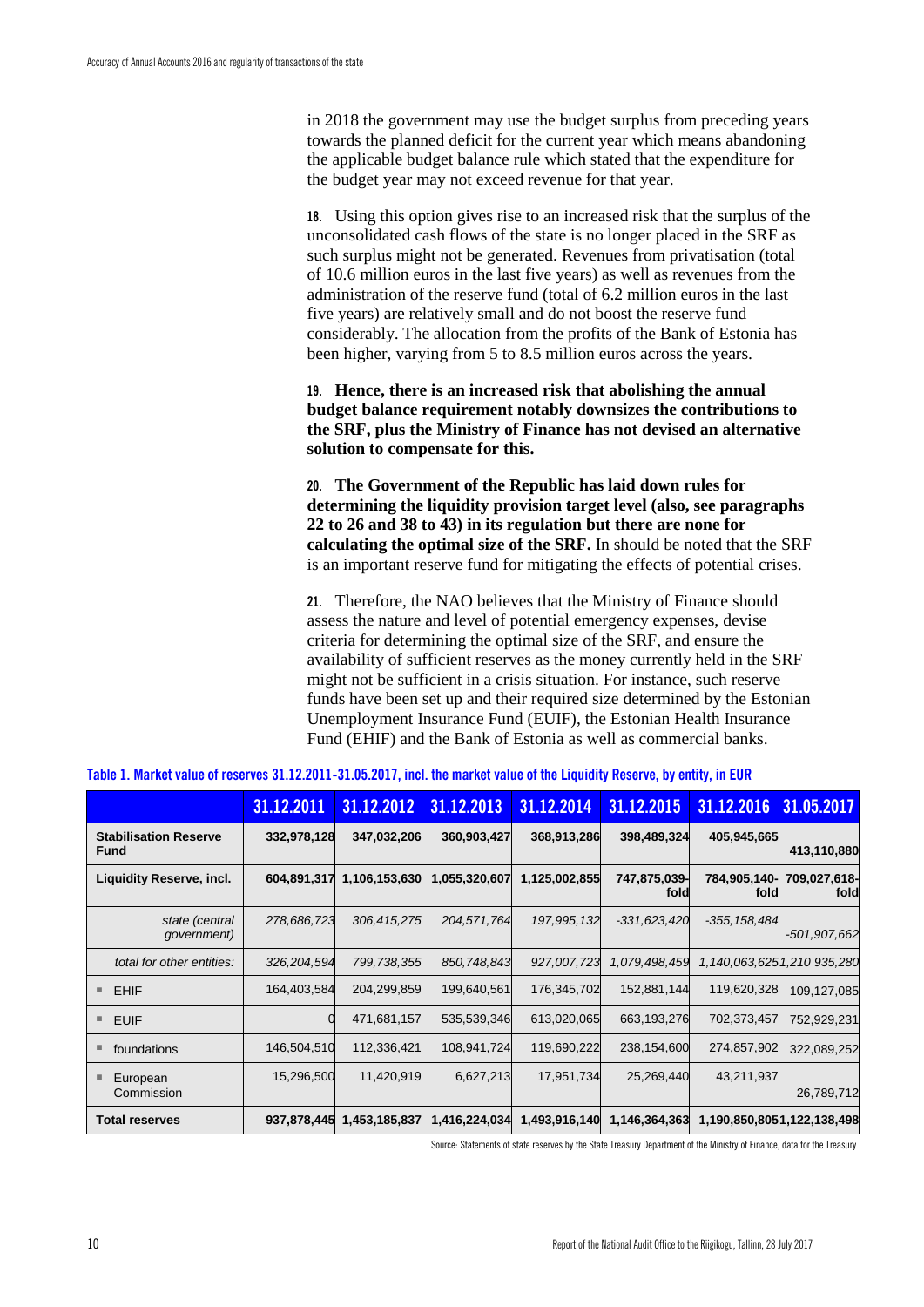in 2018 the government may use the budget surplus from preceding years towards the planned deficit for the current year which means abandoning the applicable budget balance rule which stated that the expenditure for the budget year may not exceed revenue for that year.

**18.** Using this option gives rise to an increased risk that the surplus of the unconsolidated cash flows of the state is no longer placed in the SRF as such surplus might not be generated. Revenues from privatisation (total of 10.6 million euros in the last five years) as well as revenues from the administration of the reserve fund (total of 6.2 million euros in the last five years) are relatively small and do not boost the reserve fund considerably. The allocation from the profits of the Bank of Estonia has been higher, varying from 5 to 8.5 million euros across the years.

**19. Hence, there is an increased risk that abolishing the annual budget balance requirement notably downsizes the contributions to the SRF, plus the Ministry of Finance has not devised an alternative solution to compensate for this.**

**20. The Government of the Republic has laid down rules for determining the liquidity provision target level (also, see paragraphs 22 to 26 and 38 to 43) in its regulation but there are none for calculating the optimal size of the SRF.** In should be noted that the SRF is an important reserve fund for mitigating the effects of potential crises.

**21.** Therefore, the NAO believes that the Ministry of Finance should assess the nature and level of potential emergency expenses, devise criteria for determining the optimal size of the SRF, and ensure the availability of sufficient reserves as the money currently held in the SRF might not be sufficient in a crisis situation. For instance, such reserve funds have been set up and their required size determined by the Estonian Unemployment Insurance Fund (EUIF), the Estonian Health Insurance Fund (EHIF) and the Bank of Estonia as well as commercial banks.

**Table 1. Market value of reserves 31.12.2011-31.05.2017, incl. the market value of the Liquidity Reserve, by entity, in EUR**

| | 31.12.2011 | 31.12.2012 | 31.12.2013 | 31.12.2014 | 31.12.2015 | 31.12.2016 | 31.05.2017 |
|---|---|---|---|---|---|---|---|
| **Stabilisation Reserve Fund** | **332,978,128** | **347,032,206** | **360,903,427** | **368,913,286** | **398,489,324** | **405,945,665** | **413,110,880** |
| **Liquidity Reserve, incl.** | **604,891,317** | **1,106,153,630** | **1,055,320,607** | **1,125,002,855** | **747,875,039-fold** | **784,905,140-fold** | **709,027,618-fold** |
| *state (central government)* | *278,686,723* | *306,415,275* | *204,571,764* | *197,995,132* | *-331,623,420* | *-355,158,484* | *-501,907,662* |
| *total for other entities:* | *326,204,594* | *799,738,355* | *850,748,843* | *927,007,723* | *1,079,498,459* | *1,140,063,625* | *1,210 935,280* |
| ▪ EHIF | 164,403,584 | 204,299,859 | 199,640,561 | 176,345,702 | 152,881,144 | 119,620,328 | 109,127,085 |
| ▪ EUIF | 0 | 471,681,157 | 535,539,346 | 613,020,065 | 663,193,276 | 702,373,457 | 752,929,231 |
| ▪ foundations | 146,504,510 | 112,336,421 | 108,941,724 | 119,690,222 | 238,154,600 | 274,857,902 | 322,089,252 |
| ▪ European Commission | 15,296,500 | 11,420,919 | 6,627,213 | 17,951,734 | 25,269,440 | 43,211,937 | 26,789,712 |
| **Total reserves** | **937,878,445** | **1,453,185,837** | **1,416,224,034** | **1,493,916,140** | **1,146,364,363** | **1,190,850,805** | **1,122,138,498** |

Source: Statements of state reserves by the State Treasury Department of the Ministry of Finance, data for the Treasury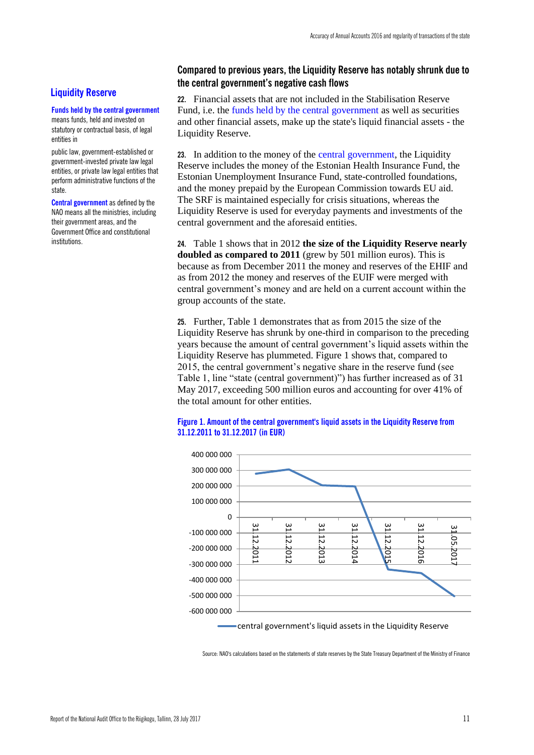## Liquidity Reserve

**Funds held by the central government** means funds, held and invested on statutory or contractual basis, of legal entities in public law, government-established or government-invested private law legal entities, or private law legal entities that perform administrative functions of the state.

**Central government** as defined by the NAO means all the ministries, including their government areas, and the Government Office and constitutional institutions.

### Compared to previous years, the Liquidity Reserve has notably shrunk due to the central government's negative cash flows

**22.** Financial assets that are not included in the Stabilisation Reserve Fund, i.e. the funds held by the central government as well as securities and other financial assets, make up the state's liquid financial assets - the Liquidity Reserve.

**23.** In addition to the money of the central government, the Liquidity Reserve includes the money of the Estonian Health Insurance Fund, the Estonian Unemployment Insurance Fund, state-controlled foundations, and the money prepaid by the European Commission towards EU aid. The SRF is maintained especially for crisis situations, whereas the Liquidity Reserve is used for everyday payments and investments of the central government and the aforesaid entities.

**24.** Table 1 shows that in 2012 **the size of the Liquidity Reserve nearly doubled as compared to 2011** (grew by 501 million euros). This is because as from December 2011 the money and reserves of the EHIF and as from 2012 the money and reserves of the EUIF were merged with central government's money and are held on a current account within the group accounts of the state.

**25.** Further, Table 1 demonstrates that as from 2015 the size of the Liquidity Reserve has shrunk by one-third in comparison to the preceding years because the amount of central government's liquid assets within the Liquidity Reserve has plummeted. Figure 1 shows that, compared to 2015, the central government's negative share in the reserve fund (see Table 1, line "state (central government)") has further increased as of 31 May 2017, exceeding 500 million euros and accounting for over 41% of the total amount for other entities.

**Figure 1. Amount of the central government's liquid assets in the Liquidity Reserve from 31.12.2011 to 31.12.2017 (in EUR)**

Source: NAO's calculations based on the statements of state reserves by the State Treasury Department of the Ministry of Finance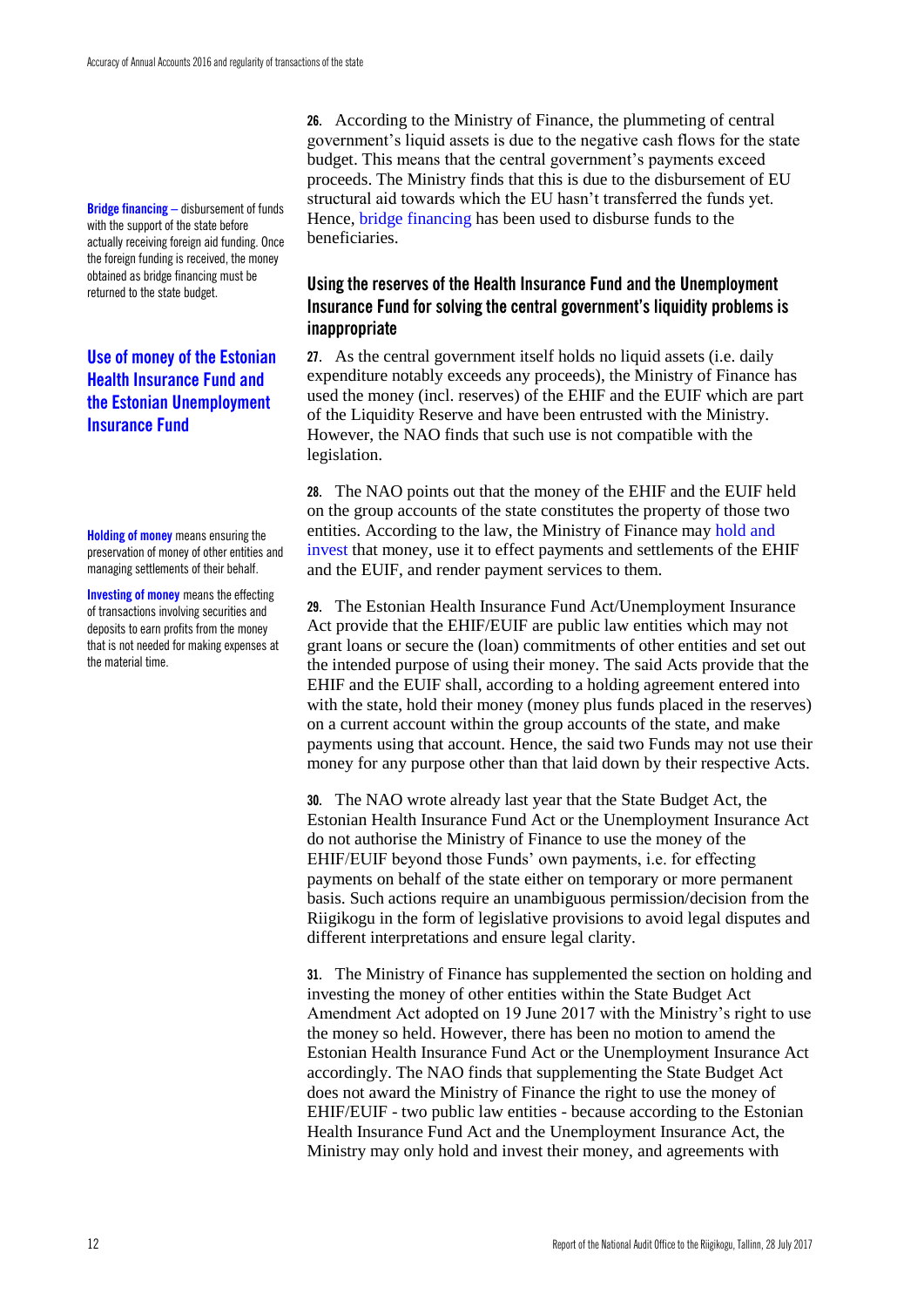**26.** According to the Ministry of Finance, the plummeting of central government's liquid assets is due to the negative cash flows for the state budget. This means that the central government's payments exceed proceeds. The Ministry finds that this is due to the disbursement of EU structural aid towards which the EU hasn't transferred the funds yet. Hence, bridge financing has been used to disburse funds to the beneficiaries.

**Bridge financing** – disbursement of funds with the support of the state before actually receiving foreign aid funding. Once the foreign funding is received, the money obtained as bridge financing must be returned to the state budget.

## Use of money of the Estonian Health Insurance Fund and the Estonian Unemployment Insurance Fund

### Using the reserves of the Health Insurance Fund and the Unemployment Insurance Fund for solving the central government's liquidity problems is inappropriate

**27.** As the central government itself holds no liquid assets (i.e. daily expenditure notably exceeds any proceeds), the Ministry of Finance has used the money (incl. reserves) of the EHIF and the EUIF which are part of the Liquidity Reserve and have been entrusted with the Ministry. However, the NAO finds that such use is not compatible with the legislation.

**28.** The NAO points out that the money of the EHIF and the EUIF held on the group accounts of the state constitutes the property of those two entities. According to the law, the Ministry of Finance may hold and invest that money, use it to effect payments and settlements of the EHIF and the EUIF, and render payment services to them.

**Holding of money** means ensuring the preservation of money of other entities and managing settlements of their behalf.

**Investing of money** means the effecting of transactions involving securities and deposits to earn profits from the money that is not needed for making expenses at the material time.

**29.** The Estonian Health Insurance Fund Act/Unemployment Insurance Act provide that the EHIF/EUIF are public law entities which may not grant loans or secure the (loan) commitments of other entities and set out the intended purpose of using their money. The said Acts provide that the EHIF and the EUIF shall, according to a holding agreement entered into with the state, hold their money (money plus funds placed in the reserves) on a current account within the group accounts of the state, and make payments using that account. Hence, the said two Funds may not use their money for any purpose other than that laid down by their respective Acts.

**30.** The NAO wrote already last year that the State Budget Act, the Estonian Health Insurance Fund Act or the Unemployment Insurance Act do not authorise the Ministry of Finance to use the money of the EHIF/EUIF beyond those Funds' own payments, i.e. for effecting payments on behalf of the state either on temporary or more permanent basis. Such actions require an unambiguous permission/decision from the Riigikogu in the form of legislative provisions to avoid legal disputes and different interpretations and ensure legal clarity.

**31.** The Ministry of Finance has supplemented the section on holding and investing the money of other entities within the State Budget Act Amendment Act adopted on 19 June 2017 with the Ministry's right to use the money so held. However, there has been no motion to amend the Estonian Health Insurance Fund Act or the Unemployment Insurance Act accordingly. The NAO finds that supplementing the State Budget Act does not award the Ministry of Finance the right to use the money of EHIF/EUIF - two public law entities - because according to the Estonian Health Insurance Fund Act and the Unemployment Insurance Act, the Ministry may only hold and invest their money, and agreements with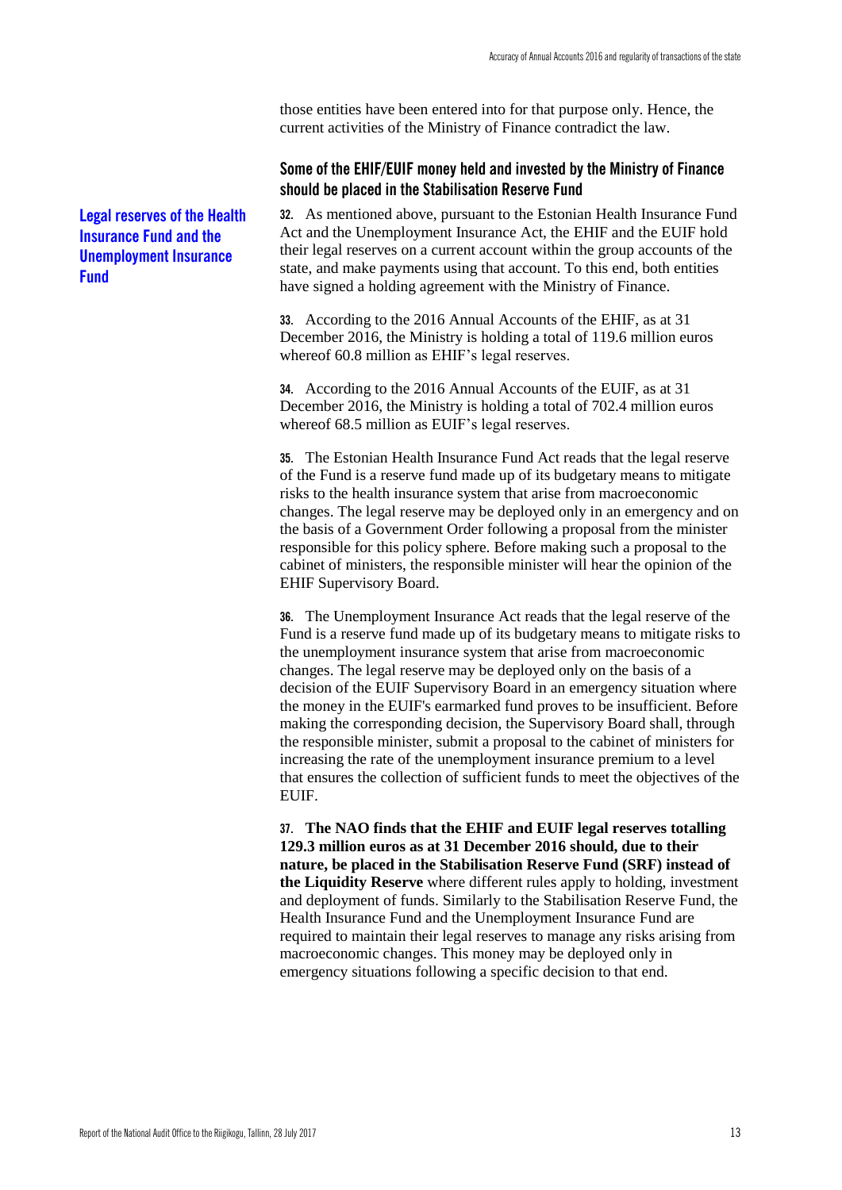those entities have been entered into for that purpose only. Hence, the current activities of the Ministry of Finance contradict the law.

### Some of the EHIF/EUIF money held and invested by the Ministry of Finance should be placed in the Stabilisation Reserve Fund

**Legal reserves of the Health Insurance Fund and the Unemployment Insurance Fund**

**32.** As mentioned above, pursuant to the Estonian Health Insurance Fund Act and the Unemployment Insurance Act, the EHIF and the EUIF hold their legal reserves on a current account within the group accounts of the state, and make payments using that account. To this end, both entities have signed a holding agreement with the Ministry of Finance.

**33.** According to the 2016 Annual Accounts of the EHIF, as at 31 December 2016, the Ministry is holding a total of 119.6 million euros whereof 60.8 million as EHIF's legal reserves.

**34.** According to the 2016 Annual Accounts of the EUIF, as at 31 December 2016, the Ministry is holding a total of 702.4 million euros whereof 68.5 million as EUIF's legal reserves.

**35.** The Estonian Health Insurance Fund Act reads that the legal reserve of the Fund is a reserve fund made up of its budgetary means to mitigate risks to the health insurance system that arise from macroeconomic changes. The legal reserve may be deployed only in an emergency and on the basis of a Government Order following a proposal from the minister responsible for this policy sphere. Before making such a proposal to the cabinet of ministers, the responsible minister will hear the opinion of the EHIF Supervisory Board.

**36.** The Unemployment Insurance Act reads that the legal reserve of the Fund is a reserve fund made up of its budgetary means to mitigate risks to the unemployment insurance system that arise from macroeconomic changes. The legal reserve may be deployed only on the basis of a decision of the EUIF Supervisory Board in an emergency situation where the money in the EUIF's earmarked fund proves to be insufficient. Before making the corresponding decision, the Supervisory Board shall, through the responsible minister, submit a proposal to the cabinet of ministers for increasing the rate of the unemployment insurance premium to a level that ensures the collection of sufficient funds to meet the objectives of the EUIF.

**37.** **The NAO finds that the EHIF and EUIF legal reserves totalling 129.3 million euros as at 31 December 2016 should, due to their nature, be placed in the Stabilisation Reserve Fund (SRF) instead of the Liquidity Reserve** where different rules apply to holding, investment and deployment of funds. Similarly to the Stabilisation Reserve Fund, the Health Insurance Fund and the Unemployment Insurance Fund are required to maintain their legal reserves to manage any risks arising from macroeconomic changes. This money may be deployed only in emergency situations following a specific decision to that end.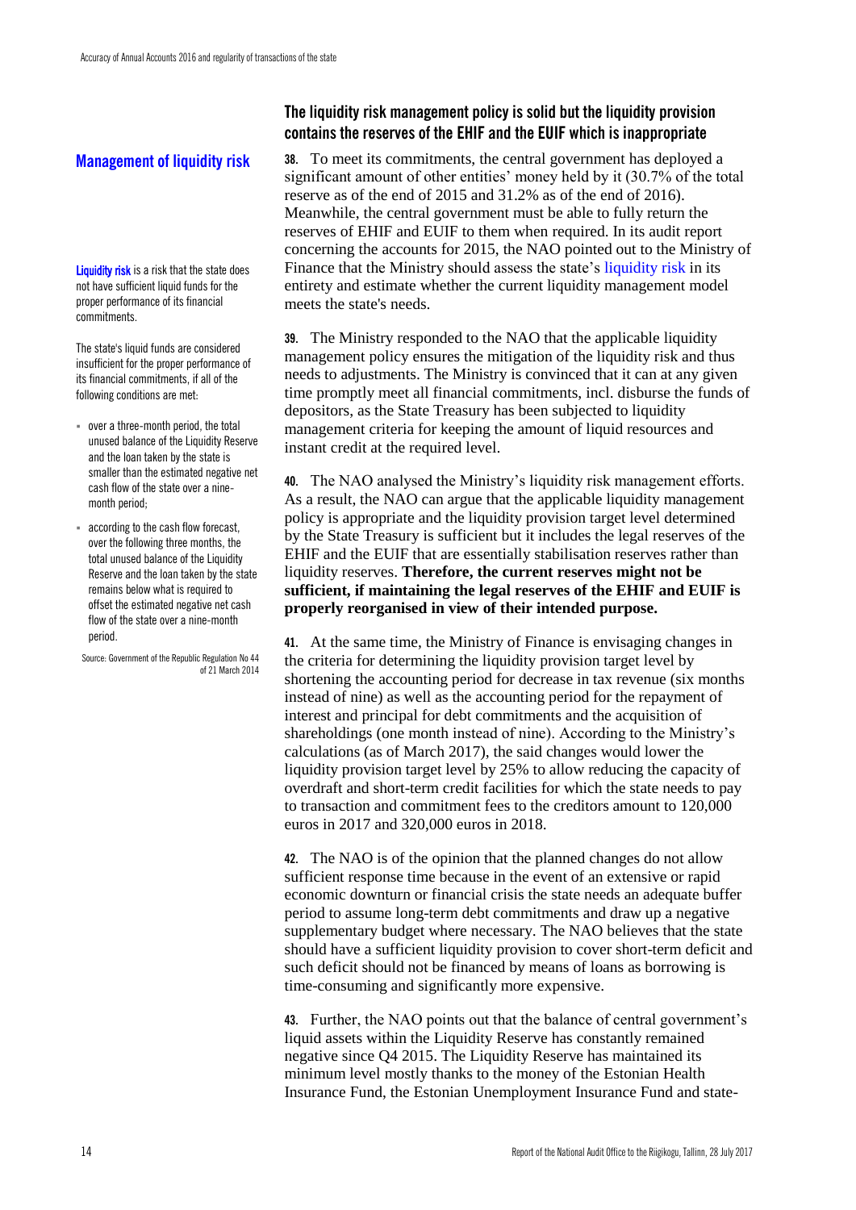## Management of liquidity risk

### The liquidity risk management policy is solid but the liquidity provision contains the reserves of the EHIF and the EUIF which is inappropriate

**Liquidity risk** is a risk that the state does not have sufficient liquid funds for the proper performance of its financial commitments.

The state's liquid funds are considered insufficient for the proper performance of its financial commitments, if all of the following conditions are met:

- over a three-month period, the total unused balance of the Liquidity Reserve and the loan taken by the state is smaller than the estimated negative net cash flow of the state over a nine-month period;
- according to the cash flow forecast, over the following three months, the total unused balance of the Liquidity Reserve and the loan taken by the state remains below what is required to offset the estimated negative net cash flow of the state over a nine-month period.

Source: Government of the Republic Regulation No 44 of 21 March 2014

**38.** To meet its commitments, the central government has deployed a significant amount of other entities' money held by it (30.7% of the total reserve as of the end of 2015 and 31.2% as of the end of 2016). Meanwhile, the central government must be able to fully return the reserves of EHIF and EUIF to them when required. In its audit report concerning the accounts for 2015, the NAO pointed out to the Ministry of Finance that the Ministry should assess the state's liquidity risk in its entirety and estimate whether the current liquidity management model meets the state's needs.

**39.** The Ministry responded to the NAO that the applicable liquidity management policy ensures the mitigation of the liquidity risk and thus needs to adjustments. The Ministry is convinced that it can at any given time promptly meet all financial commitments, incl. disburse the funds of depositors, as the State Treasury has been subjected to liquidity management criteria for keeping the amount of liquid resources and instant credit at the required level.

**40.** The NAO analysed the Ministry's liquidity risk management efforts. As a result, the NAO can argue that the applicable liquidity management policy is appropriate and the liquidity provision target level determined by the State Treasury is sufficient but it includes the legal reserves of the EHIF and the EUIF that are essentially stabilisation reserves rather than liquidity reserves. **Therefore, the current reserves might not be sufficient, if maintaining the legal reserves of the EHIF and EUIF is properly reorganised in view of their intended purpose.**

**41.** At the same time, the Ministry of Finance is envisaging changes in the criteria for determining the liquidity provision target level by shortening the accounting period for decrease in tax revenue (six months instead of nine) as well as the accounting period for the repayment of interest and principal for debt commitments and the acquisition of shareholdings (one month instead of nine). According to the Ministry's calculations (as of March 2017), the said changes would lower the liquidity provision target level by 25% to allow reducing the capacity of overdraft and short-term credit facilities for which the state needs to pay to transaction and commitment fees to the creditors amount to 120,000 euros in 2017 and 320,000 euros in 2018.

**42.** The NAO is of the opinion that the planned changes do not allow sufficient response time because in the event of an extensive or rapid economic downturn or financial crisis the state needs an adequate buffer period to assume long-term debt commitments and draw up a negative supplementary budget where necessary. The NAO believes that the state should have a sufficient liquidity provision to cover short-term deficit and such deficit should not be financed by means of loans as borrowing is time-consuming and significantly more expensive.

**43.** Further, the NAO points out that the balance of central government's liquid assets within the Liquidity Reserve has constantly remained negative since Q4 2015. The Liquidity Reserve has maintained its minimum level mostly thanks to the money of the Estonian Health Insurance Fund, the Estonian Unemployment Insurance Fund and state-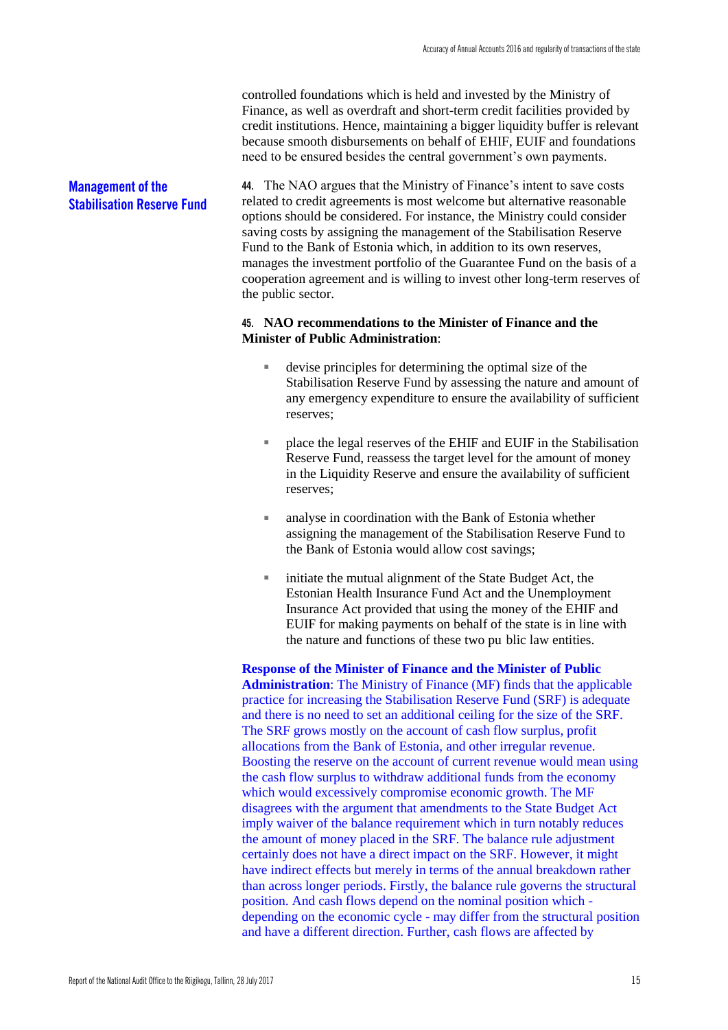controlled foundations which is held and invested by the Ministry of Finance, as well as overdraft and short-term credit facilities provided by credit institutions. Hence, maintaining a bigger liquidity buffer is relevant because smooth disbursements on behalf of EHIF, EUIF and foundations need to be ensured besides the central government's own payments.

### Management of the Stabilisation Reserve Fund

**44.** The NAO argues that the Ministry of Finance's intent to save costs related to credit agreements is most welcome but alternative reasonable options should be considered. For instance, the Ministry could consider saving costs by assigning the management of the Stabilisation Reserve Fund to the Bank of Estonia which, in addition to its own reserves, manages the investment portfolio of the Guarantee Fund on the basis of a cooperation agreement and is willing to invest other long-term reserves of the public sector.

**45. NAO recommendations to the Minister of Finance and the Minister of Public Administration**:

- devise principles for determining the optimal size of the Stabilisation Reserve Fund by assessing the nature and amount of any emergency expenditure to ensure the availability of sufficient reserves;
- place the legal reserves of the EHIF and EUIF in the Stabilisation Reserve Fund, reassess the target level for the amount of money in the Liquidity Reserve and ensure the availability of sufficient reserves;
- analyse in coordination with the Bank of Estonia whether assigning the management of the Stabilisation Reserve Fund to the Bank of Estonia would allow cost savings;
- initiate the mutual alignment of the State Budget Act, the Estonian Health Insurance Fund Act and the Unemployment Insurance Act provided that using the money of the EHIF and EUIF for making payments on behalf of the state is in line with the nature and functions of these two pu blic law entities.

**Response of the Minister of Finance and the Minister of Public Administration**: The Ministry of Finance (MF) finds that the applicable practice for increasing the Stabilisation Reserve Fund (SRF) is adequate and there is no need to set an additional ceiling for the size of the SRF. The SRF grows mostly on the account of cash flow surplus, profit allocations from the Bank of Estonia, and other irregular revenue. Boosting the reserve on the account of current revenue would mean using the cash flow surplus to withdraw additional funds from the economy which would excessively compromise economic growth. The MF disagrees with the argument that amendments to the State Budget Act imply waiver of the balance requirement which in turn notably reduces the amount of money placed in the SRF. The balance rule adjustment certainly does not have a direct impact on the SRF. However, it might have indirect effects but merely in terms of the annual breakdown rather than across longer periods. Firstly, the balance rule governs the structural position. And cash flows depend on the nominal position which - depending on the economic cycle - may differ from the structural position and have a different direction. Further, cash flows are affected by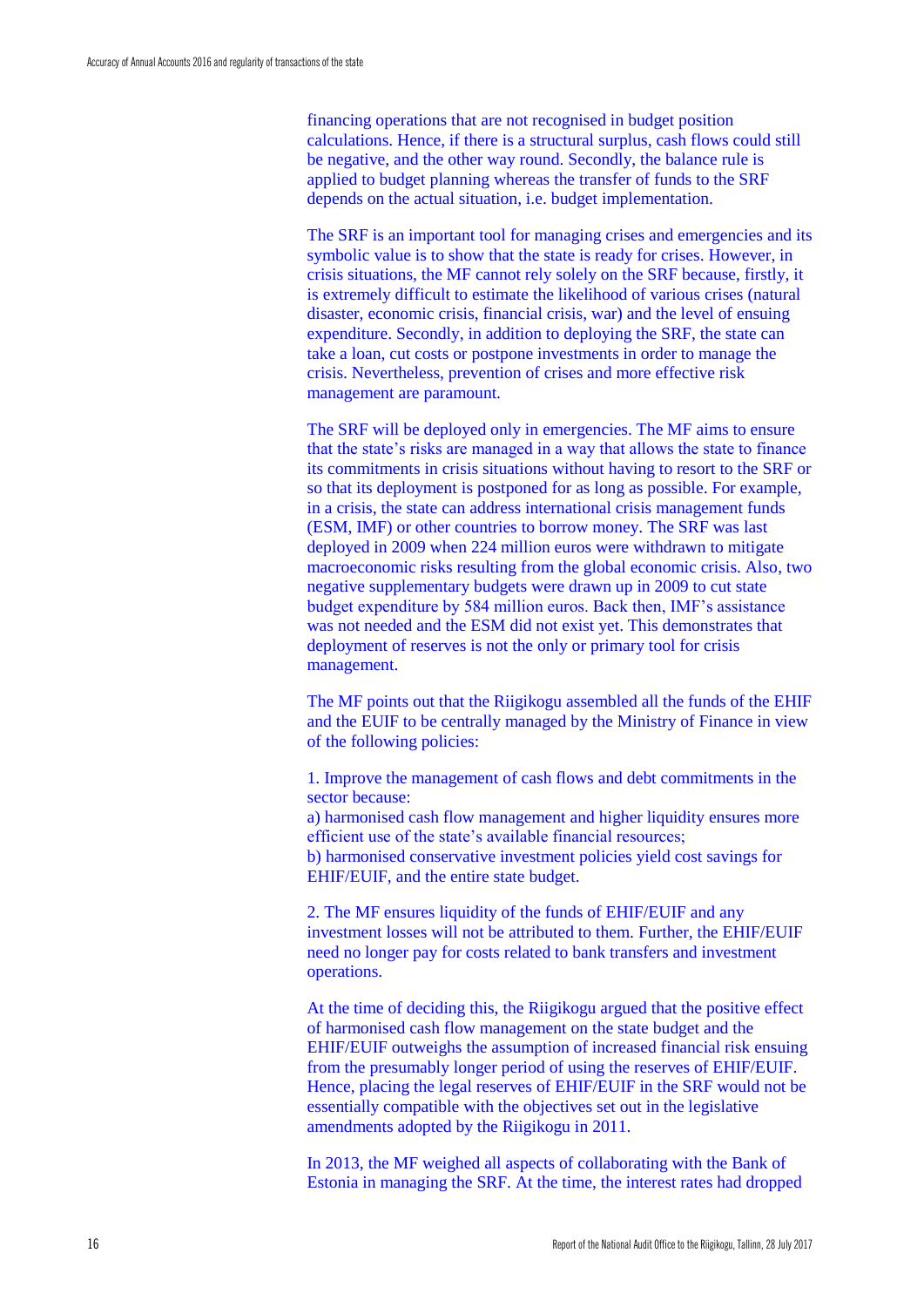financing operations that are not recognised in budget position calculations. Hence, if there is a structural surplus, cash flows could still be negative, and the other way round. Secondly, the balance rule is applied to budget planning whereas the transfer of funds to the SRF depends on the actual situation, i.e. budget implementation.

The SRF is an important tool for managing crises and emergencies and its symbolic value is to show that the state is ready for crises. However, in crisis situations, the MF cannot rely solely on the SRF because, firstly, it is extremely difficult to estimate the likelihood of various crises (natural disaster, economic crisis, financial crisis, war) and the level of ensuing expenditure. Secondly, in addition to deploying the SRF, the state can take a loan, cut costs or postpone investments in order to manage the crisis. Nevertheless, prevention of crises and more effective risk management are paramount.

The SRF will be deployed only in emergencies. The MF aims to ensure that the state's risks are managed in a way that allows the state to finance its commitments in crisis situations without having to resort to the SRF or so that its deployment is postponed for as long as possible. For example, in a crisis, the state can address international crisis management funds (ESM, IMF) or other countries to borrow money. The SRF was last deployed in 2009 when 224 million euros were withdrawn to mitigate macroeconomic risks resulting from the global economic crisis. Also, two negative supplementary budgets were drawn up in 2009 to cut state budget expenditure by 584 million euros. Back then, IMF's assistance was not needed and the ESM did not exist yet. This demonstrates that deployment of reserves is not the only or primary tool for crisis management.

The MF points out that the Riigikogu assembled all the funds of the EHIF and the EUIF to be centrally managed by the Ministry of Finance in view of the following policies:

1. Improve the management of cash flows and debt commitments in the sector because:
a) harmonised cash flow management and higher liquidity ensures more efficient use of the state's available financial resources;
b) harmonised conservative investment policies yield cost savings for EHIF/EUIF, and the entire state budget.

2. The MF ensures liquidity of the funds of EHIF/EUIF and any investment losses will not be attributed to them. Further, the EHIF/EUIF need no longer pay for costs related to bank transfers and investment operations.

At the time of deciding this, the Riigikogu argued that the positive effect of harmonised cash flow management on the state budget and the EHIF/EUIF outweighs the assumption of increased financial risk ensuing from the presumably longer period of using the reserves of EHIF/EUIF. Hence, placing the legal reserves of EHIF/EUIF in the SRF would not be essentially compatible with the objectives set out in the legislative amendments adopted by the Riigikogu in 2011.

In 2013, the MF weighed all aspects of collaborating with the Bank of Estonia in managing the SRF. At the time, the interest rates had dropped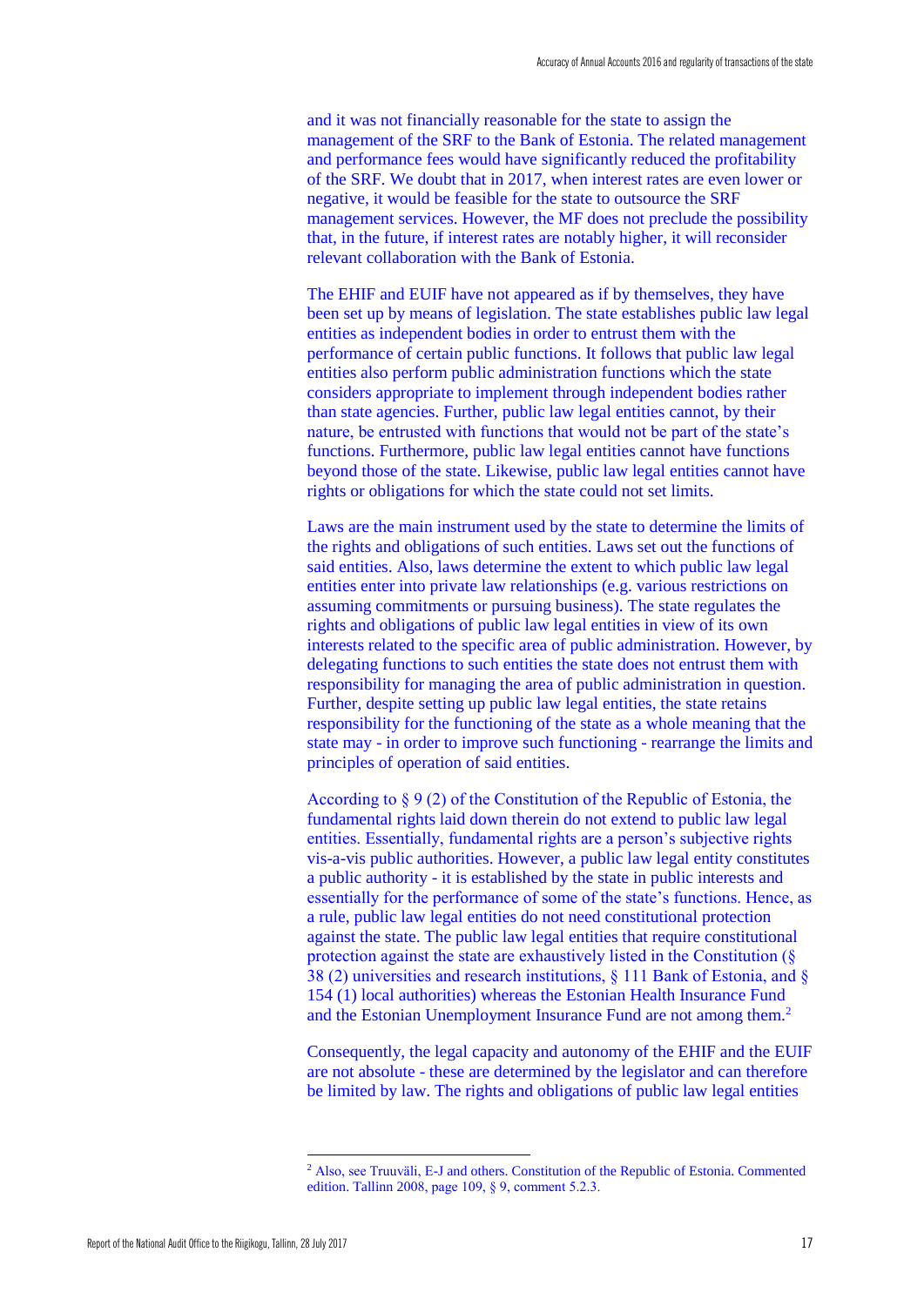and it was not financially reasonable for the state to assign the management of the SRF to the Bank of Estonia. The related management and performance fees would have significantly reduced the profitability of the SRF. We doubt that in 2017, when interest rates are even lower or negative, it would be feasible for the state to outsource the SRF management services. However, the MF does not preclude the possibility that, in the future, if interest rates are notably higher, it will reconsider relevant collaboration with the Bank of Estonia.

The EHIF and EUIF have not appeared as if by themselves, they have been set up by means of legislation. The state establishes public law legal entities as independent bodies in order to entrust them with the performance of certain public functions. It follows that public law legal entities also perform public administration functions which the state considers appropriate to implement through independent bodies rather than state agencies. Further, public law legal entities cannot, by their nature, be entrusted with functions that would not be part of the state's functions. Furthermore, public law legal entities cannot have functions beyond those of the state. Likewise, public law legal entities cannot have rights or obligations for which the state could not set limits.

Laws are the main instrument used by the state to determine the limits of the rights and obligations of such entities. Laws set out the functions of said entities. Also, laws determine the extent to which public law legal entities enter into private law relationships (e.g. various restrictions on assuming commitments or pursuing business). The state regulates the rights and obligations of public law legal entities in view of its own interests related to the specific area of public administration. However, by delegating functions to such entities the state does not entrust them with responsibility for managing the area of public administration in question. Further, despite setting up public law legal entities, the state retains responsibility for the functioning of the state as a whole meaning that the state may - in order to improve such functioning - rearrange the limits and principles of operation of said entities.

According to § 9 (2) of the Constitution of the Republic of Estonia, the fundamental rights laid down therein do not extend to public law legal entities. Essentially, fundamental rights are a person's subjective rights vis-a-vis public authorities. However, a public law legal entity constitutes a public authority - it is established by the state in public interests and essentially for the performance of some of the state's functions. Hence, as a rule, public law legal entities do not need constitutional protection against the state. The public law legal entities that require constitutional protection against the state are exhaustively listed in the Constitution (§ 38 (2) universities and research institutions, § 111 Bank of Estonia, and § 154 (1) local authorities) whereas the Estonian Health Insurance Fund and the Estonian Unemployment Insurance Fund are not among them.[2]

Consequently, the legal capacity and autonomy of the EHIF and the EUIF are not absolute - these are determined by the legislator and can therefore be limited by law. The rights and obligations of public law legal entities

---

[2] Also, see Truuväli, E-J and others. Constitution of the Republic of Estonia. Commented edition. Tallinn 2008, page 109, § 9, comment 5.2.3.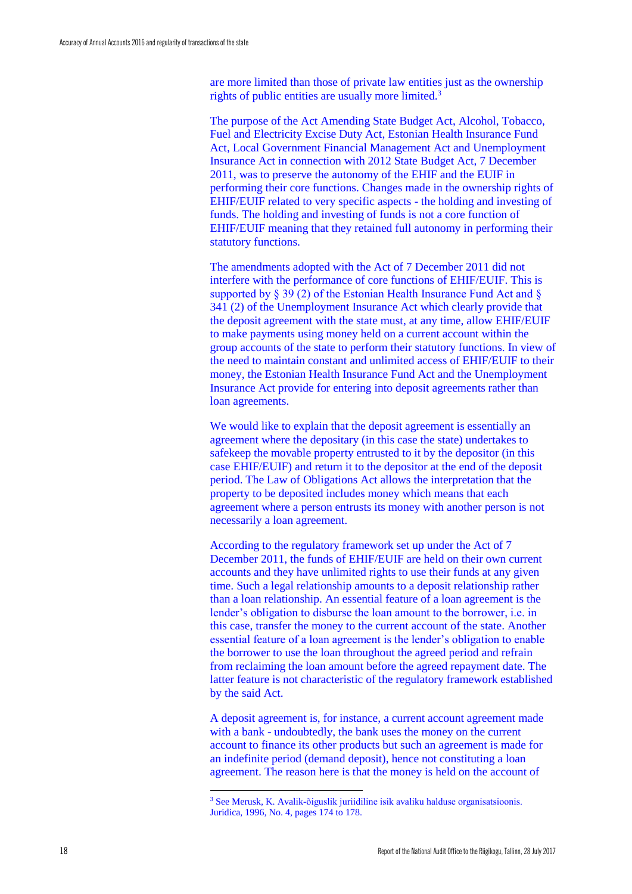are more limited than those of private law entities just as the ownership rights of public entities are usually more limited.[3]

The purpose of the Act Amending State Budget Act, Alcohol, Tobacco, Fuel and Electricity Excise Duty Act, Estonian Health Insurance Fund Act, Local Government Financial Management Act and Unemployment Insurance Act in connection with 2012 State Budget Act, 7 December 2011, was to preserve the autonomy of the EHIF and the EUIF in performing their core functions. Changes made in the ownership rights of EHIF/EUIF related to very specific aspects - the holding and investing of funds. The holding and investing of funds is not a core function of EHIF/EUIF meaning that they retained full autonomy in performing their statutory functions.

The amendments adopted with the Act of 7 December 2011 did not interfere with the performance of core functions of EHIF/EUIF. This is supported by § 39 (2) of the Estonian Health Insurance Fund Act and § 341 (2) of the Unemployment Insurance Act which clearly provide that the deposit agreement with the state must, at any time, allow EHIF/EUIF to make payments using money held on a current account within the group accounts of the state to perform their statutory functions. In view of the need to maintain constant and unlimited access of EHIF/EUIF to their money, the Estonian Health Insurance Fund Act and the Unemployment Insurance Act provide for entering into deposit agreements rather than loan agreements.

We would like to explain that the deposit agreement is essentially an agreement where the depositary (in this case the state) undertakes to safekeep the movable property entrusted to it by the depositor (in this case EHIF/EUIF) and return it to the depositor at the end of the deposit period. The Law of Obligations Act allows the interpretation that the property to be deposited includes money which means that each agreement where a person entrusts its money with another person is not necessarily a loan agreement.

According to the regulatory framework set up under the Act of 7 December 2011, the funds of EHIF/EUIF are held on their own current accounts and they have unlimited rights to use their funds at any given time. Such a legal relationship amounts to a deposit relationship rather than a loan relationship. An essential feature of a loan agreement is the lender's obligation to disburse the loan amount to the borrower, i.e. in this case, transfer the money to the current account of the state. Another essential feature of a loan agreement is the lender's obligation to enable the borrower to use the loan throughout the agreed period and refrain from reclaiming the loan amount before the agreed repayment date. The latter feature is not characteristic of the regulatory framework established by the said Act.

A deposit agreement is, for instance, a current account agreement made with a bank - undoubtedly, the bank uses the money on the current account to finance its other products but such an agreement is made for an indefinite period (demand deposit), hence not constituting a loan agreement. The reason here is that the money is held on the account of

---

[3] See Merusk, K. Avalik-õiguslik juriidiline isik avaliku halduse organisatsioonis. Juridica, 1996, No. 4, pages 174 to 178.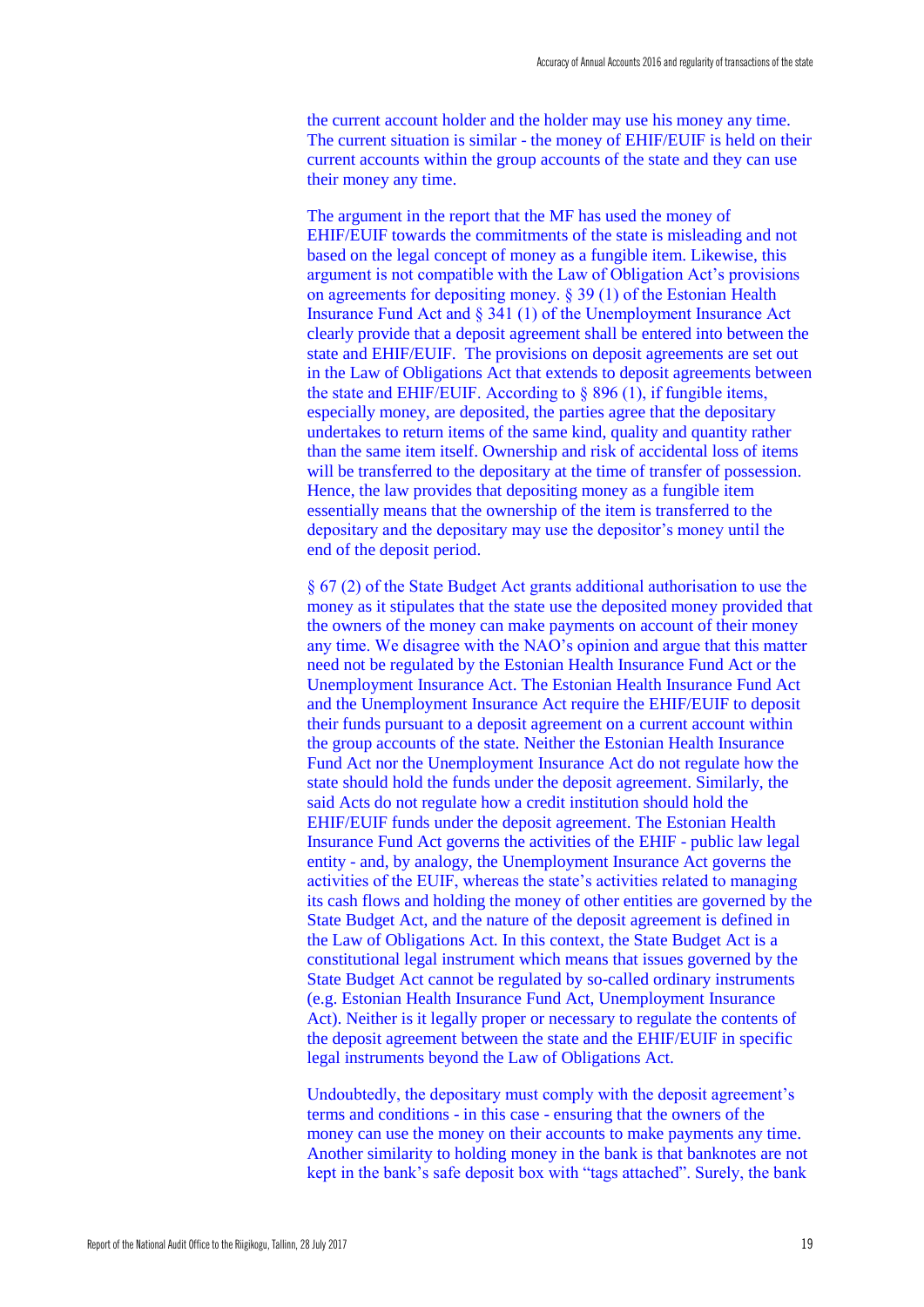the current account holder and the holder may use his money any time. The current situation is similar - the money of EHIF/EUIF is held on their current accounts within the group accounts of the state and they can use their money any time.

The argument in the report that the MF has used the money of EHIF/EUIF towards the commitments of the state is misleading and not based on the legal concept of money as a fungible item. Likewise, this argument is not compatible with the Law of Obligation Act's provisions on agreements for depositing money. § 39 (1) of the Estonian Health Insurance Fund Act and § 341 (1) of the Unemployment Insurance Act clearly provide that a deposit agreement shall be entered into between the state and EHIF/EUIF. The provisions on deposit agreements are set out in the Law of Obligations Act that extends to deposit agreements between the state and EHIF/EUIF. According to § 896 (1), if fungible items, especially money, are deposited, the parties agree that the depositary undertakes to return items of the same kind, quality and quantity rather than the same item itself. Ownership and risk of accidental loss of items will be transferred to the depositary at the time of transfer of possession. Hence, the law provides that depositing money as a fungible item essentially means that the ownership of the item is transferred to the depositary and the depositary may use the depositor's money until the end of the deposit period.

§ 67 (2) of the State Budget Act grants additional authorisation to use the money as it stipulates that the state use the deposited money provided that the owners of the money can make payments on account of their money any time. We disagree with the NAO's opinion and argue that this matter need not be regulated by the Estonian Health Insurance Fund Act or the Unemployment Insurance Act. The Estonian Health Insurance Fund Act and the Unemployment Insurance Act require the EHIF/EUIF to deposit their funds pursuant to a deposit agreement on a current account within the group accounts of the state. Neither the Estonian Health Insurance Fund Act nor the Unemployment Insurance Act do not regulate how the state should hold the funds under the deposit agreement. Similarly, the said Acts do not regulate how a credit institution should hold the EHIF/EUIF funds under the deposit agreement. The Estonian Health Insurance Fund Act governs the activities of the EHIF - public law legal entity - and, by analogy, the Unemployment Insurance Act governs the activities of the EUIF, whereas the state's activities related to managing its cash flows and holding the money of other entities are governed by the State Budget Act, and the nature of the deposit agreement is defined in the Law of Obligations Act. In this context, the State Budget Act is a constitutional legal instrument which means that issues governed by the State Budget Act cannot be regulated by so-called ordinary instruments (e.g. Estonian Health Insurance Fund Act, Unemployment Insurance Act). Neither is it legally proper or necessary to regulate the contents of the deposit agreement between the state and the EHIF/EUIF in specific legal instruments beyond the Law of Obligations Act.

Undoubtedly, the depositary must comply with the deposit agreement's terms and conditions - in this case - ensuring that the owners of the money can use the money on their accounts to make payments any time. Another similarity to holding money in the bank is that banknotes are not kept in the bank's safe deposit box with "tags attached". Surely, the bank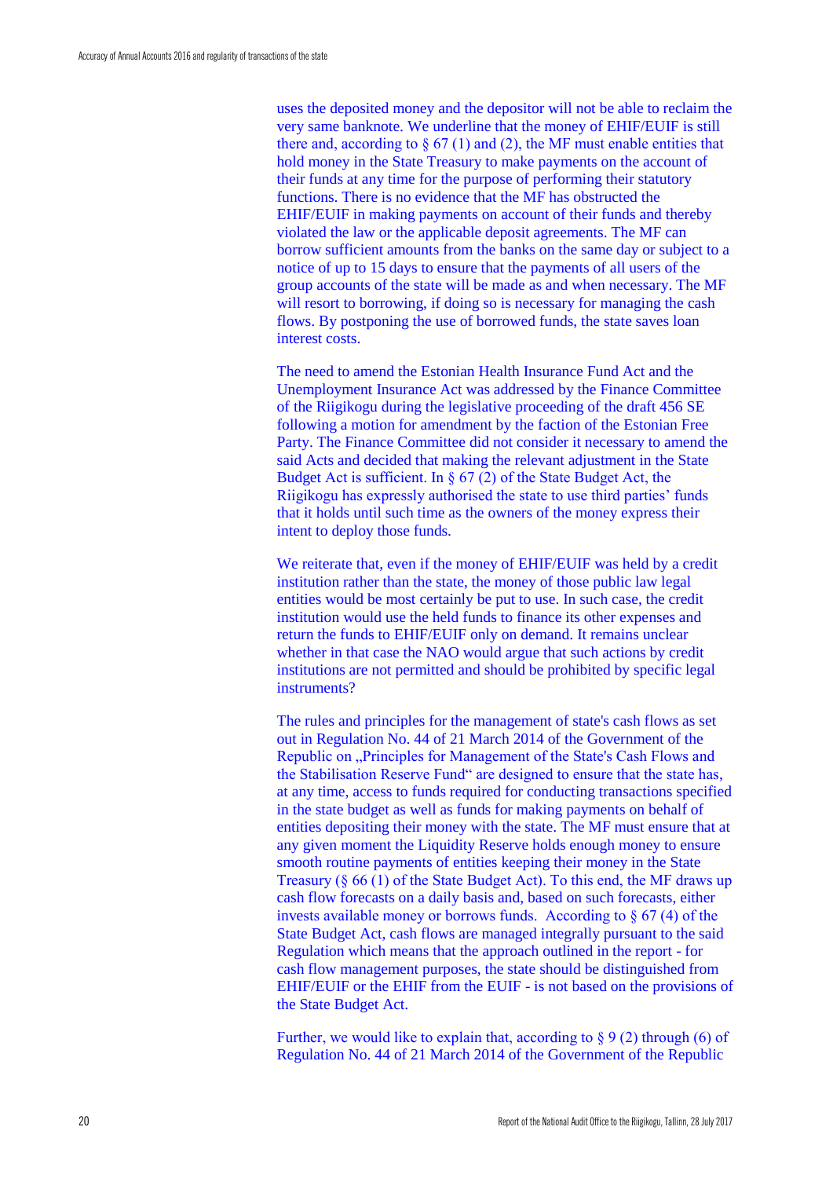uses the deposited money and the depositor will not be able to reclaim the very same banknote. We underline that the money of EHIF/EUIF is still there and, according to § 67 (1) and (2), the MF must enable entities that hold money in the State Treasury to make payments on the account of their funds at any time for the purpose of performing their statutory functions. There is no evidence that the MF has obstructed the EHIF/EUIF in making payments on account of their funds and thereby violated the law or the applicable deposit agreements. The MF can borrow sufficient amounts from the banks on the same day or subject to a notice of up to 15 days to ensure that the payments of all users of the group accounts of the state will be made as and when necessary. The MF will resort to borrowing, if doing so is necessary for managing the cash flows. By postponing the use of borrowed funds, the state saves loan interest costs.

The need to amend the Estonian Health Insurance Fund Act and the Unemployment Insurance Act was addressed by the Finance Committee of the Riigikogu during the legislative proceeding of the draft 456 SE following a motion for amendment by the faction of the Estonian Free Party. The Finance Committee did not consider it necessary to amend the said Acts and decided that making the relevant adjustment in the State Budget Act is sufficient. In § 67 (2) of the State Budget Act, the Riigikogu has expressly authorised the state to use third parties' funds that it holds until such time as the owners of the money express their intent to deploy those funds.

We reiterate that, even if the money of EHIF/EUIF was held by a credit institution rather than the state, the money of those public law legal entities would be most certainly be put to use. In such case, the credit institution would use the held funds to finance its other expenses and return the funds to EHIF/EUIF only on demand. It remains unclear whether in that case the NAO would argue that such actions by credit institutions are not permitted and should be prohibited by specific legal instruments?

The rules and principles for the management of state's cash flows as set out in Regulation No. 44 of 21 March 2014 of the Government of the Republic on „Principles for Management of the State's Cash Flows and the Stabilisation Reserve Fund" are designed to ensure that the state has, at any time, access to funds required for conducting transactions specified in the state budget as well as funds for making payments on behalf of entities depositing their money with the state. The MF must ensure that at any given moment the Liquidity Reserve holds enough money to ensure smooth routine payments of entities keeping their money in the State Treasury (§ 66 (1) of the State Budget Act). To this end, the MF draws up cash flow forecasts on a daily basis and, based on such forecasts, either invests available money or borrows funds. According to § 67 (4) of the State Budget Act, cash flows are managed integrally pursuant to the said Regulation which means that the approach outlined in the report - for cash flow management purposes, the state should be distinguished from EHIF/EUIF or the EHIF from the EUIF - is not based on the provisions of the State Budget Act.

Further, we would like to explain that, according to § 9 (2) through (6) of Regulation No. 44 of 21 March 2014 of the Government of the Republic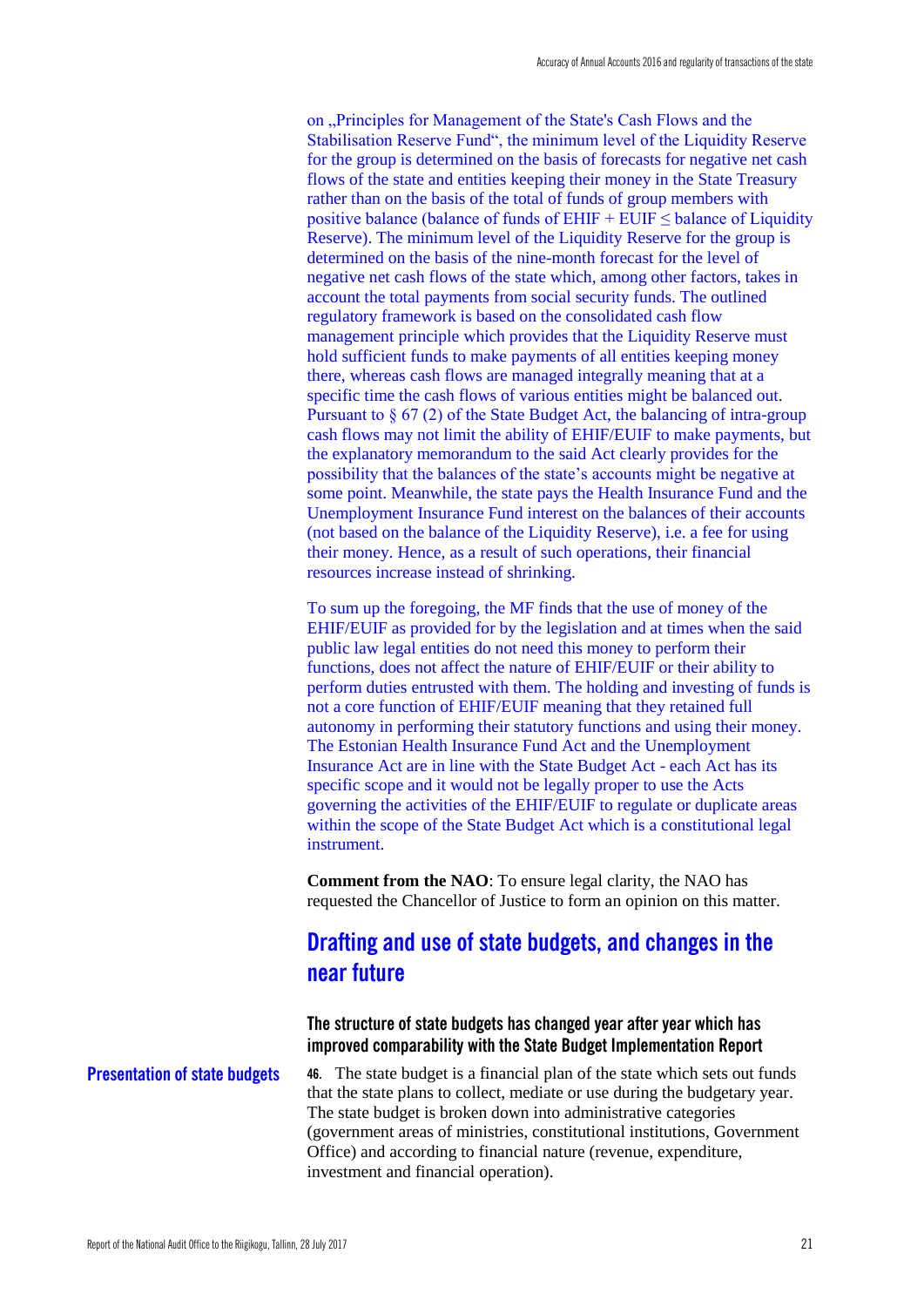on „Principles for Management of the State's Cash Flows and the Stabilisation Reserve Fund“, the minimum level of the Liquidity Reserve for the group is determined on the basis of forecasts for negative net cash flows of the state and entities keeping their money in the State Treasury rather than on the basis of the total of funds of group members with positive balance (balance of funds of EHIF + EUIF ≤ balance of Liquidity Reserve). The minimum level of the Liquidity Reserve for the group is determined on the basis of the nine-month forecast for the level of negative net cash flows of the state which, among other factors, takes in account the total payments from social security funds. The outlined regulatory framework is based on the consolidated cash flow management principle which provides that the Liquidity Reserve must hold sufficient funds to make payments of all entities keeping money there, whereas cash flows are managed integrally meaning that at a specific time the cash flows of various entities might be balanced out. Pursuant to § 67 (2) of the State Budget Act, the balancing of intra-group cash flows may not limit the ability of EHIF/EUIF to make payments, but the explanatory memorandum to the said Act clearly provides for the possibility that the balances of the state's accounts might be negative at some point. Meanwhile, the state pays the Health Insurance Fund and the Unemployment Insurance Fund interest on the balances of their accounts (not based on the balance of the Liquidity Reserve), i.e. a fee for using their money. Hence, as a result of such operations, their financial resources increase instead of shrinking.

To sum up the foregoing, the MF finds that the use of money of the EHIF/EUIF as provided for by the legislation and at times when the said public law legal entities do not need this money to perform their functions, does not affect the nature of EHIF/EUIF or their ability to perform duties entrusted with them. The holding and investing of funds is not a core function of EHIF/EUIF meaning that they retained full autonomy in performing their statutory functions and using their money. The Estonian Health Insurance Fund Act and the Unemployment Insurance Act are in line with the State Budget Act - each Act has its specific scope and it would not be legally proper to use the Acts governing the activities of the EHIF/EUIF to regulate or duplicate areas within the scope of the State Budget Act which is a constitutional legal instrument.

**Comment from the NAO**: To ensure legal clarity, the NAO has requested the Chancellor of Justice to form an opinion on this matter.

## Drafting and use of state budgets, and changes in the near future

### The structure of state budgets has changed year after year which has improved comparability with the State Budget Implementation Report

**Presentation of state budgets**

**46.** The state budget is a financial plan of the state which sets out funds that the state plans to collect, mediate or use during the budgetary year. The state budget is broken down into administrative categories (government areas of ministries, constitutional institutions, Government Office) and according to financial nature (revenue, expenditure, investment and financial operation).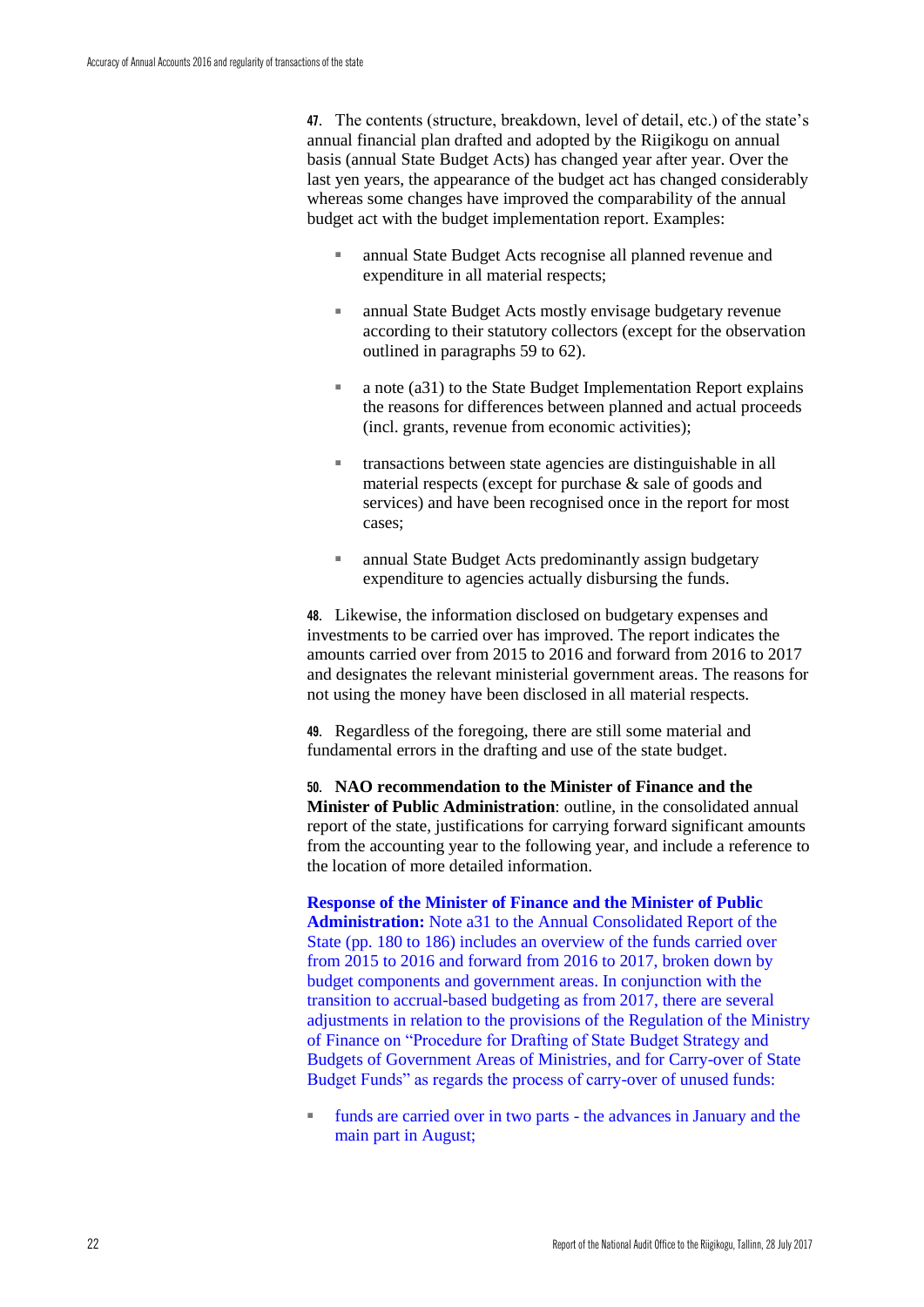**47.** The contents (structure, breakdown, level of detail, etc.) of the state's annual financial plan drafted and adopted by the Riigikogu on annual basis (annual State Budget Acts) has changed year after year. Over the last yen years, the appearance of the budget act has changed considerably whereas some changes have improved the comparability of the annual budget act with the budget implementation report. Examples:

- annual State Budget Acts recognise all planned revenue and expenditure in all material respects;
- annual State Budget Acts mostly envisage budgetary revenue according to their statutory collectors (except for the observation outlined in paragraphs 59 to 62).
- a note (a31) to the State Budget Implementation Report explains the reasons for differences between planned and actual proceeds (incl. grants, revenue from economic activities);
- transactions between state agencies are distinguishable in all material respects (except for purchase & sale of goods and services) and have been recognised once in the report for most cases;
- annual State Budget Acts predominantly assign budgetary expenditure to agencies actually disbursing the funds.

**48.** Likewise, the information disclosed on budgetary expenses and investments to be carried over has improved. The report indicates the amounts carried over from 2015 to 2016 and forward from 2016 to 2017 and designates the relevant ministerial government areas. The reasons for not using the money have been disclosed in all material respects.

**49.** Regardless of the foregoing, there are still some material and fundamental errors in the drafting and use of the state budget.

**50. NAO recommendation to the Minister of Finance and the Minister of Public Administration**: outline, in the consolidated annual report of the state, justifications for carrying forward significant amounts from the accounting year to the following year, and include a reference to the location of more detailed information.

**Response of the Minister of Finance and the Minister of Public Administration:** Note a31 to the Annual Consolidated Report of the State (pp. 180 to 186) includes an overview of the funds carried over from 2015 to 2016 and forward from 2016 to 2017, broken down by budget components and government areas. In conjunction with the transition to accrual-based budgeting as from 2017, there are several adjustments in relation to the provisions of the Regulation of the Ministry of Finance on "Procedure for Drafting of State Budget Strategy and Budgets of Government Areas of Ministries, and for Carry-over of State Budget Funds" as regards the process of carry-over of unused funds:

- funds are carried over in two parts - the advances in January and the main part in August;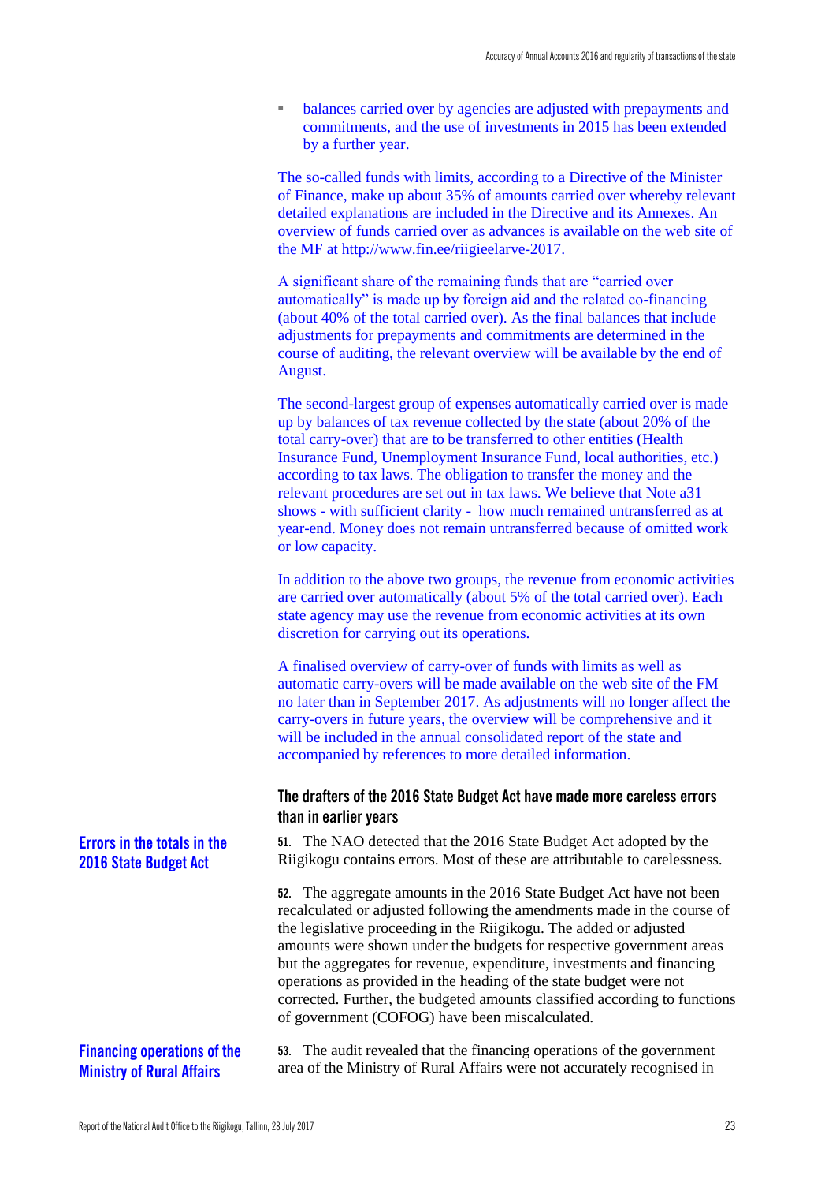- balances carried over by agencies are adjusted with prepayments and commitments, and the use of investments in 2015 has been extended by a further year.

The so-called funds with limits, according to a Directive of the Minister of Finance, make up about 35% of amounts carried over whereby relevant detailed explanations are included in the Directive and its Annexes. An overview of funds carried over as advances is available on the web site of the MF at http://www.fin.ee/riigieelarve-2017.

A significant share of the remaining funds that are "carried over automatically" is made up by foreign aid and the related co-financing (about 40% of the total carried over). As the final balances that include adjustments for prepayments and commitments are determined in the course of auditing, the relevant overview will be available by the end of August.

The second-largest group of expenses automatically carried over is made up by balances of tax revenue collected by the state (about 20% of the total carry-over) that are to be transferred to other entities (Health Insurance Fund, Unemployment Insurance Fund, local authorities, etc.) according to tax laws. The obligation to transfer the money and the relevant procedures are set out in tax laws. We believe that Note a31 shows - with sufficient clarity - how much remained untransferred as at year-end. Money does not remain untransferred because of omitted work or low capacity.

In addition to the above two groups, the revenue from economic activities are carried over automatically (about 5% of the total carried over). Each state agency may use the revenue from economic activities at its own discretion for carrying out its operations.

A finalised overview of carry-over of funds with limits as well as automatic carry-overs will be made available on the web site of the FM no later than in September 2017. As adjustments will no longer affect the carry-overs in future years, the overview will be comprehensive and it will be included in the annual consolidated report of the state and accompanied by references to more detailed information.

### The drafters of the 2016 State Budget Act have made more careless errors than in earlier years

**Errors in the totals in the 2016 State Budget Act**

**51.** The NAO detected that the 2016 State Budget Act adopted by the Riigikogu contains errors. Most of these are attributable to carelessness.

**52.** The aggregate amounts in the 2016 State Budget Act have not been recalculated or adjusted following the amendments made in the course of the legislative proceeding in the Riigikogu. The added or adjusted amounts were shown under the budgets for respective government areas but the aggregates for revenue, expenditure, investments and financing operations as provided in the heading of the state budget were not corrected. Further, the budgeted amounts classified according to functions of government (COFOG) have been miscalculated.

**Financing operations of the Ministry of Rural Affairs**

**53.** The audit revealed that the financing operations of the government area of the Ministry of Rural Affairs were not accurately recognised in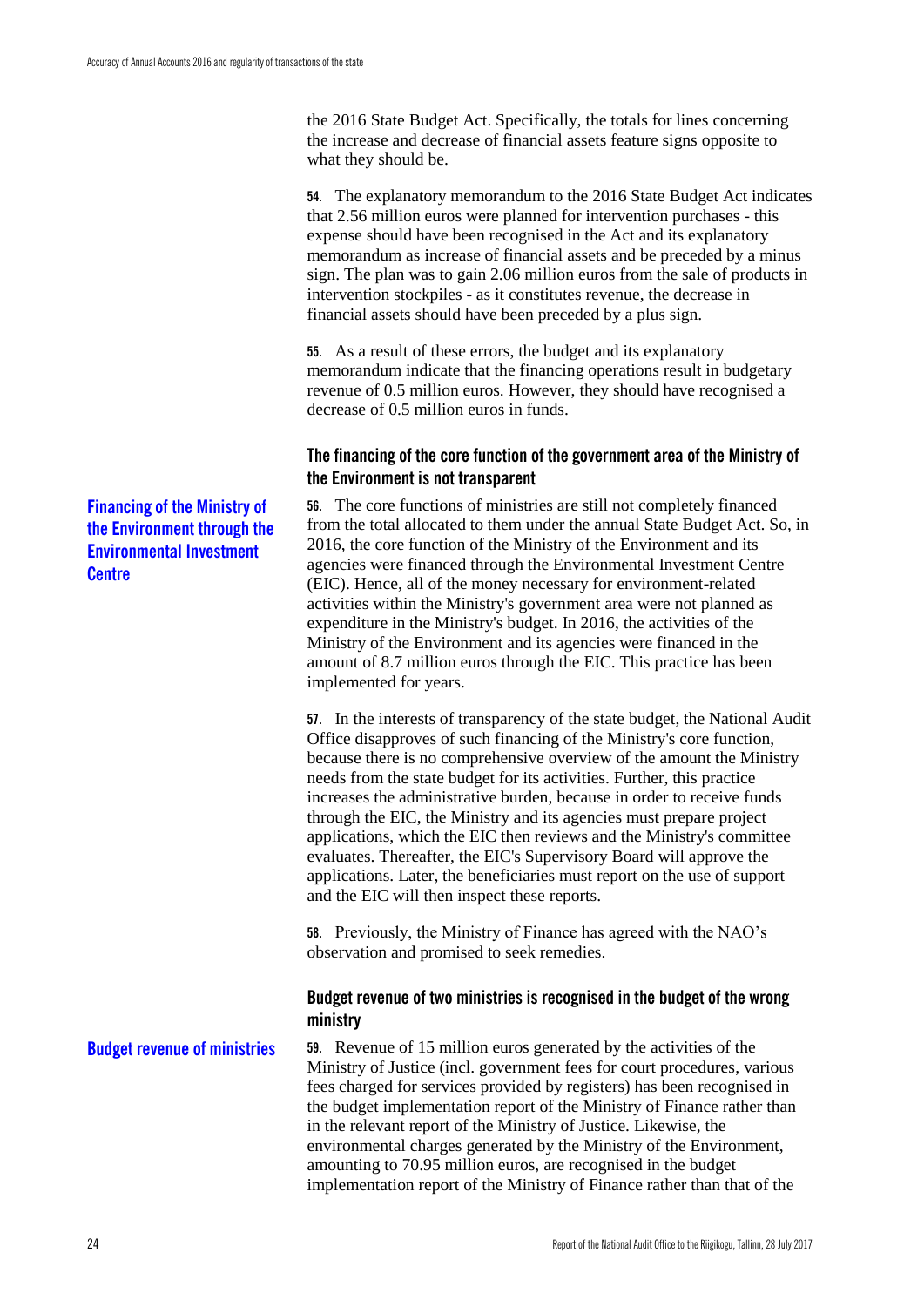the 2016 State Budget Act. Specifically, the totals for lines concerning the increase and decrease of financial assets feature signs opposite to what they should be.

**54.** The explanatory memorandum to the 2016 State Budget Act indicates that 2.56 million euros were planned for intervention purchases - this expense should have been recognised in the Act and its explanatory memorandum as increase of financial assets and be preceded by a minus sign. The plan was to gain 2.06 million euros from the sale of products in intervention stockpiles - as it constitutes revenue, the decrease in financial assets should have been preceded by a plus sign.

**55.** As a result of these errors, the budget and its explanatory memorandum indicate that the financing operations result in budgetary revenue of 0.5 million euros. However, they should have recognised a decrease of 0.5 million euros in funds.

### The financing of the core function of the government area of the Ministry of the Environment is not transparent

**Financing of the Ministry of the Environment through the Environmental Investment Centre**

**56.** The core functions of ministries are still not completely financed from the total allocated to them under the annual State Budget Act. So, in 2016, the core function of the Ministry of the Environment and its agencies were financed through the Environmental Investment Centre (EIC). Hence, all of the money necessary for environment-related activities within the Ministry's government area were not planned as expenditure in the Ministry's budget. In 2016, the activities of the Ministry of the Environment and its agencies were financed in the amount of 8.7 million euros through the EIC. This practice has been implemented for years.

**57.** In the interests of transparency of the state budget, the National Audit Office disapproves of such financing of the Ministry's core function, because there is no comprehensive overview of the amount the Ministry needs from the state budget for its activities. Further, this practice increases the administrative burden, because in order to receive funds through the EIC, the Ministry and its agencies must prepare project applications, which the EIC then reviews and the Ministry's committee evaluates. Thereafter, the EIC's Supervisory Board will approve the applications. Later, the beneficiaries must report on the use of support and the EIC will then inspect these reports.

**58.** Previously, the Ministry of Finance has agreed with the NAO's observation and promised to seek remedies.

### Budget revenue of two ministries is recognised in the budget of the wrong ministry

**Budget revenue of ministries**

**59.** Revenue of 15 million euros generated by the activities of the Ministry of Justice (incl. government fees for court procedures, various fees charged for services provided by registers) has been recognised in the budget implementation report of the Ministry of Finance rather than in the relevant report of the Ministry of Justice. Likewise, the environmental charges generated by the Ministry of the Environment, amounting to 70.95 million euros, are recognised in the budget implementation report of the Ministry of Finance rather than that of the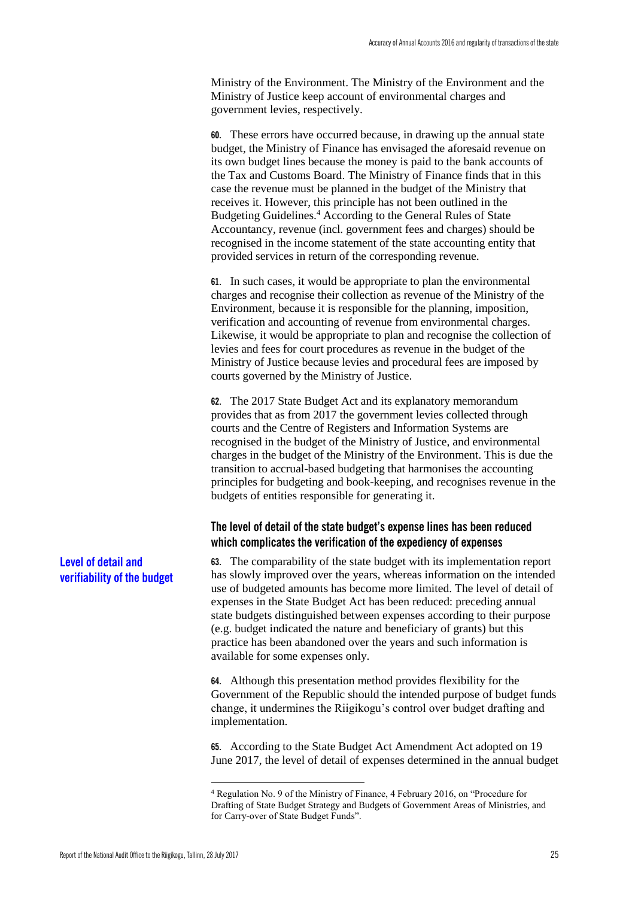Ministry of the Environment. The Ministry of the Environment and the Ministry of Justice keep account of environmental charges and government levies, respectively.

**60.** These errors have occurred because, in drawing up the annual state budget, the Ministry of Finance has envisaged the aforesaid revenue on its own budget lines because the money is paid to the bank accounts of the Tax and Customs Board. The Ministry of Finance finds that in this case the revenue must be planned in the budget of the Ministry that receives it. However, this principle has not been outlined in the Budgeting Guidelines.[4] According to the General Rules of State Accountancy, revenue (incl. government fees and charges) should be recognised in the income statement of the state accounting entity that provided services in return of the corresponding revenue.

**61.** In such cases, it would be appropriate to plan the environmental charges and recognise their collection as revenue of the Ministry of the Environment, because it is responsible for the planning, imposition, verification and accounting of revenue from environmental charges. Likewise, it would be appropriate to plan and recognise the collection of levies and fees for court procedures as revenue in the budget of the Ministry of Justice because levies and procedural fees are imposed by courts governed by the Ministry of Justice.

**62.** The 2017 State Budget Act and its explanatory memorandum provides that as from 2017 the government levies collected through courts and the Centre of Registers and Information Systems are recognised in the budget of the Ministry of Justice, and environmental charges in the budget of the Ministry of the Environment. This is due the transition to accrual-based budgeting that harmonises the accounting principles for budgeting and book-keeping, and recognises revenue in the budgets of entities responsible for generating it.

**Level of detail and verifiability of the budget**

### The level of detail of the state budget's expense lines has been reduced which complicates the verification of the expediency of expenses

**63.** The comparability of the state budget with its implementation report has slowly improved over the years, whereas information on the intended use of budgeted amounts has become more limited. The level of detail of expenses in the State Budget Act has been reduced: preceding annual state budgets distinguished between expenses according to their purpose (e.g. budget indicated the nature and beneficiary of grants) but this practice has been abandoned over the years and such information is available for some expenses only.

**64.** Although this presentation method provides flexibility for the Government of the Republic should the intended purpose of budget funds change, it undermines the Riigikogu's control over budget drafting and implementation.

**65.** According to the State Budget Act Amendment Act adopted on 19 June 2017, the level of detail of expenses determined in the annual budget

---

[4] Regulation No. 9 of the Ministry of Finance, 4 February 2016, on "Procedure for Drafting of State Budget Strategy and Budgets of Government Areas of Ministries, and for Carry-over of State Budget Funds".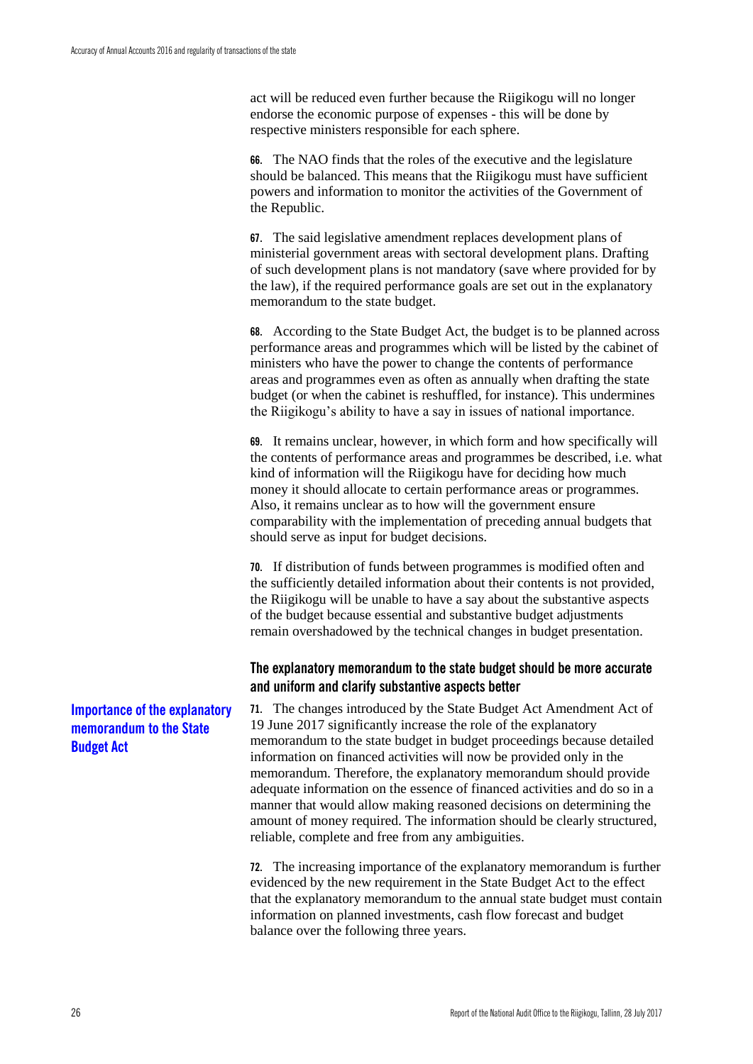act will be reduced even further because the Riigikogu will no longer endorse the economic purpose of expenses - this will be done by respective ministers responsible for each sphere.

**66.** The NAO finds that the roles of the executive and the legislature should be balanced. This means that the Riigikogu must have sufficient powers and information to monitor the activities of the Government of the Republic.

**67.** The said legislative amendment replaces development plans of ministerial government areas with sectoral development plans. Drafting of such development plans is not mandatory (save where provided for by the law), if the required performance goals are set out in the explanatory memorandum to the state budget.

**68.** According to the State Budget Act, the budget is to be planned across performance areas and programmes which will be listed by the cabinet of ministers who have the power to change the contents of performance areas and programmes even as often as annually when drafting the state budget (or when the cabinet is reshuffled, for instance). This undermines the Riigikogu's ability to have a say in issues of national importance.

**69.** It remains unclear, however, in which form and how specifically will the contents of performance areas and programmes be described, i.e. what kind of information will the Riigikogu have for deciding how much money it should allocate to certain performance areas or programmes. Also, it remains unclear as to how will the government ensure comparability with the implementation of preceding annual budgets that should serve as input for budget decisions.

**70.** If distribution of funds between programmes is modified often and the sufficiently detailed information about their contents is not provided, the Riigikogu will be unable to have a say about the substantive aspects of the budget because essential and substantive budget adjustments remain overshadowed by the technical changes in budget presentation.

## The explanatory memorandum to the state budget should be more accurate and uniform and clarify substantive aspects better

**Importance of the explanatory memorandum to the State Budget Act**

**71.** The changes introduced by the State Budget Act Amendment Act of 19 June 2017 significantly increase the role of the explanatory memorandum to the state budget in budget proceedings because detailed information on financed activities will now be provided only in the memorandum. Therefore, the explanatory memorandum should provide adequate information on the essence of financed activities and do so in a manner that would allow making reasoned decisions on determining the amount of money required. The information should be clearly structured, reliable, complete and free from any ambiguities.

**72.** The increasing importance of the explanatory memorandum is further evidenced by the new requirement in the State Budget Act to the effect that the explanatory memorandum to the annual state budget must contain information on planned investments, cash flow forecast and budget balance over the following three years.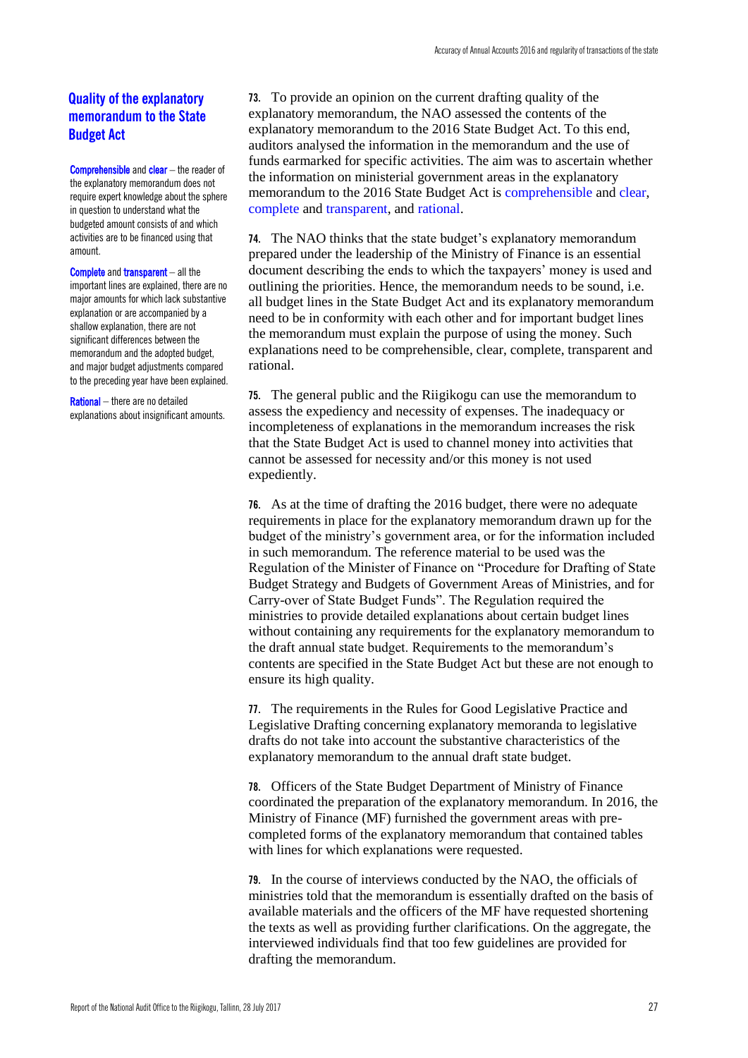## Quality of the explanatory memorandum to the State Budget Act

**Comprehensible** and **clear** – the reader of the explanatory memorandum does not require expert knowledge about the sphere in question to understand what the budgeted amount consists of and which activities are to be financed using that amount.

**Complete** and **transparent** – all the important lines are explained, there are no major amounts for which lack substantive explanation or are accompanied by a shallow explanation, there are not significant differences between the memorandum and the adopted budget, and major budget adjustments compared to the preceding year have been explained.

**Rational** – there are no detailed explanations about insignificant amounts.

**73.** To provide an opinion on the current drafting quality of the explanatory memorandum, the NAO assessed the contents of the explanatory memorandum to the 2016 State Budget Act. To this end, auditors analysed the information in the memorandum and the use of funds earmarked for specific activities. The aim was to ascertain whether the information on ministerial government areas in the explanatory memorandum to the 2016 State Budget Act is comprehensible and clear, complete and transparent, and rational.

**74.** The NAO thinks that the state budget's explanatory memorandum prepared under the leadership of the Ministry of Finance is an essential document describing the ends to which the taxpayers' money is used and outlining the priorities. Hence, the memorandum needs to be sound, i.e. all budget lines in the State Budget Act and its explanatory memorandum need to be in conformity with each other and for important budget lines the memorandum must explain the purpose of using the money. Such explanations need to be comprehensible, clear, complete, transparent and rational.

**75.** The general public and the Riigikogu can use the memorandum to assess the expediency and necessity of expenses. The inadequacy or incompleteness of explanations in the memorandum increases the risk that the State Budget Act is used to channel money into activities that cannot be assessed for necessity and/or this money is not used expediently.

**76.** As at the time of drafting the 2016 budget, there were no adequate requirements in place for the explanatory memorandum drawn up for the budget of the ministry's government area, or for the information included in such memorandum. The reference material to be used was the Regulation of the Minister of Finance on "Procedure for Drafting of State Budget Strategy and Budgets of Government Areas of Ministries, and for Carry-over of State Budget Funds". The Regulation required the ministries to provide detailed explanations about certain budget lines without containing any requirements for the explanatory memorandum to the draft annual state budget. Requirements to the memorandum's contents are specified in the State Budget Act but these are not enough to ensure its high quality.

**77.** The requirements in the Rules for Good Legislative Practice and Legislative Drafting concerning explanatory memoranda to legislative drafts do not take into account the substantive characteristics of the explanatory memorandum to the annual draft state budget.

**78.** Officers of the State Budget Department of Ministry of Finance coordinated the preparation of the explanatory memorandum. In 2016, the Ministry of Finance (MF) furnished the government areas with pre-completed forms of the explanatory memorandum that contained tables with lines for which explanations were requested.

**79.** In the course of interviews conducted by the NAO, the officials of ministries told that the memorandum is essentially drafted on the basis of available materials and the officers of the MF have requested shortening the texts as well as providing further clarifications. On the aggregate, the interviewed individuals find that too few guidelines are provided for drafting the memorandum.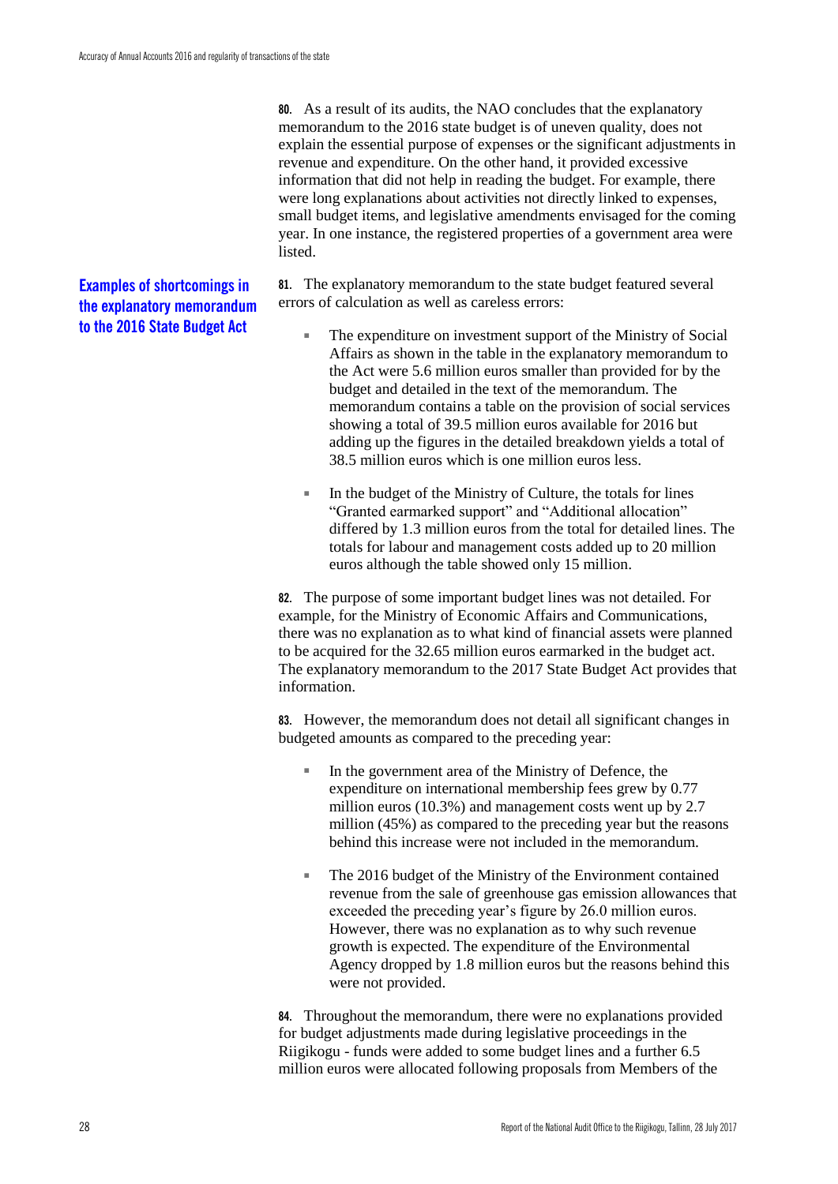**80.** As a result of its audits, the NAO concludes that the explanatory memorandum to the 2016 state budget is of uneven quality, does not explain the essential purpose of expenses or the significant adjustments in revenue and expenditure. On the other hand, it provided excessive information that did not help in reading the budget. For example, there were long explanations about activities not directly linked to expenses, small budget items, and legislative amendments envisaged for the coming year. In one instance, the registered properties of a government area were listed.

### Examples of shortcomings in the explanatory memorandum to the 2016 State Budget Act

**81.** The explanatory memorandum to the state budget featured several errors of calculation as well as careless errors:

- The expenditure on investment support of the Ministry of Social Affairs as shown in the table in the explanatory memorandum to the Act were 5.6 million euros smaller than provided for by the budget and detailed in the text of the memorandum. The memorandum contains a table on the provision of social services showing a total of 39.5 million euros available for 2016 but adding up the figures in the detailed breakdown yields a total of 38.5 million euros which is one million euros less.

- In the budget of the Ministry of Culture, the totals for lines "Granted earmarked support" and "Additional allocation" differed by 1.3 million euros from the total for detailed lines. The totals for labour and management costs added up to 20 million euros although the table showed only 15 million.

**82.** The purpose of some important budget lines was not detailed. For example, for the Ministry of Economic Affairs and Communications, there was no explanation as to what kind of financial assets were planned to be acquired for the 32.65 million euros earmarked in the budget act. The explanatory memorandum to the 2017 State Budget Act provides that information.

**83.** However, the memorandum does not detail all significant changes in budgeted amounts as compared to the preceding year:

- In the government area of the Ministry of Defence, the expenditure on international membership fees grew by 0.77 million euros (10.3%) and management costs went up by 2.7 million (45%) as compared to the preceding year but the reasons behind this increase were not included in the memorandum.

- The 2016 budget of the Ministry of the Environment contained revenue from the sale of greenhouse gas emission allowances that exceeded the preceding year's figure by 26.0 million euros. However, there was no explanation as to why such revenue growth is expected. The expenditure of the Environmental Agency dropped by 1.8 million euros but the reasons behind this were not provided.

**84.** Throughout the memorandum, there were no explanations provided for budget adjustments made during legislative proceedings in the Riigikogu - funds were added to some budget lines and a further 6.5 million euros were allocated following proposals from Members of the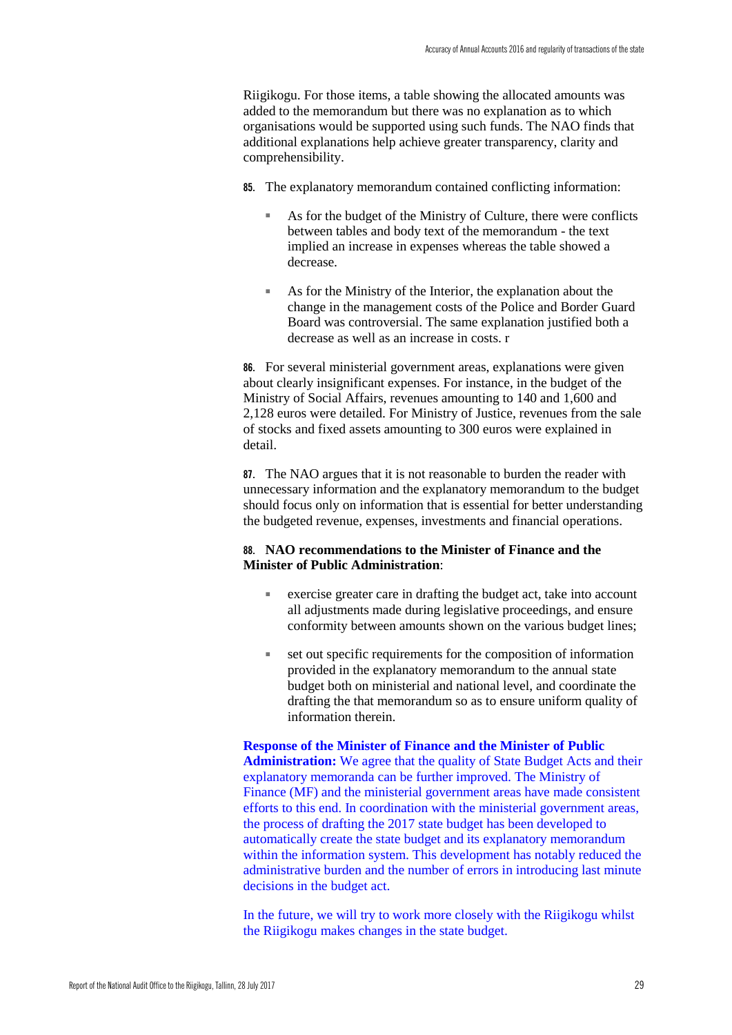Riigikogu. For those items, a table showing the allocated amounts was added to the memorandum but there was no explanation as to which organisations would be supported using such funds. The NAO finds that additional explanations help achieve greater transparency, clarity and comprehensibility.

**85.** The explanatory memorandum contained conflicting information:

- As for the budget of the Ministry of Culture, there were conflicts between tables and body text of the memorandum - the text implied an increase in expenses whereas the table showed a decrease.
- As for the Ministry of the Interior, the explanation about the change in the management costs of the Police and Border Guard Board was controversial. The same explanation justified both a decrease as well as an increase in costs. r

**86.** For several ministerial government areas, explanations were given about clearly insignificant expenses. For instance, in the budget of the Ministry of Social Affairs, revenues amounting to 140 and 1,600 and 2,128 euros were detailed. For Ministry of Justice, revenues from the sale of stocks and fixed assets amounting to 300 euros were explained in detail.

**87.** The NAO argues that it is not reasonable to burden the reader with unnecessary information and the explanatory memorandum to the budget should focus only on information that is essential for better understanding the budgeted revenue, expenses, investments and financial operations.

**88. NAO recommendations to the Minister of Finance and the Minister of Public Administration**:

- exercise greater care in drafting the budget act, take into account all adjustments made during legislative proceedings, and ensure conformity between amounts shown on the various budget lines;
- set out specific requirements for the composition of information provided in the explanatory memorandum to the annual state budget both on ministerial and national level, and coordinate the drafting the that memorandum so as to ensure uniform quality of information therein.

**Response of the Minister of Finance and the Minister of Public Administration:** We agree that the quality of State Budget Acts and their explanatory memoranda can be further improved. The Ministry of Finance (MF) and the ministerial government areas have made consistent efforts to this end. In coordination with the ministerial government areas, the process of drafting the 2017 state budget has been developed to automatically create the state budget and its explanatory memorandum within the information system. This development has notably reduced the administrative burden and the number of errors in introducing last minute decisions in the budget act.

In the future, we will try to work more closely with the Riigikogu whilst the Riigikogu makes changes in the state budget.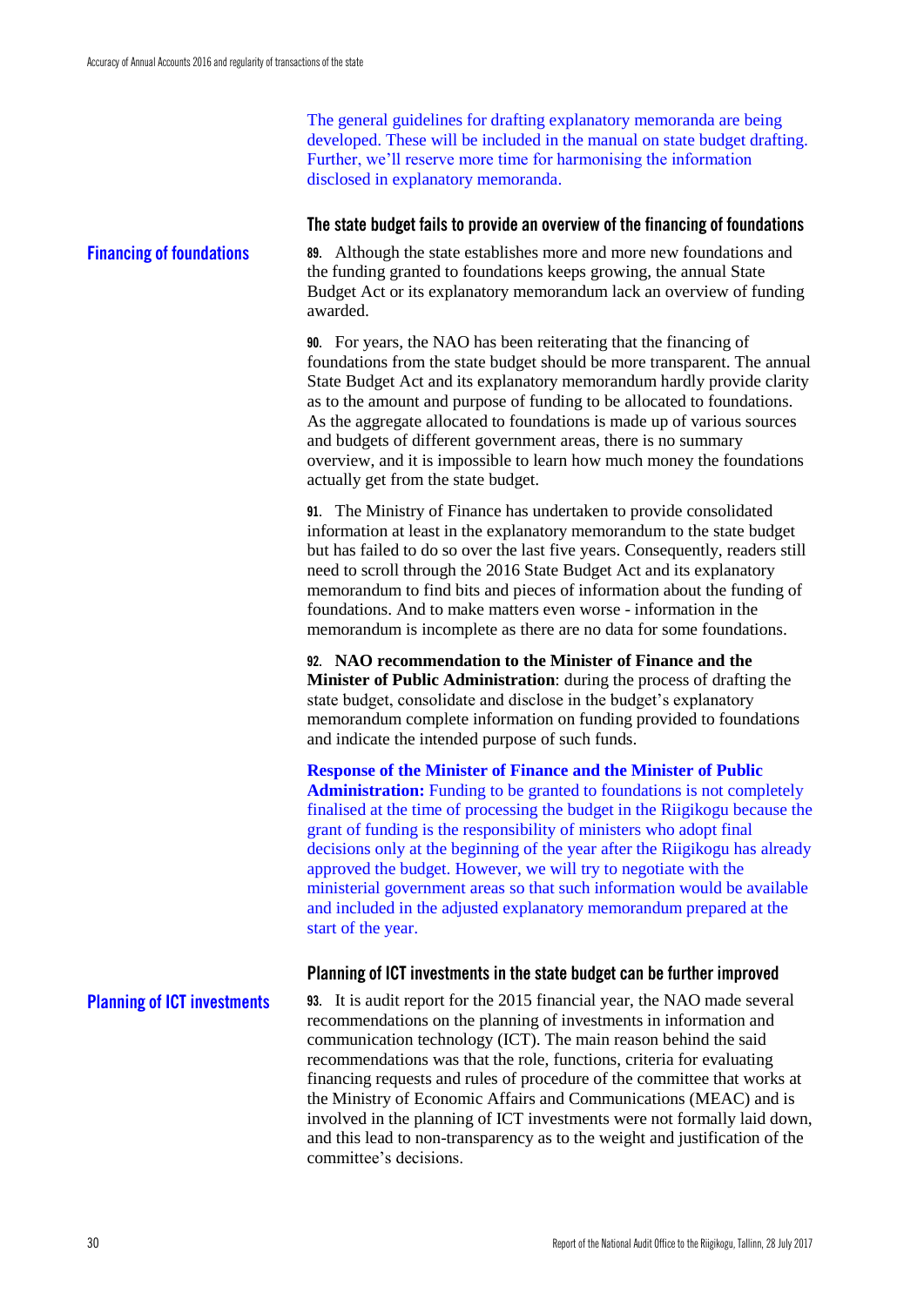The general guidelines for drafting explanatory memoranda are being developed. These will be included in the manual on state budget drafting. Further, we'll reserve more time for harmonising the information disclosed in explanatory memoranda.

### The state budget fails to provide an overview of the financing of foundations

**Financing of foundations**

**89.** Although the state establishes more and more new foundations and the funding granted to foundations keeps growing, the annual State Budget Act or its explanatory memorandum lack an overview of funding awarded.

**90.** For years, the NAO has been reiterating that the financing of foundations from the state budget should be more transparent. The annual State Budget Act and its explanatory memorandum hardly provide clarity as to the amount and purpose of funding to be allocated to foundations. As the aggregate allocated to foundations is made up of various sources and budgets of different government areas, there is no summary overview, and it is impossible to learn how much money the foundations actually get from the state budget.

**91.** The Ministry of Finance has undertaken to provide consolidated information at least in the explanatory memorandum to the state budget but has failed to do so over the last five years. Consequently, readers still need to scroll through the 2016 State Budget Act and its explanatory memorandum to find bits and pieces of information about the funding of foundations. And to make matters even worse - information in the memorandum is incomplete as there are no data for some foundations.

**92.** **NAO recommendation to the Minister of Finance and the Minister of Public Administration**: during the process of drafting the state budget, consolidate and disclose in the budget's explanatory memorandum complete information on funding provided to foundations and indicate the intended purpose of such funds.

**Response of the Minister of Finance and the Minister of Public Administration:** Funding to be granted to foundations is not completely finalised at the time of processing the budget in the Riigikogu because the grant of funding is the responsibility of ministers who adopt final decisions only at the beginning of the year after the Riigikogu has already approved the budget. However, we will try to negotiate with the ministerial government areas so that such information would be available and included in the adjusted explanatory memorandum prepared at the start of the year.

### Planning of ICT investments in the state budget can be further improved

**Planning of ICT investments**

**93.** It is audit report for the 2015 financial year, the NAO made several recommendations on the planning of investments in information and communication technology (ICT). The main reason behind the said recommendations was that the role, functions, criteria for evaluating financing requests and rules of procedure of the committee that works at the Ministry of Economic Affairs and Communications (MEAC) and is involved in the planning of ICT investments were not formally laid down, and this lead to non-transparency as to the weight and justification of the committee's decisions.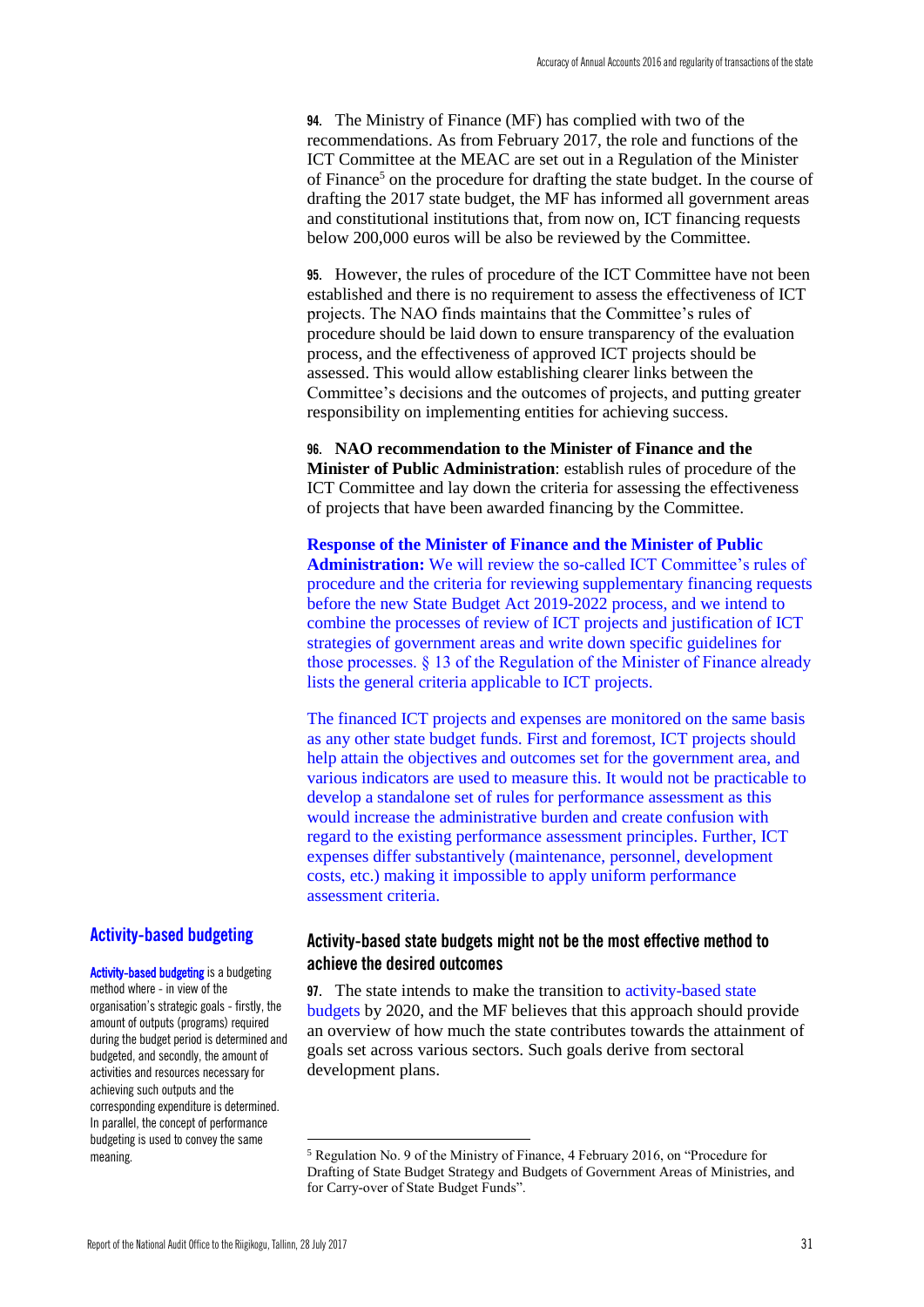**94.** The Ministry of Finance (MF) has complied with two of the recommendations. As from February 2017, the role and functions of the ICT Committee at the MEAC are set out in a Regulation of the Minister of Finance[5] on the procedure for drafting the state budget. In the course of drafting the 2017 state budget, the MF has informed all government areas and constitutional institutions that, from now on, ICT financing requests below 200,000 euros will be also be reviewed by the Committee.

**95.** However, the rules of procedure of the ICT Committee have not been established and there is no requirement to assess the effectiveness of ICT projects. The NAO finds maintains that the Committee's rules of procedure should be laid down to ensure transparency of the evaluation process, and the effectiveness of approved ICT projects should be assessed. This would allow establishing clearer links between the Committee's decisions and the outcomes of projects, and putting greater responsibility on implementing entities for achieving success.

**96. NAO recommendation to the Minister of Finance and the Minister of Public Administration**: establish rules of procedure of the ICT Committee and lay down the criteria for assessing the effectiveness of projects that have been awarded financing by the Committee.

**Response of the Minister of Finance and the Minister of Public Administration:** We will review the so-called ICT Committee's rules of procedure and the criteria for reviewing supplementary financing requests before the new State Budget Act 2019-2022 process, and we intend to combine the processes of review of ICT projects and justification of ICT strategies of government areas and write down specific guidelines for those processes. § 13 of the Regulation of the Minister of Finance already lists the general criteria applicable to ICT projects.

The financed ICT projects and expenses are monitored on the same basis as any other state budget funds. First and foremost, ICT projects should help attain the objectives and outcomes set for the government area, and various indicators are used to measure this. It would not be practicable to develop a standalone set of rules for performance assessment as this would increase the administrative burden and create confusion with regard to the existing performance assessment principles. Further, ICT expenses differ substantively (maintenance, personnel, development costs, etc.) making it impossible to apply uniform performance assessment criteria.

## Activity-based state budgets might not be the most effective method to achieve the desired outcomes

**97.** The state intends to make the transition to activity-based state budgets by 2020, and the MF believes that this approach should provide an overview of how much the state contributes towards the attainment of goals set across various sectors. Such goals derive from sectoral development plans.

**Activity-based budgeting**

**Activity-based budgeting** is a budgeting method where - in view of the organisation's strategic goals - firstly, the amount of outputs (programs) required during the budget period is determined and budgeted, and secondly, the amount of activities and resources necessary for achieving such outputs and the corresponding expenditure is determined. In parallel, the concept of performance budgeting is used to convey the same meaning.

[5] Regulation No. 9 of the Ministry of Finance, 4 February 2016, on "Procedure for Drafting of State Budget Strategy and Budgets of Government Areas of Ministries, and for Carry-over of State Budget Funds".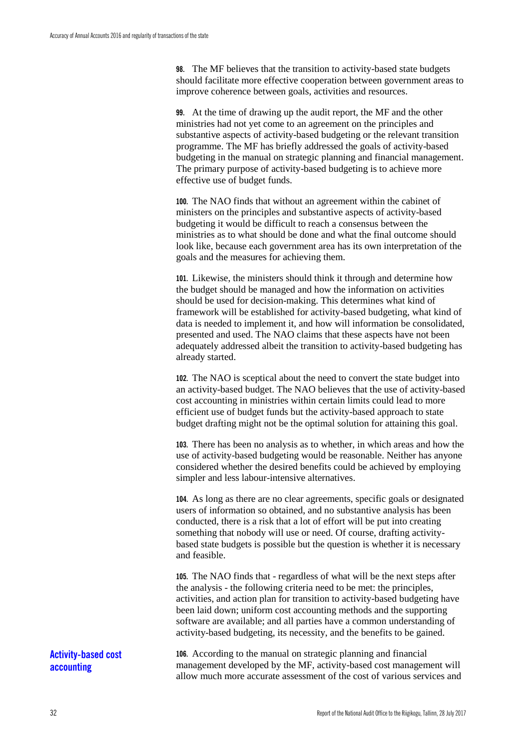**98.** The MF believes that the transition to activity-based state budgets should facilitate more effective cooperation between government areas to improve coherence between goals, activities and resources.

**99.** At the time of drawing up the audit report, the MF and the other ministries had not yet come to an agreement on the principles and substantive aspects of activity-based budgeting or the relevant transition programme. The MF has briefly addressed the goals of activity-based budgeting in the manual on strategic planning and financial management. The primary purpose of activity-based budgeting is to achieve more effective use of budget funds.

**100.** The NAO finds that without an agreement within the cabinet of ministers on the principles and substantive aspects of activity-based budgeting it would be difficult to reach a consensus between the ministries as to what should be done and what the final outcome should look like, because each government area has its own interpretation of the goals and the measures for achieving them.

**101.** Likewise, the ministers should think it through and determine how the budget should be managed and how the information on activities should be used for decision-making. This determines what kind of framework will be established for activity-based budgeting, what kind of data is needed to implement it, and how will information be consolidated, presented and used. The NAO claims that these aspects have not been adequately addressed albeit the transition to activity-based budgeting has already started.

**102.** The NAO is sceptical about the need to convert the state budget into an activity-based budget. The NAO believes that the use of activity-based cost accounting in ministries within certain limits could lead to more efficient use of budget funds but the activity-based approach to state budget drafting might not be the optimal solution for attaining this goal.

**103.** There has been no analysis as to whether, in which areas and how the use of activity-based budgeting would be reasonable. Neither has anyone considered whether the desired benefits could be achieved by employing simpler and less labour-intensive alternatives.

**104.** As long as there are no clear agreements, specific goals or designated users of information so obtained, and no substantive analysis has been conducted, there is a risk that a lot of effort will be put into creating something that nobody will use or need. Of course, drafting activity-based state budgets is possible but the question is whether it is necessary and feasible.

**105.** The NAO finds that - regardless of what will be the next steps after the analysis - the following criteria need to be met: the principles, activities, and action plan for transition to activity-based budgeting have been laid down; uniform cost accounting methods and the supporting software are available; and all parties have a common understanding of activity-based budgeting, its necessity, and the benefits to be gained.

## Activity-based cost accounting

**106.** According to the manual on strategic planning and financial management developed by the MF, activity-based cost management will allow much more accurate assessment of the cost of various services and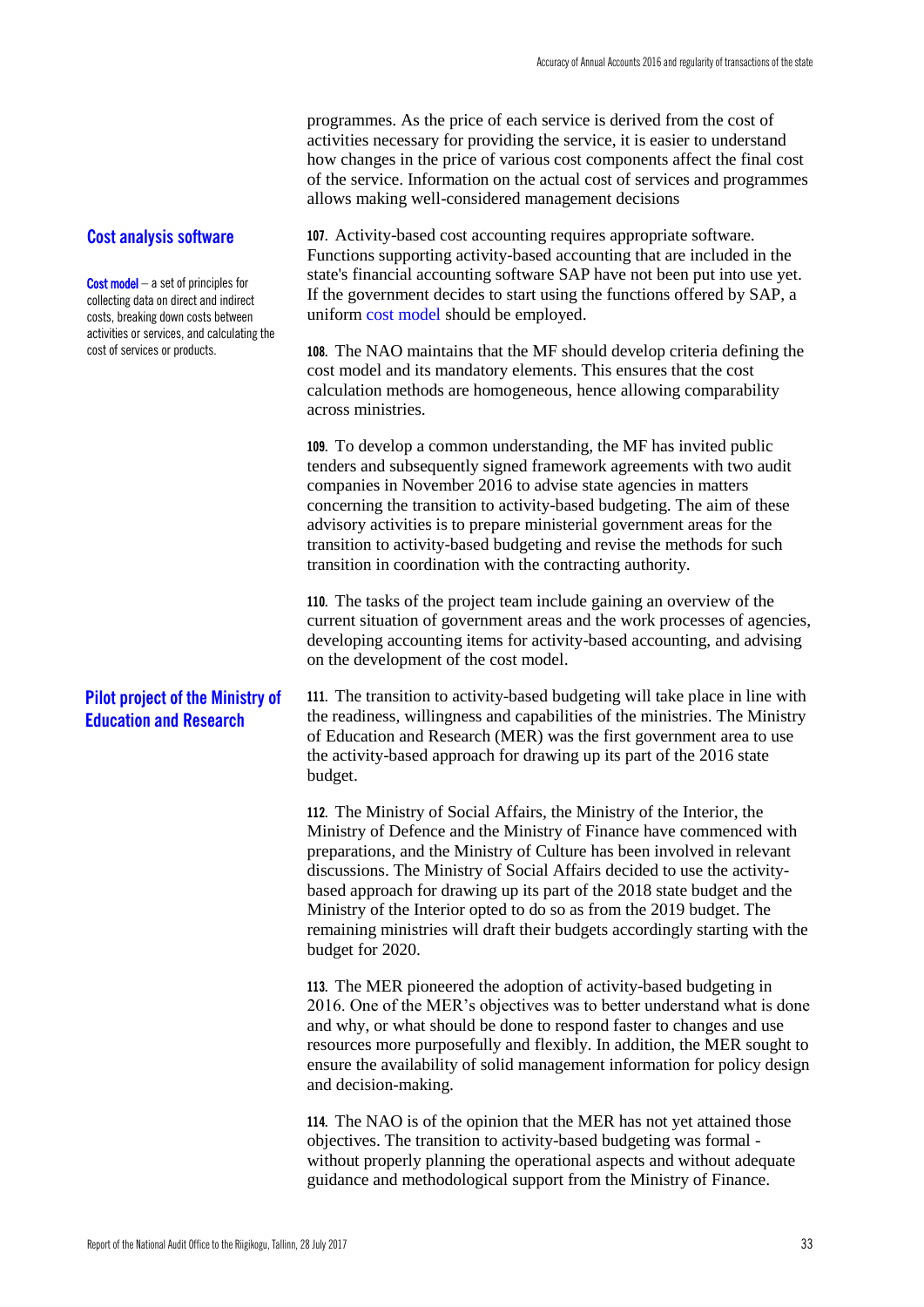programmes. As the price of each service is derived from the cost of activities necessary for providing the service, it is easier to understand how changes in the price of various cost components affect the final cost of the service. Information on the actual cost of services and programmes allows making well-considered management decisions

### Cost analysis software

**Cost model** – a set of principles for collecting data on direct and indirect costs, breaking down costs between activities or services, and calculating the cost of services or products.

**107.** Activity-based cost accounting requires appropriate software. Functions supporting activity-based accounting that are included in the state's financial accounting software SAP have not been put into use yet. If the government decides to start using the functions offered by SAP, a uniform cost model should be employed.

**108.** The NAO maintains that the MF should develop criteria defining the cost model and its mandatory elements. This ensures that the cost calculation methods are homogeneous, hence allowing comparability across ministries.

**109.** To develop a common understanding, the MF has invited public tenders and subsequently signed framework agreements with two audit companies in November 2016 to advise state agencies in matters concerning the transition to activity-based budgeting. The aim of these advisory activities is to prepare ministerial government areas for the transition to activity-based budgeting and revise the methods for such transition in coordination with the contracting authority.

**110.** The tasks of the project team include gaining an overview of the current situation of government areas and the work processes of agencies, developing accounting items for activity-based accounting, and advising on the development of the cost model.

### Pilot project of the Ministry of Education and Research

**111.** The transition to activity-based budgeting will take place in line with the readiness, willingness and capabilities of the ministries. The Ministry of Education and Research (MER) was the first government area to use the activity-based approach for drawing up its part of the 2016 state budget.

**112.** The Ministry of Social Affairs, the Ministry of the Interior, the Ministry of Defence and the Ministry of Finance have commenced with preparations, and the Ministry of Culture has been involved in relevant discussions. The Ministry of Social Affairs decided to use the activity-based approach for drawing up its part of the 2018 state budget and the Ministry of the Interior opted to do so as from the 2019 budget. The remaining ministries will draft their budgets accordingly starting with the budget for 2020.

**113.** The MER pioneered the adoption of activity-based budgeting in 2016. One of the MER's objectives was to better understand what is done and why, or what should be done to respond faster to changes and use resources more purposefully and flexibly. In addition, the MER sought to ensure the availability of solid management information for policy design and decision-making.

**114.** The NAO is of the opinion that the MER has not yet attained those objectives. The transition to activity-based budgeting was formal - without properly planning the operational aspects and without adequate guidance and methodological support from the Ministry of Finance.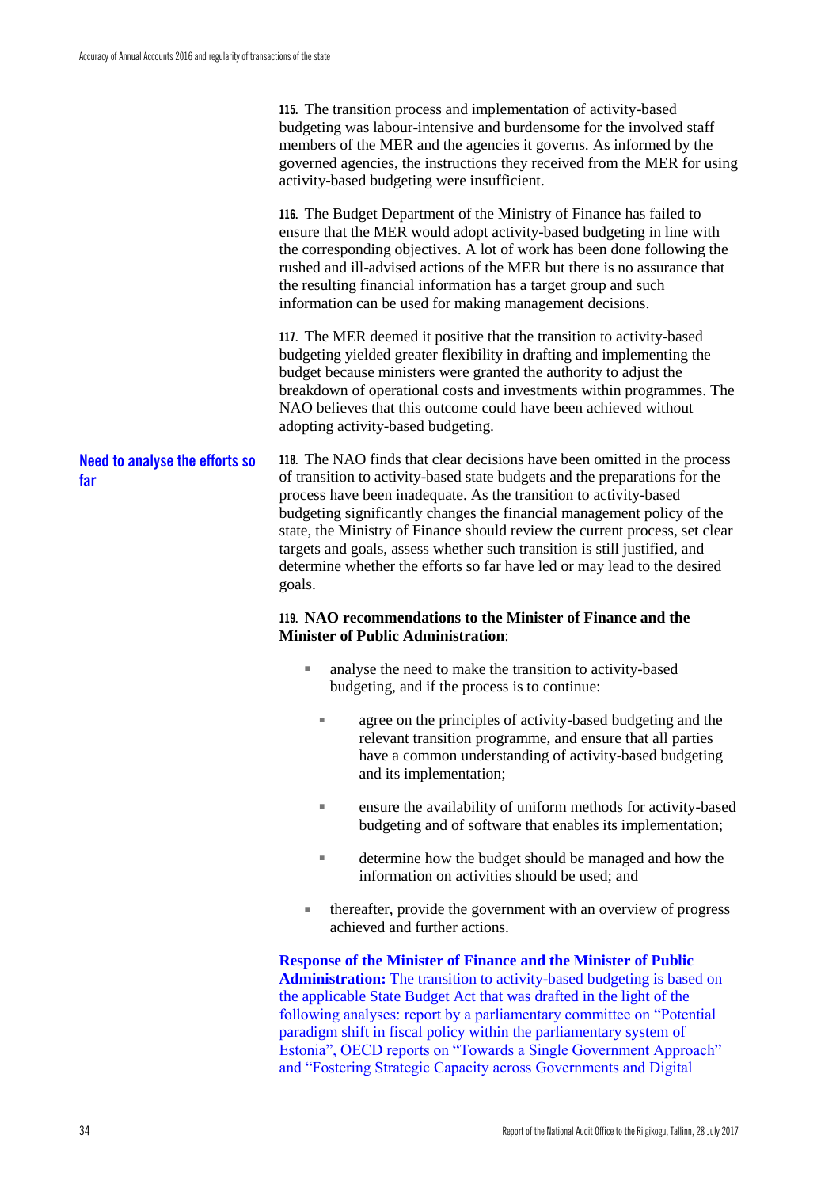**115.** The transition process and implementation of activity-based budgeting was labour-intensive and burdensome for the involved staff members of the MER and the agencies it governs. As informed by the governed agencies, the instructions they received from the MER for using activity-based budgeting were insufficient.

**116.** The Budget Department of the Ministry of Finance has failed to ensure that the MER would adopt activity-based budgeting in line with the corresponding objectives. A lot of work has been done following the rushed and ill-advised actions of the MER but there is no assurance that the resulting financial information has a target group and such information can be used for making management decisions.

**117.** The MER deemed it positive that the transition to activity-based budgeting yielded greater flexibility in drafting and implementing the budget because ministers were granted the authority to adjust the breakdown of operational costs and investments within programmes. The NAO believes that this outcome could have been achieved without adopting activity-based budgeting.

### Need to analyse the efforts so far

**118.** The NAO finds that clear decisions have been omitted in the process of transition to activity-based state budgets and the preparations for the process have been inadequate. As the transition to activity-based budgeting significantly changes the financial management policy of the state, the Ministry of Finance should review the current process, set clear targets and goals, assess whether such transition is still justified, and determine whether the efforts so far have led or may lead to the desired goals.

**119. NAO recommendations to the Minister of Finance and the Minister of Public Administration**:

- analyse the need to make the transition to activity-based budgeting, and if the process is to continue:
  - agree on the principles of activity-based budgeting and the relevant transition programme, and ensure that all parties have a common understanding of activity-based budgeting and its implementation;
  - ensure the availability of uniform methods for activity-based budgeting and of software that enables its implementation;
  - determine how the budget should be managed and how the information on activities should be used; and
- thereafter, provide the government with an overview of progress achieved and further actions.

**Response of the Minister of Finance and the Minister of Public Administration:** The transition to activity-based budgeting is based on the applicable State Budget Act that was drafted in the light of the following analyses: report by a parliamentary committee on “Potential paradigm shift in fiscal policy within the parliamentary system of Estonia”, OECD reports on “Towards a Single Government Approach” and “Fostering Strategic Capacity across Governments and Digital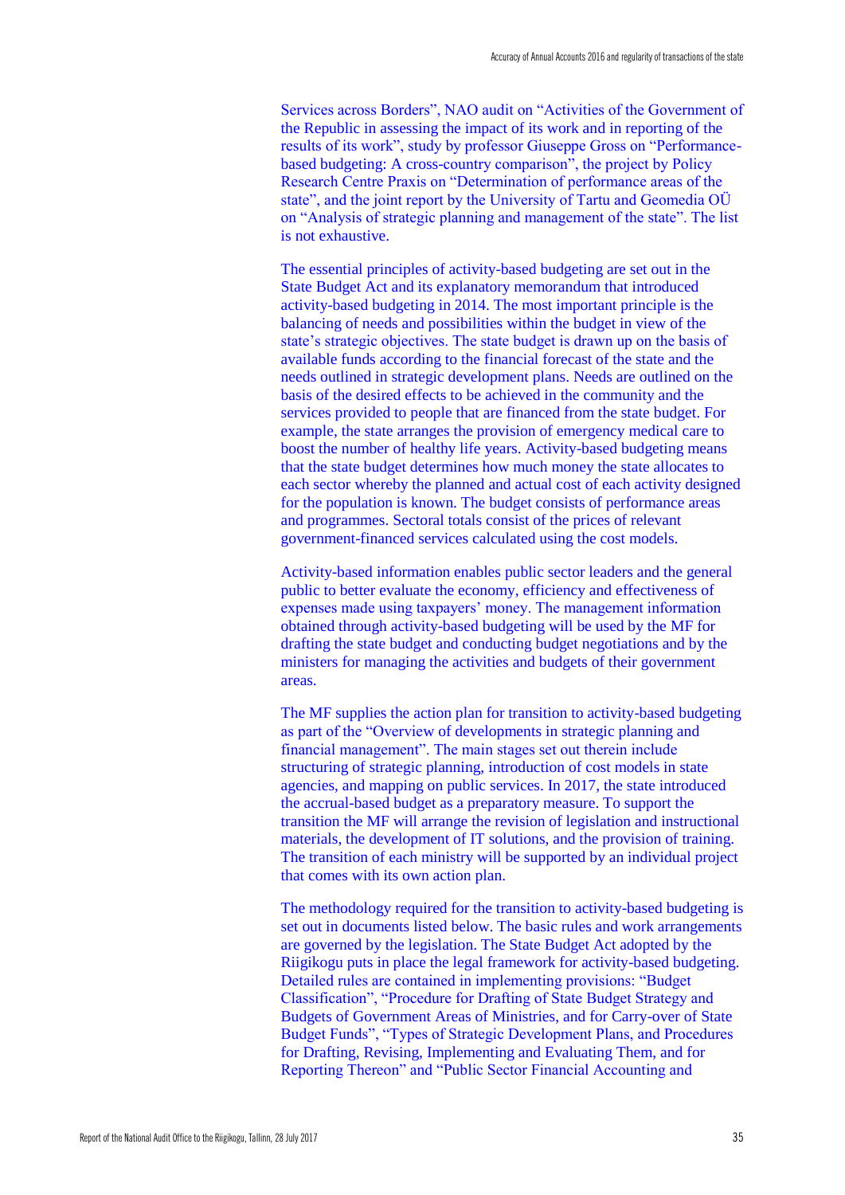Services across Borders", NAO audit on "Activities of the Government of the Republic in assessing the impact of its work and in reporting of the results of its work", study by professor Giuseppe Gross on "Performance-based budgeting: A cross-country comparison", the project by Policy Research Centre Praxis on "Determination of performance areas of the state", and the joint report by the University of Tartu and Geomedia OÜ on "Analysis of strategic planning and management of the state". The list is not exhaustive.

The essential principles of activity-based budgeting are set out in the State Budget Act and its explanatory memorandum that introduced activity-based budgeting in 2014. The most important principle is the balancing of needs and possibilities within the budget in view of the state's strategic objectives. The state budget is drawn up on the basis of available funds according to the financial forecast of the state and the needs outlined in strategic development plans. Needs are outlined on the basis of the desired effects to be achieved in the community and the services provided to people that are financed from the state budget. For example, the state arranges the provision of emergency medical care to boost the number of healthy life years. Activity-based budgeting means that the state budget determines how much money the state allocates to each sector whereby the planned and actual cost of each activity designed for the population is known. The budget consists of performance areas and programmes. Sectoral totals consist of the prices of relevant government-financed services calculated using the cost models.

Activity-based information enables public sector leaders and the general public to better evaluate the economy, efficiency and effectiveness of expenses made using taxpayers' money. The management information obtained through activity-based budgeting will be used by the MF for drafting the state budget and conducting budget negotiations and by the ministers for managing the activities and budgets of their government areas.

The MF supplies the action plan for transition to activity-based budgeting as part of the "Overview of developments in strategic planning and financial management". The main stages set out therein include structuring of strategic planning, introduction of cost models in state agencies, and mapping on public services. In 2017, the state introduced the accrual-based budget as a preparatory measure. To support the transition the MF will arrange the revision of legislation and instructional materials, the development of IT solutions, and the provision of training. The transition of each ministry will be supported by an individual project that comes with its own action plan.

The methodology required for the transition to activity-based budgeting is set out in documents listed below. The basic rules and work arrangements are governed by the legislation. The State Budget Act adopted by the Riigikogu puts in place the legal framework for activity-based budgeting. Detailed rules are contained in implementing provisions: "Budget Classification", "Procedure for Drafting of State Budget Strategy and Budgets of Government Areas of Ministries, and for Carry-over of State Budget Funds", "Types of Strategic Development Plans, and Procedures for Drafting, Revising, Implementing and Evaluating Them, and for Reporting Thereon" and "Public Sector Financial Accounting and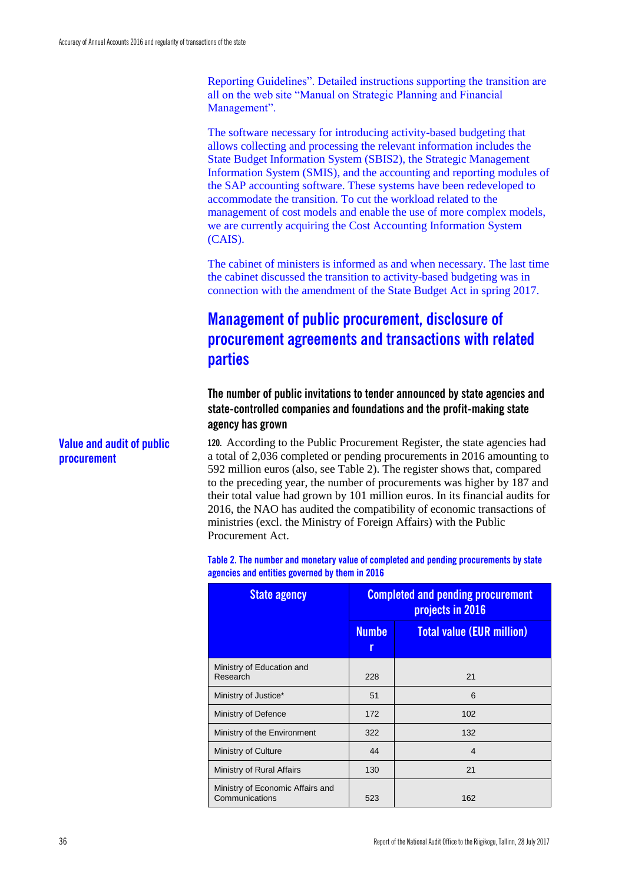Reporting Guidelines". Detailed instructions supporting the transition are all on the web site "Manual on Strategic Planning and Financial Management".

The software necessary for introducing activity-based budgeting that allows collecting and processing the relevant information includes the State Budget Information System (SBIS2), the Strategic Management Information System (SMIS), and the accounting and reporting modules of the SAP accounting software. These systems have been redeveloped to accommodate the transition. To cut the workload related to the management of cost models and enable the use of more complex models, we are currently acquiring the Cost Accounting Information System (CAIS).

The cabinet of ministers is informed as and when necessary. The last time the cabinet discussed the transition to activity-based budgeting was in connection with the amendment of the State Budget Act in spring 2017.

## Management of public procurement, disclosure of procurement agreements and transactions with related parties

### The number of public invitations to tender announced by state agencies and state-controlled companies and foundations and the profit-making state agency has grown

**Value and audit of public procurement**

**120.** According to the Public Procurement Register, the state agencies had a total of 2,036 completed or pending procurements in 2016 amounting to 592 million euros (also, see Table 2). The register shows that, compared to the preceding year, the number of procurements was higher by 187 and their total value had grown by 101 million euros. In its financial audits for 2016, the NAO has audited the compatibility of economic transactions of ministries (excl. the Ministry of Foreign Affairs) with the Public Procurement Act.

**Table 2. The number and monetary value of completed and pending procurements by state agencies and entities governed by them in 2016**

| State agency | Completed and pending procurement projects in 2016 | |
|---|---|---|
| | Number | Total value (EUR million) |
| Ministry of Education and Research | 228 | 21 |
| Ministry of Justice* | 51 | 6 |
| Ministry of Defence | 172 | 102 |
| Ministry of the Environment | 322 | 132 |
| Ministry of Culture | 44 | 4 |
| Ministry of Rural Affairs | 130 | 21 |
| Ministry of Economic Affairs and Communications | 523 | 162 |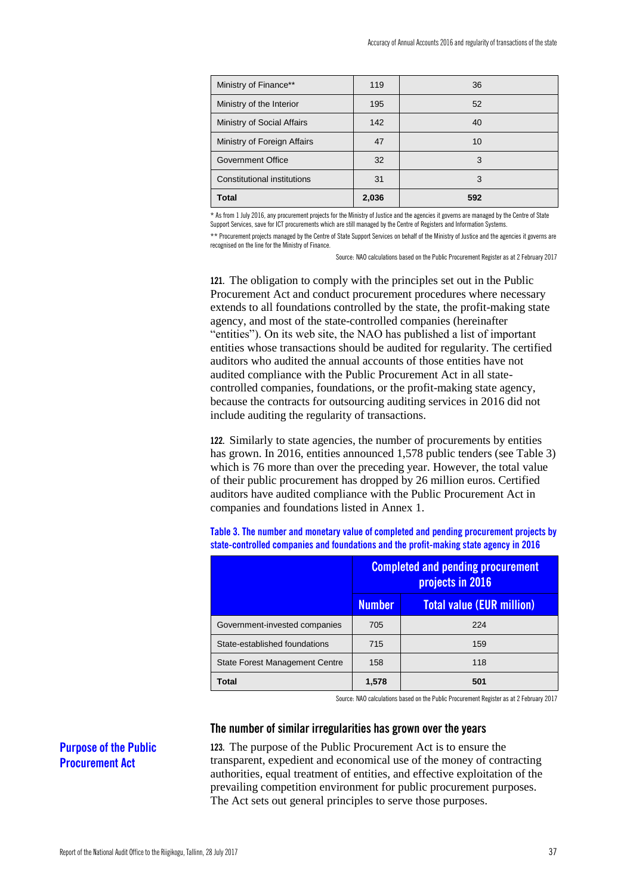| Ministry of Finance** | 119 | 36 |
|---|---|---|
| Ministry of the Interior | 195 | 52 |
| Ministry of Social Affairs | 142 | 40 |
| Ministry of Foreign Affairs | 47 | 10 |
| Government Office | 32 | 3 |
| Constitutional institutions | 31 | 3 |
| **Total** | **2,036** | **592** |

* As from 1 July 2016, any procurement projects for the Ministry of Justice and the agencies it governs are managed by the Centre of State Support Services, save for ICT procurements which are still managed by the Centre of Registers and Information Systems.

** Procurement projects managed by the Centre of State Support Services on behalf of the Ministry of Justice and the agencies it governs are recognised on the line for the Ministry of Finance.

Source: NAO calculations based on the Public Procurement Register as at 2 February 2017

**121.** The obligation to comply with the principles set out in the Public Procurement Act and conduct procurement procedures where necessary extends to all foundations controlled by the state, the profit-making state agency, and most of the state-controlled companies (hereinafter "entities"). On its web site, the NAO has published a list of important entities whose transactions should be audited for regularity. The certified auditors who audited the annual accounts of those entities have not audited compliance with the Public Procurement Act in all state-controlled companies, foundations, or the profit-making state agency, because the contracts for outsourcing auditing services in 2016 did not include auditing the regularity of transactions.

**122.** Similarly to state agencies, the number of procurements by entities has grown. In 2016, entities announced 1,578 public tenders (see Table 3) which is 76 more than over the preceding year. However, the total value of their public procurement has dropped by 26 million euros. Certified auditors have audited compliance with the Public Procurement Act in companies and foundations listed in Annex 1.

**Table 3. The number and monetary value of completed and pending procurement projects by state-controlled companies and foundations and the profit-making state agency in 2016**

| | Completed and pending procurement projects in 2016 | |
|---|---|---|
| | **Number** | **Total value (EUR million)** |
| Government-invested companies | 705 | 224 |
| State-established foundations | 715 | 159 |
| State Forest Management Centre | 158 | 118 |
| **Total** | **1,578** | **501** |

Source: NAO calculations based on the Public Procurement Register as at 2 February 2017

## The number of similar irregularities has grown over the years

### Purpose of the Public Procurement Act

**123.** The purpose of the Public Procurement Act is to ensure the transparent, expedient and economical use of the money of contracting authorities, equal treatment of entities, and effective exploitation of the prevailing competition environment for public procurement purposes. The Act sets out general principles to serve those purposes.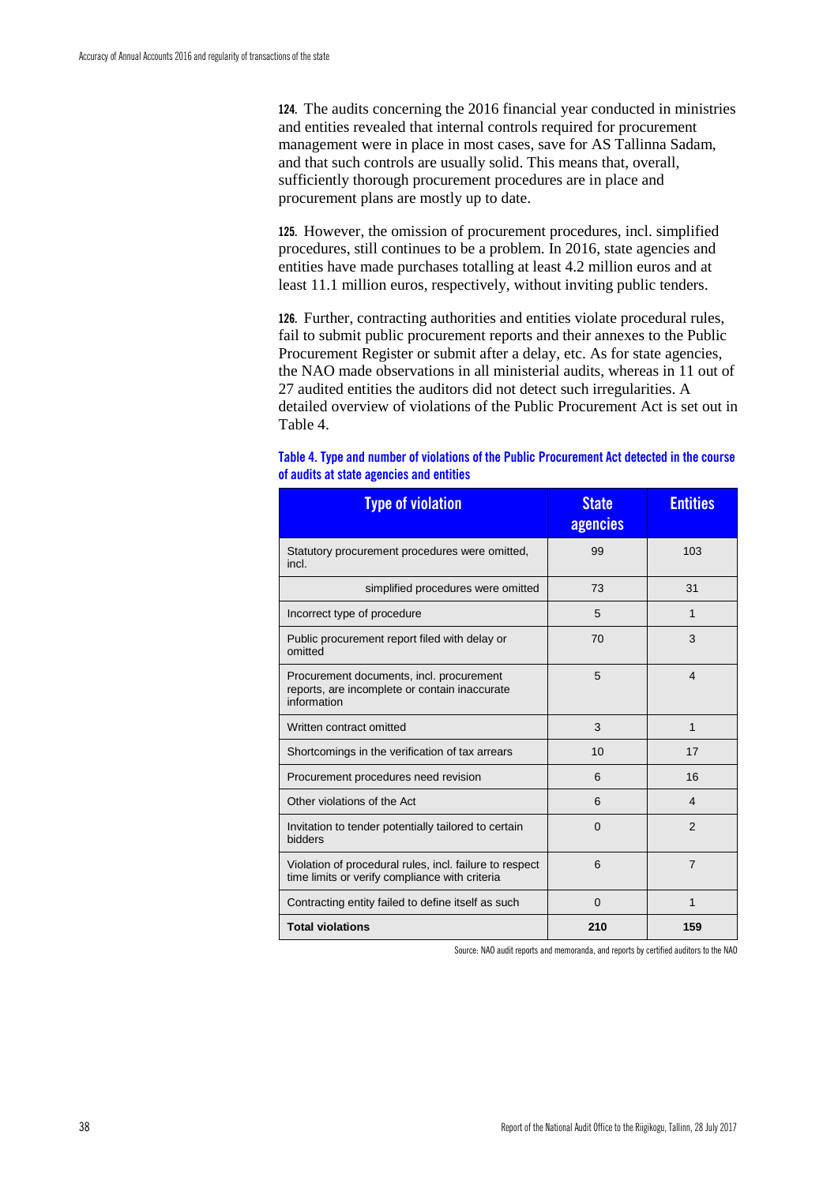**124.** The audits concerning the 2016 financial year conducted in ministries and entities revealed that internal controls required for procurement management were in place in most cases, save for AS Tallinna Sadam, and that such controls are usually solid. This means that, overall, sufficiently thorough procurement procedures are in place and procurement plans are mostly up to date.

**125.** However, the omission of procurement procedures, incl. simplified procedures, still continues to be a problem. In 2016, state agencies and entities have made purchases totalling at least 4.2 million euros and at least 11.1 million euros, respectively, without inviting public tenders.

**126.** Further, contracting authorities and entities violate procedural rules, fail to submit public procurement reports and their annexes to the Public Procurement Register or submit after a delay, etc. As for state agencies, the NAO made observations in all ministerial audits, whereas in 11 out of 27 audited entities the auditors did not detect such irregularities. A detailed overview of violations of the Public Procurement Act is set out in Table 4.

**Table 4. Type and number of violations of the Public Procurement Act detected in the course of audits at state agencies and entities**

| Type of violation | State agencies | Entities |
|---|---|---|
| Statutory procurement procedures were omitted, incl. | 99 | 103 |
| simplified procedures were omitted | 73 | 31 |
| Incorrect type of procedure | 5 | 1 |
| Public procurement report filed with delay or omitted | 70 | 3 |
| Procurement documents, incl. procurement reports, are incomplete or contain inaccurate information | 5 | 4 |
| Written contract omitted | 3 | 1 |
| Shortcomings in the verification of tax arrears | 10 | 17 |
| Procurement procedures need revision | 6 | 16 |
| Other violations of the Act | 6 | 4 |
| Invitation to tender potentially tailored to certain bidders | 0 | 2 |
| Violation of procedural rules, incl. failure to respect time limits or verify compliance with criteria | 6 | 7 |
| Contracting entity failed to define itself as such | 0 | 1 |
| **Total violations** | **210** | **159** |

Source: NAO audit reports and memoranda, and reports by certified auditors to the NAO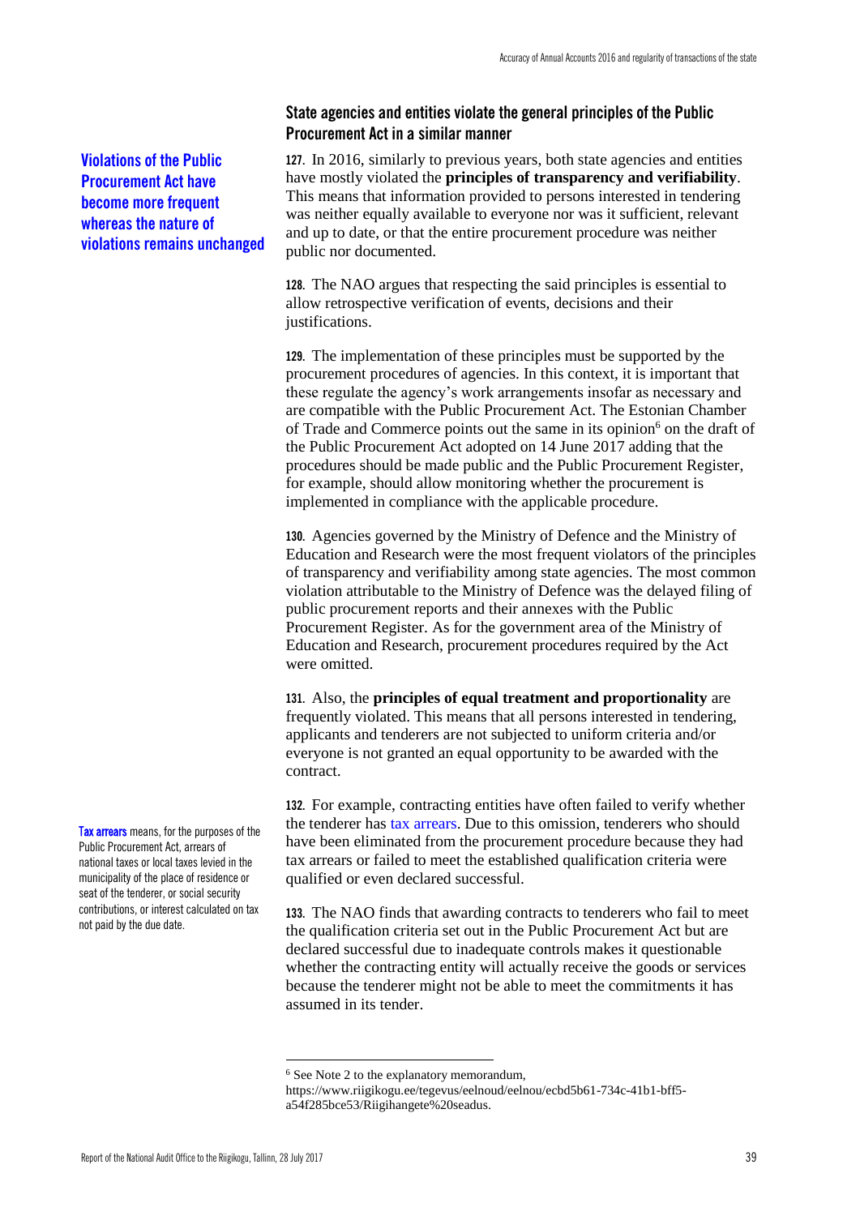### State agencies and entities violate the general principles of the Public Procurement Act in a similar manner

**Violations of the Public Procurement Act have become more frequent whereas the nature of violations remains unchanged**

**127.** In 2016, similarly to previous years, both state agencies and entities have mostly violated the **principles of transparency and verifiability**. This means that information provided to persons interested in tendering was neither equally available to everyone nor was it sufficient, relevant and up to date, or that the entire procurement procedure was neither public nor documented.

**128.** The NAO argues that respecting the said principles is essential to allow retrospective verification of events, decisions and their justifications.

**129.** The implementation of these principles must be supported by the procurement procedures of agencies. In this context, it is important that these regulate the agency's work arrangements insofar as necessary and are compatible with the Public Procurement Act. The Estonian Chamber of Trade and Commerce points out the same in its opinion[6] on the draft of the Public Procurement Act adopted on 14 June 2017 adding that the procedures should be made public and the Public Procurement Register, for example, should allow monitoring whether the procurement is implemented in compliance with the applicable procedure.

**130.** Agencies governed by the Ministry of Defence and the Ministry of Education and Research were the most frequent violators of the principles of transparency and verifiability among state agencies. The most common violation attributable to the Ministry of Defence was the delayed filing of public procurement reports and their annexes with the Public Procurement Register. As for the government area of the Ministry of Education and Research, procurement procedures required by the Act were omitted.

**131.** Also, the **principles of equal treatment and proportionality** are frequently violated. This means that all persons interested in tendering, applicants and tenderers are not subjected to uniform criteria and/or everyone is not granted an equal opportunity to be awarded with the contract.

**132.** For example, contracting entities have often failed to verify whether the tenderer has tax arrears. Due to this omission, tenderers who should have been eliminated from the procurement procedure because they had tax arrears or failed to meet the established qualification criteria were qualified or even declared successful.

**Tax arrears** means, for the purposes of the Public Procurement Act, arrears of national taxes or local taxes levied in the municipality of the place of residence or seat of the tenderer, or social security contributions, or interest calculated on tax not paid by the due date.

**133.** The NAO finds that awarding contracts to tenderers who fail to meet the qualification criteria set out in the Public Procurement Act but are declared successful due to inadequate controls makes it questionable whether the contracting entity will actually receive the goods or services because the tenderer might not be able to meet the commitments it has assumed in its tender.

---

[6] See Note 2 to the explanatory memorandum, https://www.riigikogu.ee/tegevus/eelnoud/eelnou/ecbd5b61-734c-41b1-bff5-a54f285bce53/Riigihangete%20seadus.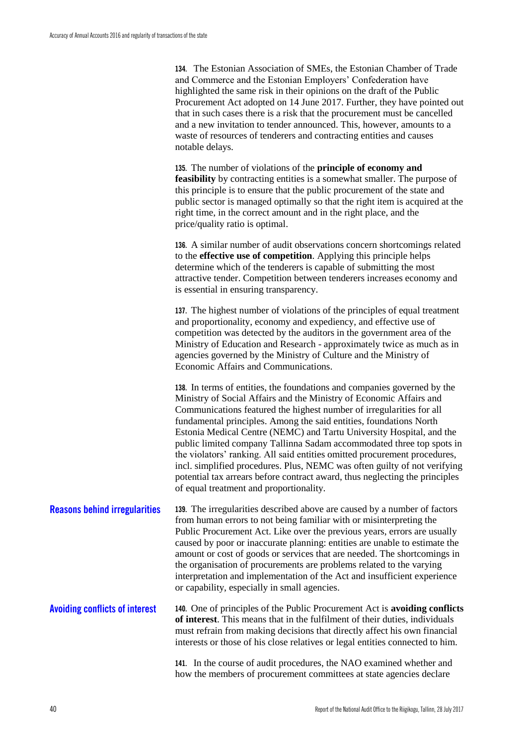**134.** The Estonian Association of SMEs, the Estonian Chamber of Trade and Commerce and the Estonian Employers' Confederation have highlighted the same risk in their opinions on the draft of the Public Procurement Act adopted on 14 June 2017. Further, they have pointed out that in such cases there is a risk that the procurement must be cancelled and a new invitation to tender announced. This, however, amounts to a waste of resources of tenderers and contracting entities and causes notable delays.

**135.** The number of violations of the **principle of economy and feasibility** by contracting entities is a somewhat smaller. The purpose of this principle is to ensure that the public procurement of the state and public sector is managed optimally so that the right item is acquired at the right time, in the correct amount and in the right place, and the price/quality ratio is optimal.

**136.** A similar number of audit observations concern shortcomings related to the **effective use of competition**. Applying this principle helps determine which of the tenderers is capable of submitting the most attractive tender. Competition between tenderers increases economy and is essential in ensuring transparency.

**137.** The highest number of violations of the principles of equal treatment and proportionality, economy and expediency, and effective use of competition was detected by the auditors in the government area of the Ministry of Education and Research - approximately twice as much as in agencies governed by the Ministry of Culture and the Ministry of Economic Affairs and Communications.

**138.** In terms of entities, the foundations and companies governed by the Ministry of Social Affairs and the Ministry of Economic Affairs and Communications featured the highest number of irregularities for all fundamental principles. Among the said entities, foundations North Estonia Medical Centre (NEMC) and Tartu University Hospital, and the public limited company Tallinna Sadam accommodated three top spots in the violators' ranking. All said entities omitted procurement procedures, incl. simplified procedures. Plus, NEMC was often guilty of not verifying potential tax arrears before contract award, thus neglecting the principles of equal treatment and proportionality.

### Reasons behind irregularities

**139.** The irregularities described above are caused by a number of factors from human errors to not being familiar with or misinterpreting the Public Procurement Act. Like over the previous years, errors are usually caused by poor or inaccurate planning: entities are unable to estimate the amount or cost of goods or services that are needed. The shortcomings in the organisation of procurements are problems related to the varying interpretation and implementation of the Act and insufficient experience or capability, especially in small agencies.

### Avoiding conflicts of interest

**140.** One of principles of the Public Procurement Act is **avoiding conflicts of interest**. This means that in the fulfilment of their duties, individuals must refrain from making decisions that directly affect his own financial interests or those of his close relatives or legal entities connected to him.

**141.** In the course of audit procedures, the NAO examined whether and how the members of procurement committees at state agencies declare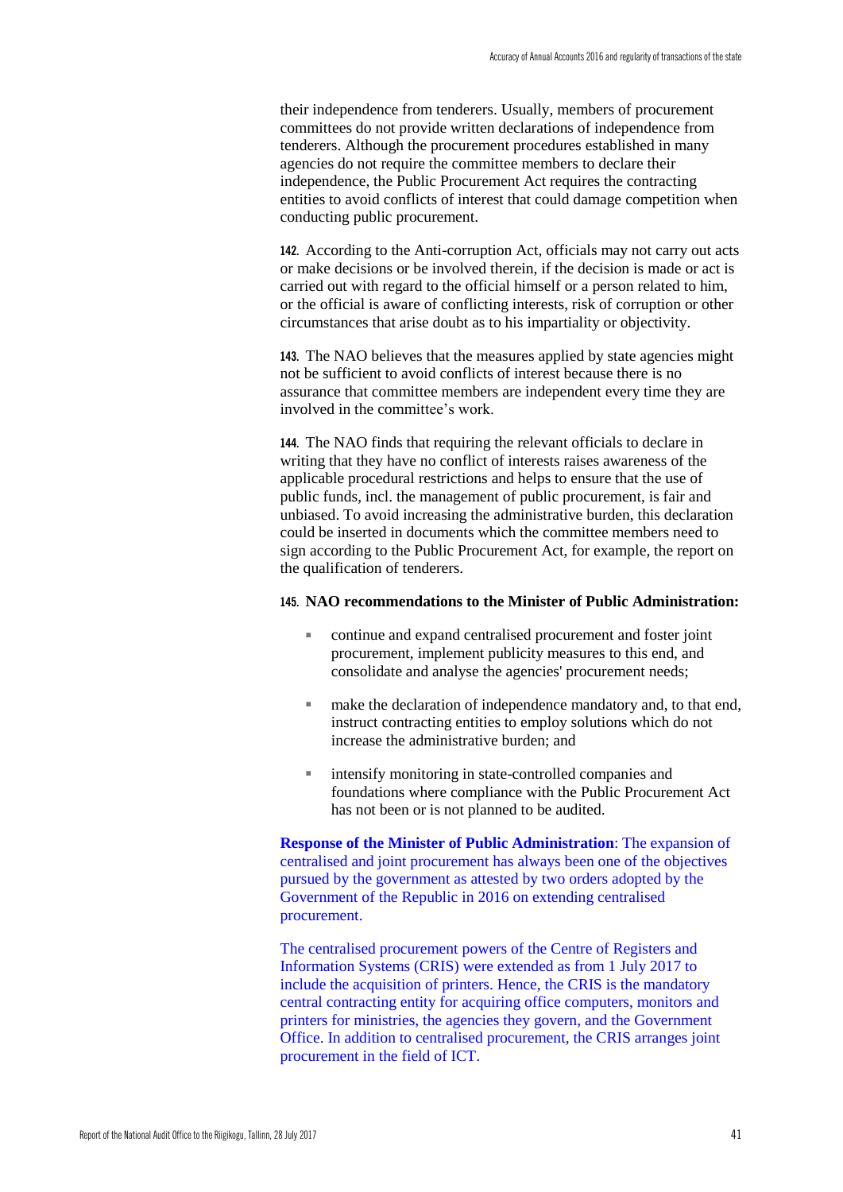their independence from tenderers. Usually, members of procurement committees do not provide written declarations of independence from tenderers. Although the procurement procedures established in many agencies do not require the committee members to declare their independence, the Public Procurement Act requires the contracting entities to avoid conflicts of interest that could damage competition when conducting public procurement.

**142.** According to the Anti-corruption Act, officials may not carry out acts or make decisions or be involved therein, if the decision is made or act is carried out with regard to the official himself or a person related to him, or the official is aware of conflicting interests, risk of corruption or other circumstances that arise doubt as to his impartiality or objectivity.

**143.** The NAO believes that the measures applied by state agencies might not be sufficient to avoid conflicts of interest because there is no assurance that committee members are independent every time they are involved in the committee's work.

**144.** The NAO finds that requiring the relevant officials to declare in writing that they have no conflict of interests raises awareness of the applicable procedural restrictions and helps to ensure that the use of public funds, incl. the management of public procurement, is fair and unbiased. To avoid increasing the administrative burden, this declaration could be inserted in documents which the committee members need to sign according to the Public Procurement Act, for example, the report on the qualification of tenderers.

**145. NAO recommendations to the Minister of Public Administration:**

- continue and expand centralised procurement and foster joint procurement, implement publicity measures to this end, and consolidate and analyse the agencies' procurement needs;
- make the declaration of independence mandatory and, to that end, instruct contracting entities to employ solutions which do not increase the administrative burden; and
- intensify monitoring in state-controlled companies and foundations where compliance with the Public Procurement Act has not been or is not planned to be audited.

**Response of the Minister of Public Administration**: The expansion of centralised and joint procurement has always been one of the objectives pursued by the government as attested by two orders adopted by the Government of the Republic in 2016 on extending centralised procurement.

The centralised procurement powers of the Centre of Registers and Information Systems (CRIS) were extended as from 1 July 2017 to include the acquisition of printers. Hence, the CRIS is the mandatory central contracting entity for acquiring office computers, monitors and printers for ministries, the agencies they govern, and the Government Office. In addition to centralised procurement, the CRIS arranges joint procurement in the field of ICT.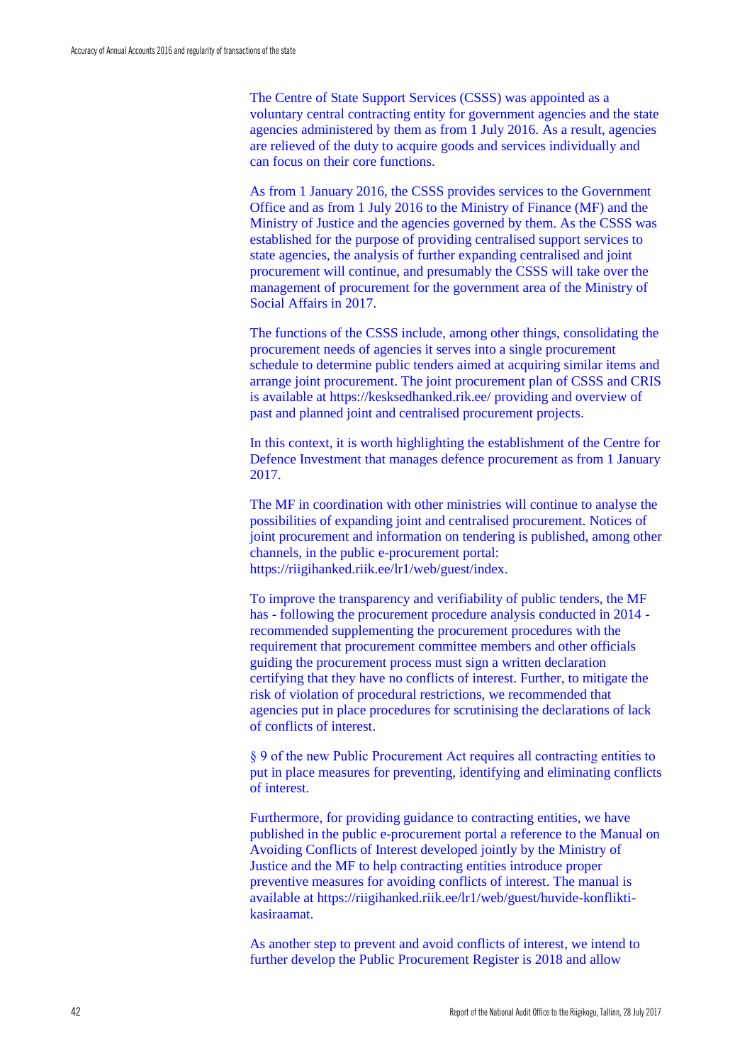The Centre of State Support Services (CSSS) was appointed as a voluntary central contracting entity for government agencies and the state agencies administered by them as from 1 July 2016. As a result, agencies are relieved of the duty to acquire goods and services individually and can focus on their core functions.

As from 1 January 2016, the CSSS provides services to the Government Office and as from 1 July 2016 to the Ministry of Finance (MF) and the Ministry of Justice and the agencies governed by them. As the CSSS was established for the purpose of providing centralised support services to state agencies, the analysis of further expanding centralised and joint procurement will continue, and presumably the CSSS will take over the management of procurement for the government area of the Ministry of Social Affairs in 2017.

The functions of the CSSS include, among other things, consolidating the procurement needs of agencies it serves into a single procurement schedule to determine public tenders aimed at acquiring similar items and arrange joint procurement. The joint procurement plan of CSSS and CRIS is available at https://kesksedhanked.rik.ee/ providing and overview of past and planned joint and centralised procurement projects.

In this context, it is worth highlighting the establishment of the Centre for Defence Investment that manages defence procurement as from 1 January 2017.

The MF in coordination with other ministries will continue to analyse the possibilities of expanding joint and centralised procurement. Notices of joint procurement and information on tendering is published, among other channels, in the public e-procurement portal: https://riigihanked.riik.ee/lr1/web/guest/index.

To improve the transparency and verifiability of public tenders, the MF has - following the procurement procedure analysis conducted in 2014 - recommended supplementing the procurement procedures with the requirement that procurement committee members and other officials guiding the procurement process must sign a written declaration certifying that they have no conflicts of interest. Further, to mitigate the risk of violation of procedural restrictions, we recommended that agencies put in place procedures for scrutinising the declarations of lack of conflicts of interest.

§ 9 of the new Public Procurement Act requires all contracting entities to put in place measures for preventing, identifying and eliminating conflicts of interest.

Furthermore, for providing guidance to contracting entities, we have published in the public e-procurement portal a reference to the Manual on Avoiding Conflicts of Interest developed jointly by the Ministry of Justice and the MF to help contracting entities introduce proper preventive measures for avoiding conflicts of interest. The manual is available at https://riigihanked.riik.ee/lr1/web/guest/huvide-konflikti-kasiraamat.

As another step to prevent and avoid conflicts of interest, we intend to further develop the Public Procurement Register is 2018 and allow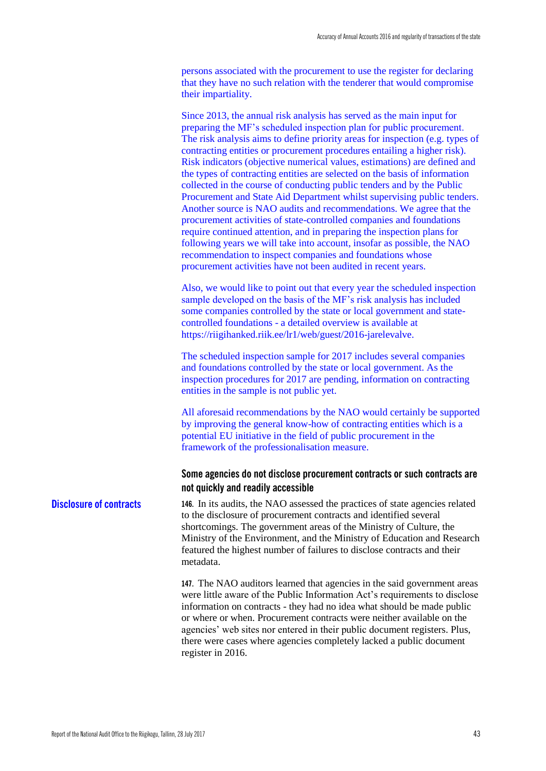persons associated with the procurement to use the register for declaring that they have no such relation with the tenderer that would compromise their impartiality.

Since 2013, the annual risk analysis has served as the main input for preparing the MF's scheduled inspection plan for public procurement. The risk analysis aims to define priority areas for inspection (e.g. types of contracting entities or procurement procedures entailing a higher risk). Risk indicators (objective numerical values, estimations) are defined and the types of contracting entities are selected on the basis of information collected in the course of conducting public tenders and by the Public Procurement and State Aid Department whilst supervising public tenders. Another source is NAO audits and recommendations. We agree that the procurement activities of state-controlled companies and foundations require continued attention, and in preparing the inspection plans for following years we will take into account, insofar as possible, the NAO recommendation to inspect companies and foundations whose procurement activities have not been audited in recent years.

Also, we would like to point out that every year the scheduled inspection sample developed on the basis of the MF's risk analysis has included some companies controlled by the state or local government and state-controlled foundations - a detailed overview is available at https://riigihanked.riik.ee/lr1/web/guest/2016-jarelevalve.

The scheduled inspection sample for 2017 includes several companies and foundations controlled by the state or local government. As the inspection procedures for 2017 are pending, information on contracting entities in the sample is not public yet.

All aforesaid recommendations by the NAO would certainly be supported by improving the general know-how of contracting entities which is a potential EU initiative in the field of public procurement in the framework of the professionalisation measure.

### Some agencies do not disclose procurement contracts or such contracts are not quickly and readily accessible

**Disclosure of contracts**

**146.** In its audits, the NAO assessed the practices of state agencies related to the disclosure of procurement contracts and identified several shortcomings. The government areas of the Ministry of Culture, the Ministry of the Environment, and the Ministry of Education and Research featured the highest number of failures to disclose contracts and their metadata.

**147.** The NAO auditors learned that agencies in the said government areas were little aware of the Public Information Act's requirements to disclose information on contracts - they had no idea what should be made public or where or when. Procurement contracts were neither available on the agencies' web sites nor entered in their public document registers. Plus, there were cases where agencies completely lacked a public document register in 2016.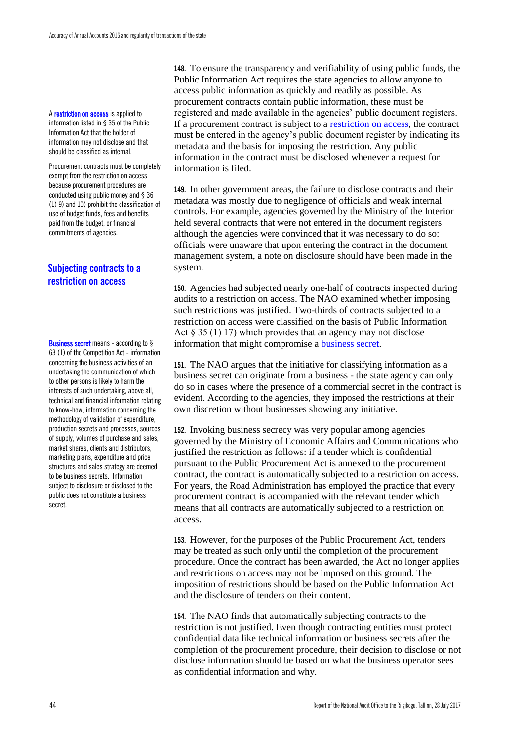**A restriction on access** is applied to information listed in § 35 of the Public Information Act that the holder of information may not disclose and that should be classified as internal.

Procurement contracts must be completely exempt from the restriction on access because procurement procedures are conducted using public money and § 36 (1) 9) and 10) prohibit the classification of use of budget funds, fees and benefits paid from the budget, or financial commitments of agencies.

**148.** To ensure the transparency and verifiability of using public funds, the Public Information Act requires the state agencies to allow anyone to access public information as quickly and readily as possible. As procurement contracts contain public information, these must be registered and made available in the agencies' public document registers. If a procurement contract is subject to a restriction on access, the contract must be entered in the agency's public document register by indicating its metadata and the basis for imposing the restriction. Any public information in the contract must be disclosed whenever a request for information is filed.

**149.** In other government areas, the failure to disclose contracts and their metadata was mostly due to negligence of officials and weak internal controls. For example, agencies governed by the Ministry of the Interior held several contracts that were not entered in the document registers although the agencies were convinced that it was necessary to do so: officials were unaware that upon entering the contract in the document management system, a note on disclosure should have been made in the system.

## Subjecting contracts to a restriction on access

**150.** Agencies had subjected nearly one-half of contracts inspected during audits to a restriction on access. The NAO examined whether imposing such restrictions was justified. Two-thirds of contracts subjected to a restriction on access were classified on the basis of Public Information Act § 35 (1) 17) which provides that an agency may not disclose information that might compromise a business secret.

**Business secret** means - according to § 63 (1) of the Competition Act - information concerning the business activities of an undertaking the communication of which to other persons is likely to harm the interests of such undertaking, above all, technical and financial information relating to know-how, information concerning the methodology of validation of expenditure, production secrets and processes, sources of supply, volumes of purchase and sales, market shares, clients and distributors, marketing plans, expenditure and price structures and sales strategy are deemed to be business secrets. Information subject to disclosure or disclosed to the public does not constitute a business secret.

**151.** The NAO argues that the initiative for classifying information as a business secret can originate from a business - the state agency can only do so in cases where the presence of a commercial secret in the contract is evident. According to the agencies, they imposed the restrictions at their own discretion without businesses showing any initiative.

**152.** Invoking business secrecy was very popular among agencies governed by the Ministry of Economic Affairs and Communications who justified the restriction as follows: if a tender which is confidential pursuant to the Public Procurement Act is annexed to the procurement contract, the contract is automatically subjected to a restriction on access. For years, the Road Administration has employed the practice that every procurement contract is accompanied with the relevant tender which means that all contracts are automatically subjected to a restriction on access.

**153.** However, for the purposes of the Public Procurement Act, tenders may be treated as such only until the completion of the procurement procedure. Once the contract has been awarded, the Act no longer applies and restrictions on access may not be imposed on this ground. The imposition of restrictions should be based on the Public Information Act and the disclosure of tenders on their content.

**154.** The NAO finds that automatically subjecting contracts to the restriction is not justified. Even though contracting entities must protect confidential data like technical information or business secrets after the completion of the procurement procedure, their decision to disclose or not disclose information should be based on what the business operator sees as confidential information and why.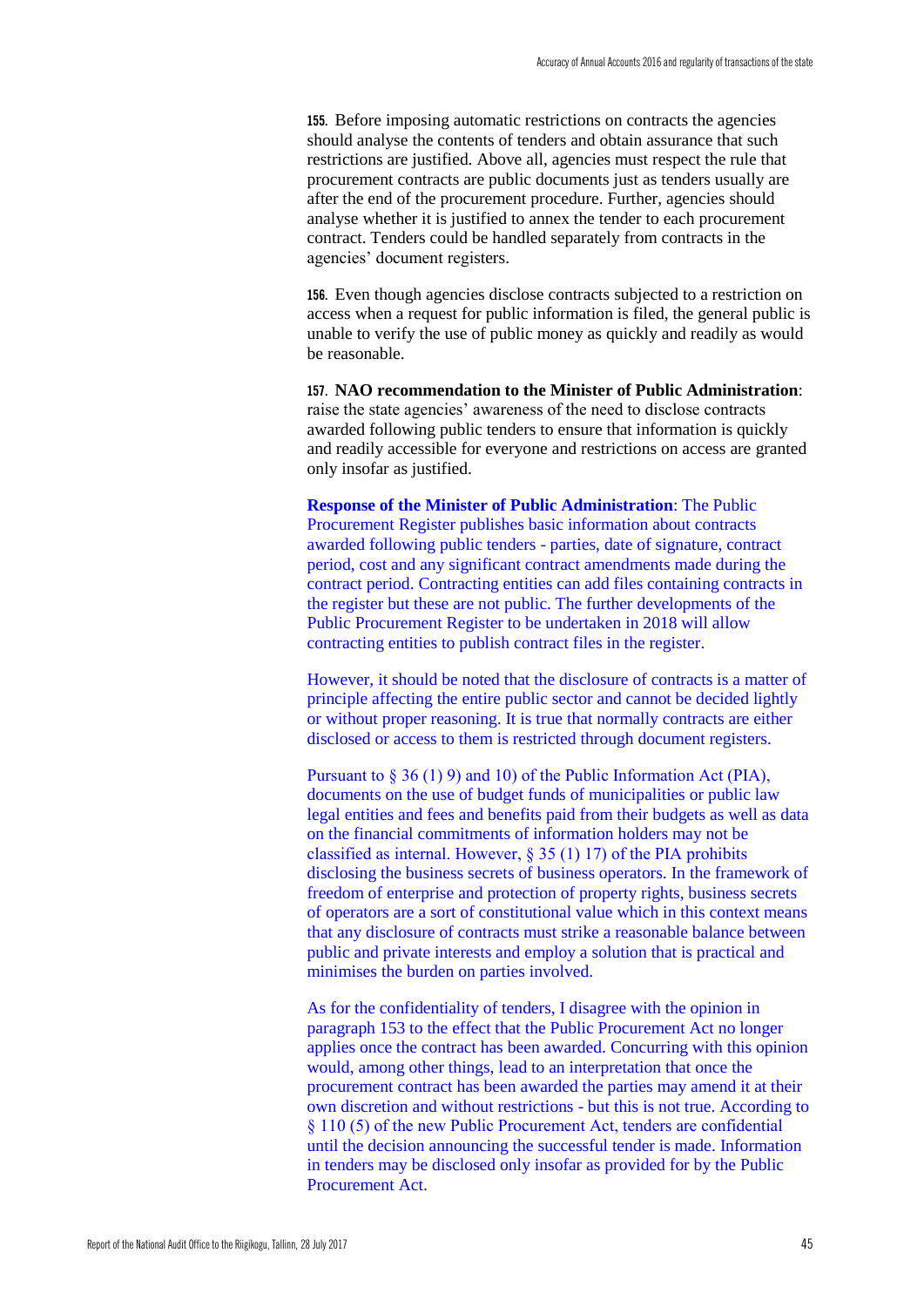**155.** Before imposing automatic restrictions on contracts the agencies should analyse the contents of tenders and obtain assurance that such restrictions are justified. Above all, agencies must respect the rule that procurement contracts are public documents just as tenders usually are after the end of the procurement procedure. Further, agencies should analyse whether it is justified to annex the tender to each procurement contract. Tenders could be handled separately from contracts in the agencies' document registers.

**156.** Even though agencies disclose contracts subjected to a restriction on access when a request for public information is filed, the general public is unable to verify the use of public money as quickly and readily as would be reasonable.

**157.** **NAO recommendation to the Minister of Public Administration**: raise the state agencies' awareness of the need to disclose contracts awarded following public tenders to ensure that information is quickly and readily accessible for everyone and restrictions on access are granted only insofar as justified.

**Response of the Minister of Public Administration**: The Public Procurement Register publishes basic information about contracts awarded following public tenders - parties, date of signature, contract period, cost and any significant contract amendments made during the contract period. Contracting entities can add files containing contracts in the register but these are not public. The further developments of the Public Procurement Register to be undertaken in 2018 will allow contracting entities to publish contract files in the register.

However, it should be noted that the disclosure of contracts is a matter of principle affecting the entire public sector and cannot be decided lightly or without proper reasoning. It is true that normally contracts are either disclosed or access to them is restricted through document registers.

Pursuant to § 36 (1) 9) and 10) of the Public Information Act (PIA), documents on the use of budget funds of municipalities or public law legal entities and fees and benefits paid from their budgets as well as data on the financial commitments of information holders may not be classified as internal. However, § 35 (1) 17) of the PIA prohibits disclosing the business secrets of business operators. In the framework of freedom of enterprise and protection of property rights, business secrets of operators are a sort of constitutional value which in this context means that any disclosure of contracts must strike a reasonable balance between public and private interests and employ a solution that is practical and minimises the burden on parties involved.

As for the confidentiality of tenders, I disagree with the opinion in paragraph 153 to the effect that the Public Procurement Act no longer applies once the contract has been awarded. Concurring with this opinion would, among other things, lead to an interpretation that once the procurement contract has been awarded the parties may amend it at their own discretion and without restrictions - but this is not true. According to § 110 (5) of the new Public Procurement Act, tenders are confidential until the decision announcing the successful tender is made. Information in tenders may be disclosed only insofar as provided for by the Public Procurement Act.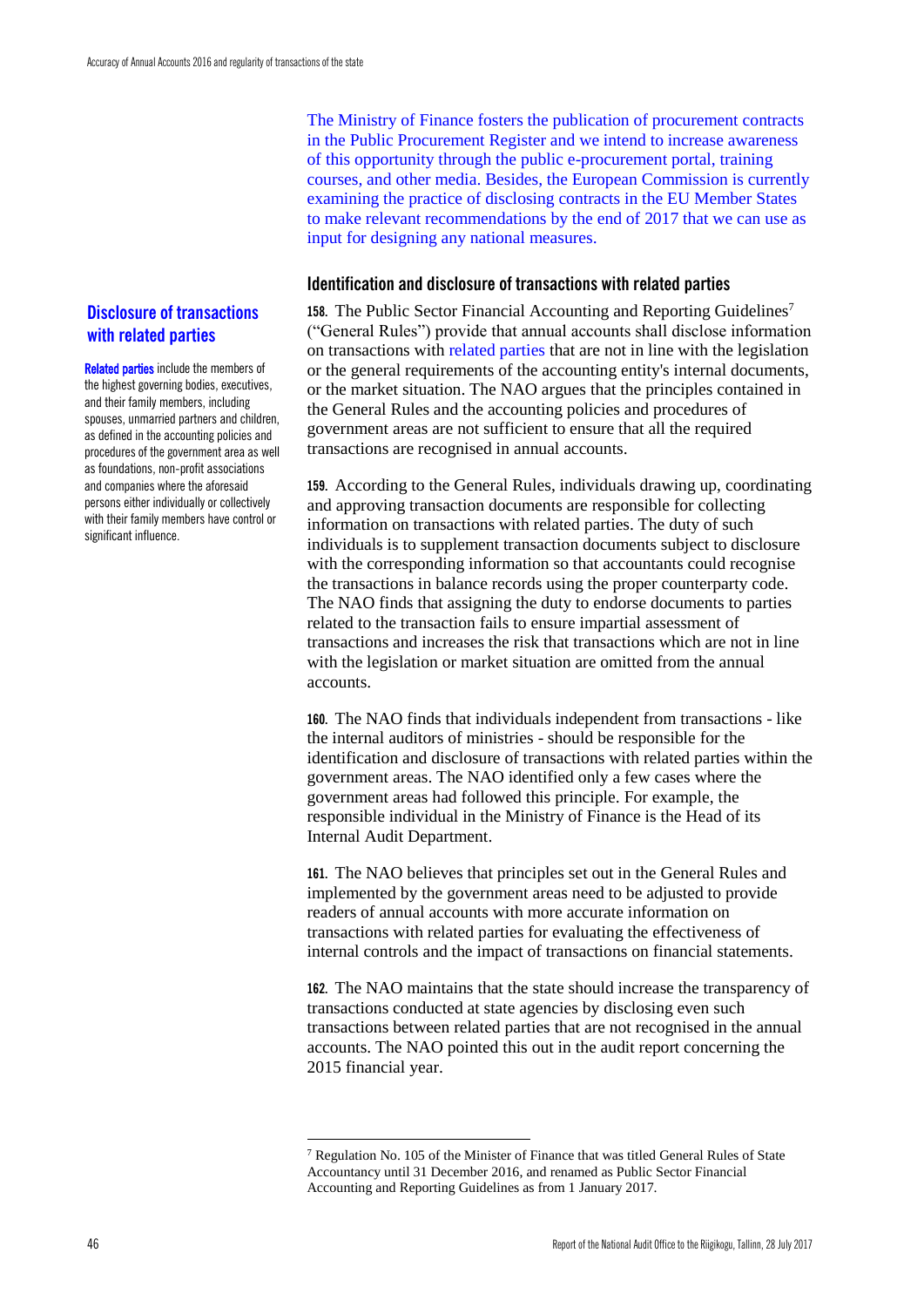The Ministry of Finance fosters the publication of procurement contracts in the Public Procurement Register and we intend to increase awareness of this opportunity through the public e-procurement portal, training courses, and other media. Besides, the European Commission is currently examining the practice of disclosing contracts in the EU Member States to make relevant recommendations by the end of 2017 that we can use as input for designing any national measures.

### Identification and disclosure of transactions with related parties

**Disclosure of transactions with related parties**

**Related parties** include the members of the highest governing bodies, executives, and their family members, including spouses, unmarried partners and children, as defined in the accounting policies and procedures of the government area as well as foundations, non-profit associations and companies where the aforesaid persons either individually or collectively with their family members have control or significant influence.

**158.** The Public Sector Financial Accounting and Reporting Guidelines[7] ("General Rules") provide that annual accounts shall disclose information on transactions with related parties that are not in line with the legislation or the general requirements of the accounting entity's internal documents, or the market situation. The NAO argues that the principles contained in the General Rules and the accounting policies and procedures of government areas are not sufficient to ensure that all the required transactions are recognised in annual accounts.

**159.** According to the General Rules, individuals drawing up, coordinating and approving transaction documents are responsible for collecting information on transactions with related parties. The duty of such individuals is to supplement transaction documents subject to disclosure with the corresponding information so that accountants could recognise the transactions in balance records using the proper counterparty code. The NAO finds that assigning the duty to endorse documents to parties related to the transaction fails to ensure impartial assessment of transactions and increases the risk that transactions which are not in line with the legislation or market situation are omitted from the annual accounts.

**160.** The NAO finds that individuals independent from transactions - like the internal auditors of ministries - should be responsible for the identification and disclosure of transactions with related parties within the government areas. The NAO identified only a few cases where the government areas had followed this principle. For example, the responsible individual in the Ministry of Finance is the Head of its Internal Audit Department.

**161.** The NAO believes that principles set out in the General Rules and implemented by the government areas need to be adjusted to provide readers of annual accounts with more accurate information on transactions with related parties for evaluating the effectiveness of internal controls and the impact of transactions on financial statements.

**162.** The NAO maintains that the state should increase the transparency of transactions conducted at state agencies by disclosing even such transactions between related parties that are not recognised in the annual accounts. The NAO pointed this out in the audit report concerning the 2015 financial year.

---

[7] Regulation No. 105 of the Minister of Finance that was titled General Rules of State Accountancy until 31 December 2016, and renamed as Public Sector Financial Accounting and Reporting Guidelines as from 1 January 2017.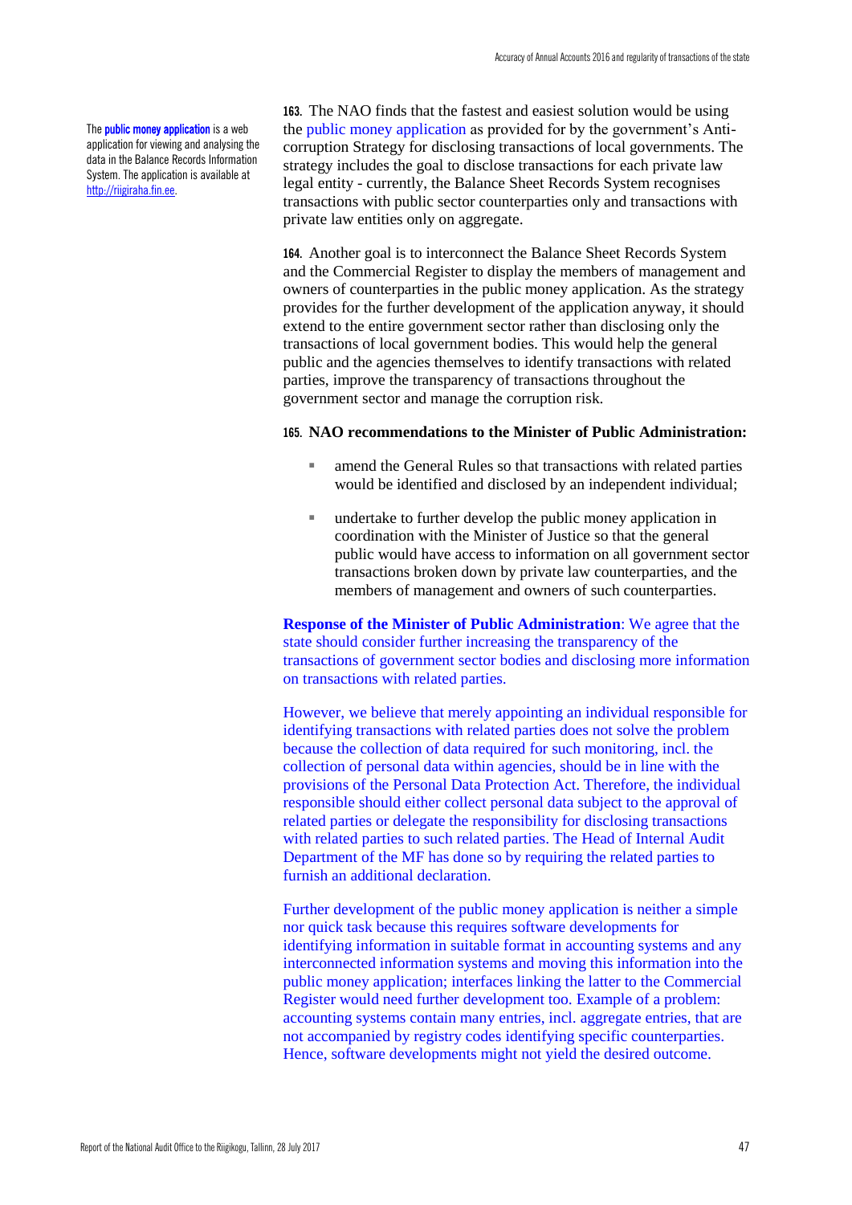The **public money application** is a web application for viewing and analysing the data in the Balance Records Information System. The application is available at http://riigiraha.fin.ee.

**163.** The NAO finds that the fastest and easiest solution would be using the public money application as provided for by the government's Anti-corruption Strategy for disclosing transactions of local governments. The strategy includes the goal to disclose transactions for each private law legal entity - currently, the Balance Sheet Records System recognises transactions with public sector counterparties only and transactions with private law entities only on aggregate.

**164.** Another goal is to interconnect the Balance Sheet Records System and the Commercial Register to display the members of management and owners of counterparties in the public money application. As the strategy provides for the further development of the application anyway, it should extend to the entire government sector rather than disclosing only the transactions of local government bodies. This would help the general public and the agencies themselves to identify transactions with related parties, improve the transparency of transactions throughout the government sector and manage the corruption risk.

**165. NAO recommendations to the Minister of Public Administration:**

- amend the General Rules so that transactions with related parties would be identified and disclosed by an independent individual;
- undertake to further develop the public money application in coordination with the Minister of Justice so that the general public would have access to information on all government sector transactions broken down by private law counterparties, and the members of management and owners of such counterparties.

**Response of the Minister of Public Administration**: We agree that the state should consider further increasing the transparency of the transactions of government sector bodies and disclosing more information on transactions with related parties.

However, we believe that merely appointing an individual responsible for identifying transactions with related parties does not solve the problem because the collection of data required for such monitoring, incl. the collection of personal data within agencies, should be in line with the provisions of the Personal Data Protection Act. Therefore, the individual responsible should either collect personal data subject to the approval of related parties or delegate the responsibility for disclosing transactions with related parties to such related parties. The Head of Internal Audit Department of the MF has done so by requiring the related parties to furnish an additional declaration.

Further development of the public money application is neither a simple nor quick task because this requires software developments for identifying information in suitable format in accounting systems and any interconnected information systems and moving this information into the public money application; interfaces linking the latter to the Commercial Register would need further development too. Example of a problem: accounting systems contain many entries, incl. aggregate entries, that are not accompanied by registry codes identifying specific counterparties. Hence, software developments might not yield the desired outcome.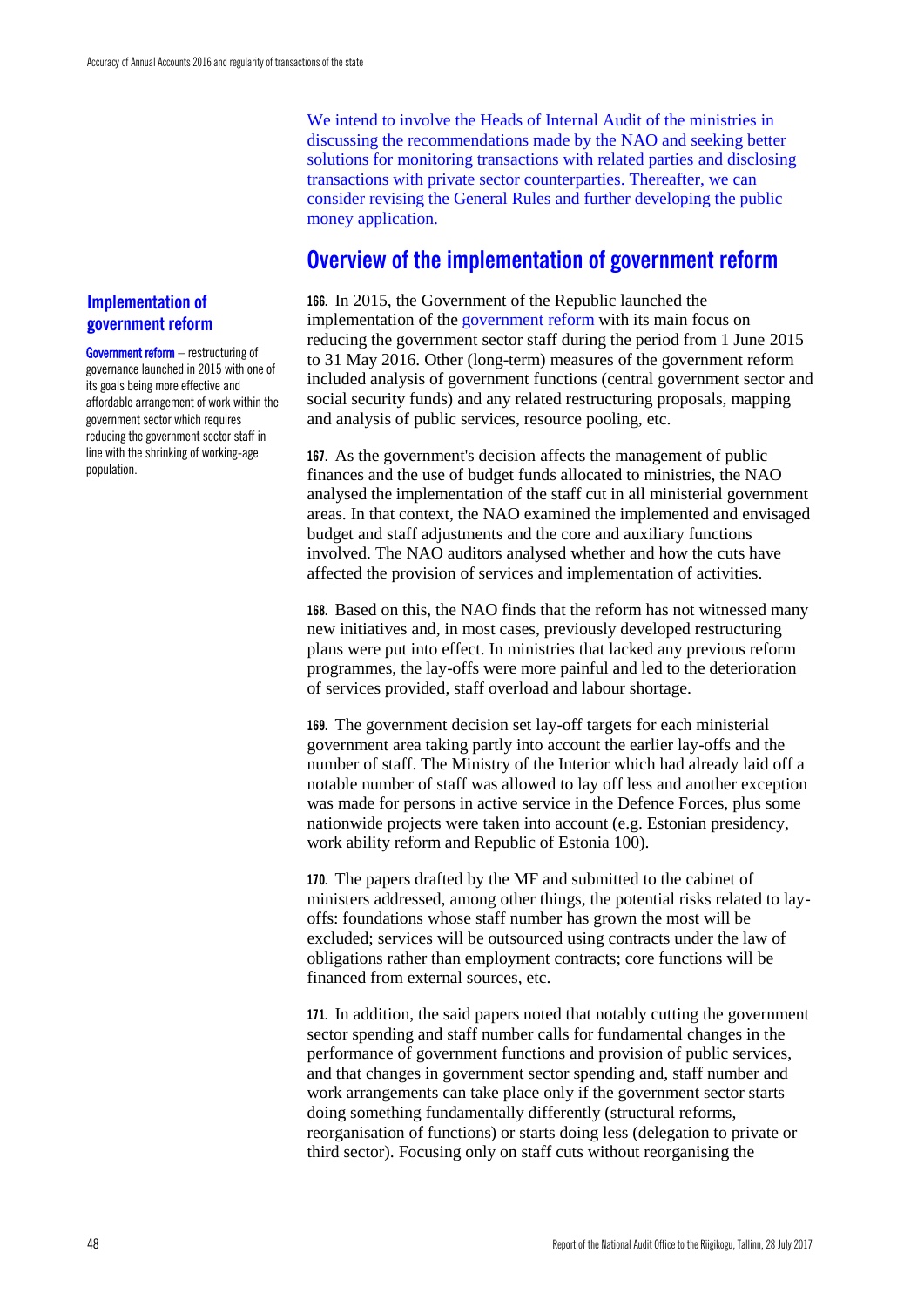We intend to involve the Heads of Internal Audit of the ministries in discussing the recommendations made by the NAO and seeking better solutions for monitoring transactions with related parties and disclosing transactions with private sector counterparties. Thereafter, we can consider revising the General Rules and further developing the public money application.

## Overview of the implementation of government reform

**Implementation of government reform**

**Government reform** – restructuring of governance launched in 2015 with one of its goals being more effective and affordable arrangement of work within the government sector which requires reducing the government sector staff in line with the shrinking of working-age population.

**166.** In 2015, the Government of the Republic launched the implementation of the government reform with its main focus on reducing the government sector staff during the period from 1 June 2015 to 31 May 2016. Other (long-term) measures of the government reform included analysis of government functions (central government sector and social security funds) and any related restructuring proposals, mapping and analysis of public services, resource pooling, etc.

**167.** As the government's decision affects the management of public finances and the use of budget funds allocated to ministries, the NAO analysed the implementation of the staff cut in all ministerial government areas. In that context, the NAO examined the implemented and envisaged budget and staff adjustments and the core and auxiliary functions involved. The NAO auditors analysed whether and how the cuts have affected the provision of services and implementation of activities.

**168.** Based on this, the NAO finds that the reform has not witnessed many new initiatives and, in most cases, previously developed restructuring plans were put into effect. In ministries that lacked any previous reform programmes, the lay-offs were more painful and led to the deterioration of services provided, staff overload and labour shortage.

**169.** The government decision set lay-off targets for each ministerial government area taking partly into account the earlier lay-offs and the number of staff. The Ministry of the Interior which had already laid off a notable number of staff was allowed to lay off less and another exception was made for persons in active service in the Defence Forces, plus some nationwide projects were taken into account (e.g. Estonian presidency, work ability reform and Republic of Estonia 100).

**170.** The papers drafted by the MF and submitted to the cabinet of ministers addressed, among other things, the potential risks related to lay-offs: foundations whose staff number has grown the most will be excluded; services will be outsourced using contracts under the law of obligations rather than employment contracts; core functions will be financed from external sources, etc.

**171.** In addition, the said papers noted that notably cutting the government sector spending and staff number calls for fundamental changes in the performance of government functions and provision of public services, and that changes in government sector spending and, staff number and work arrangements can take place only if the government sector starts doing something fundamentally differently (structural reforms, reorganisation of functions) or starts doing less (delegation to private or third sector). Focusing only on staff cuts without reorganising the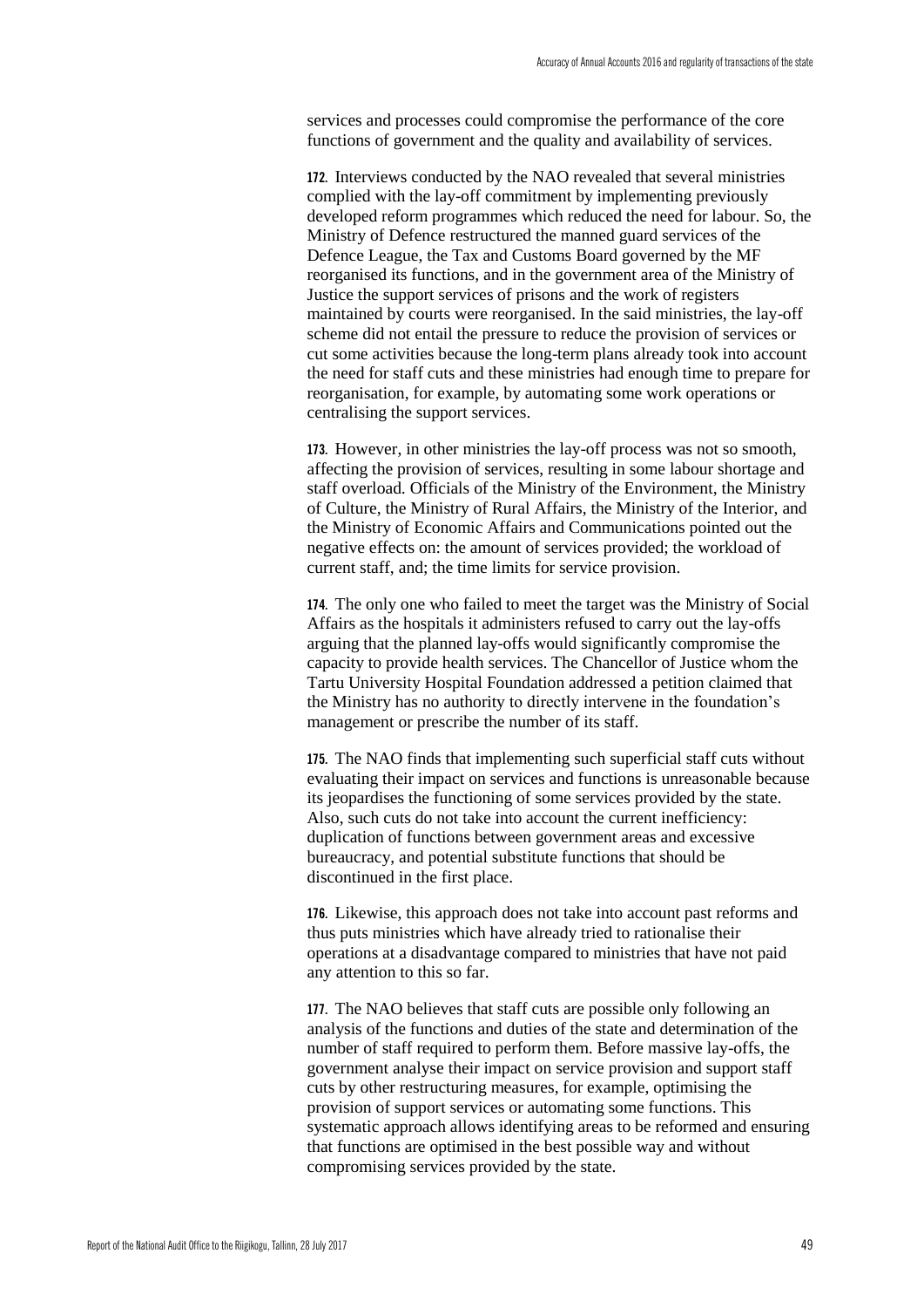services and processes could compromise the performance of the core functions of government and the quality and availability of services.

**172.** Interviews conducted by the NAO revealed that several ministries complied with the lay-off commitment by implementing previously developed reform programmes which reduced the need for labour. So, the Ministry of Defence restructured the manned guard services of the Defence League, the Tax and Customs Board governed by the MF reorganised its functions, and in the government area of the Ministry of Justice the support services of prisons and the work of registers maintained by courts were reorganised. In the said ministries, the lay-off scheme did not entail the pressure to reduce the provision of services or cut some activities because the long-term plans already took into account the need for staff cuts and these ministries had enough time to prepare for reorganisation, for example, by automating some work operations or centralising the support services.

**173.** However, in other ministries the lay-off process was not so smooth, affecting the provision of services, resulting in some labour shortage and staff overload. Officials of the Ministry of the Environment, the Ministry of Culture, the Ministry of Rural Affairs, the Ministry of the Interior, and the Ministry of Economic Affairs and Communications pointed out the negative effects on: the amount of services provided; the workload of current staff, and; the time limits for service provision.

**174.** The only one who failed to meet the target was the Ministry of Social Affairs as the hospitals it administers refused to carry out the lay-offs arguing that the planned lay-offs would significantly compromise the capacity to provide health services. The Chancellor of Justice whom the Tartu University Hospital Foundation addressed a petition claimed that the Ministry has no authority to directly intervene in the foundation's management or prescribe the number of its staff.

**175.** The NAO finds that implementing such superficial staff cuts without evaluating their impact on services and functions is unreasonable because its jeopardises the functioning of some services provided by the state. Also, such cuts do not take into account the current inefficiency: duplication of functions between government areas and excessive bureaucracy, and potential substitute functions that should be discontinued in the first place.

**176.** Likewise, this approach does not take into account past reforms and thus puts ministries which have already tried to rationalise their operations at a disadvantage compared to ministries that have not paid any attention to this so far.

**177.** The NAO believes that staff cuts are possible only following an analysis of the functions and duties of the state and determination of the number of staff required to perform them. Before massive lay-offs, the government analyse their impact on service provision and support staff cuts by other restructuring measures, for example, optimising the provision of support services or automating some functions. This systematic approach allows identifying areas to be reformed and ensuring that functions are optimised in the best possible way and without compromising services provided by the state.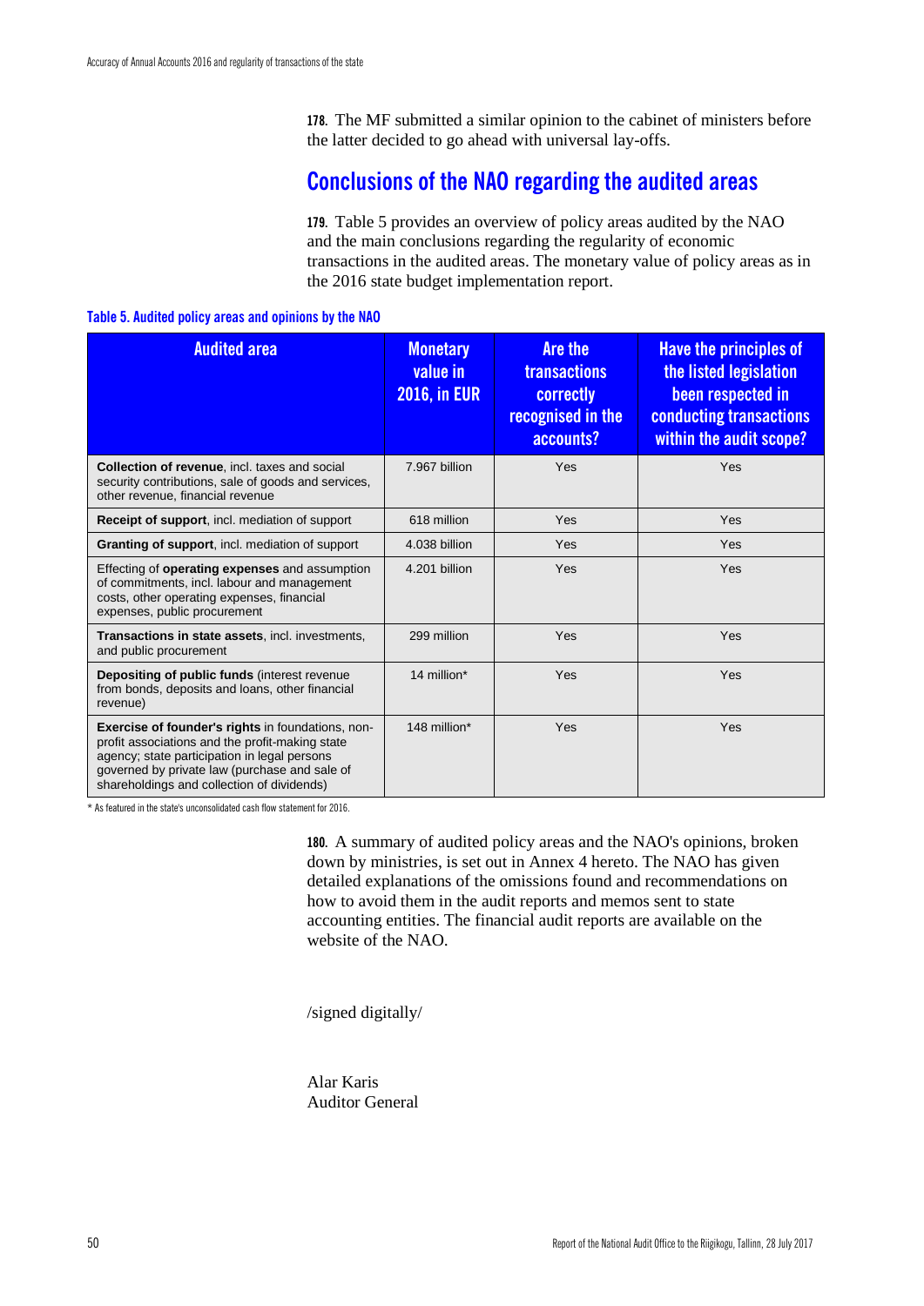**178.** The MF submitted a similar opinion to the cabinet of ministers before the latter decided to go ahead with universal lay-offs.

## Conclusions of the NAO regarding the audited areas

**179.** Table 5 provides an overview of policy areas audited by the NAO and the main conclusions regarding the regularity of economic transactions in the audited areas. The monetary value of policy areas as in the 2016 state budget implementation report.

**Table 5. Audited policy areas and opinions by the NAO**

| Audited area | Monetary value in 2016, in EUR | Are the transactions correctly recognised in the accounts? | Have the principles of the listed legislation been respected in conducting transactions within the audit scope? |
|---|---|---|---|
| **Collection of revenue**, incl. taxes and social security contributions, sale of goods and services, other revenue, financial revenue | 7.967 billion | Yes | Yes |
| **Receipt of support**, incl. mediation of support | 618 million | Yes | Yes |
| **Granting of support**, incl. mediation of support | 4.038 billion | Yes | Yes |
| Effecting of **operating expenses** and assumption of commitments, incl. labour and management costs, other operating expenses, financial expenses, public procurement | 4.201 billion | Yes | Yes |
| **Transactions in state assets**, incl. investments, and public procurement | 299 million | Yes | Yes |
| **Depositing of public funds** (interest revenue from bonds, deposits and loans, other financial revenue) | 14 million* | Yes | Yes |
| **Exercise of founder's rights** in foundations, non-profit associations and the profit-making state agency; state participation in legal persons governed by private law (purchase and sale of shareholdings and collection of dividends) | 148 million* | Yes | Yes |

\* As featured in the state's unconsolidated cash flow statement for 2016.

**180.** A summary of audited policy areas and the NAO's opinions, broken down by ministries, is set out in Annex 4 hereto. The NAO has given detailed explanations of the omissions found and recommendations on how to avoid them in the audit reports and memos sent to state accounting entities. The financial audit reports are available on the website of the NAO.

/signed digitally/

Alar Karis
Auditor General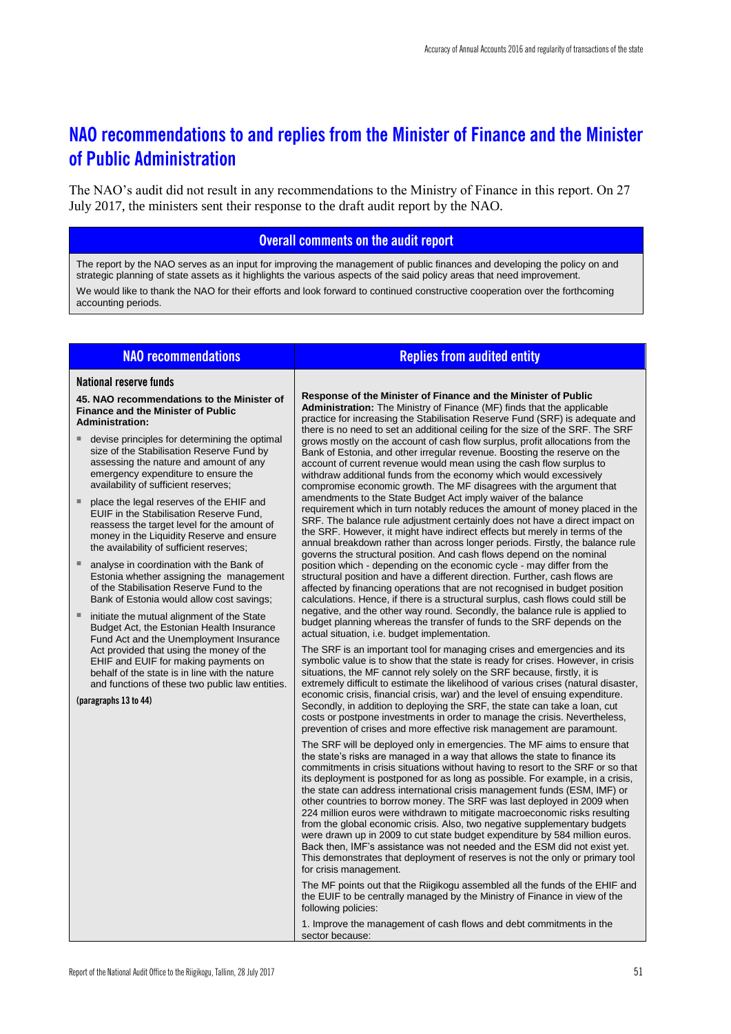## NAO recommendations to and replies from the Minister of Finance and the Minister of Public Administration

The NAO's audit did not result in any recommendations to the Ministry of Finance in this report. On 27 July 2017, the ministers sent their response to the draft audit report by the NAO.

### Overall comments on the audit report

The report by the NAO serves as an input for improving the management of public finances and developing the policy on and strategic planning of state assets as it highlights the various aspects of the said policy areas that need improvement.

We would like to thank the NAO for their efforts and look forward to continued constructive cooperation over the forthcoming accounting periods.

| NAO recommendations | Replies from audited entity |
| --- | --- |
| **National reserve funds**<br><br>**45. NAO recommendations to the Minister of Finance and the Minister of Public Administration:**<br><br>▪ devise principles for determining the optimal size of the Stabilisation Reserve Fund by assessing the nature and amount of any emergency expenditure to ensure the availability of sufficient reserves;<br><br>▪ place the legal reserves of the EHIF and EUIF in the Stabilisation Reserve Fund, reassess the target level for the amount of money in the Liquidity Reserve and ensure the availability of sufficient reserves;<br><br>▪ analyse in coordination with the Bank of Estonia whether assigning the management of the Stabilisation Reserve Fund to the Bank of Estonia would allow cost savings;<br><br>▪ initiate the mutual alignment of the State Budget Act, the Estonian Health Insurance Fund Act and the Unemployment Insurance Act provided that using the money of the EHIF and EUIF for making payments on behalf of the state is in line with the nature and functions of these two public law entities.<br><br>(paragraphs 13 to 44) | **Response of the Minister of Finance and the Minister of Public Administration:** The Ministry of Finance (MF) finds that the applicable practice for increasing the Stabilisation Reserve Fund (SRF) is adequate and there is no need to set an additional ceiling for the size of the SRF. The SRF grows mostly on the account of cash flow surplus, profit allocations from the Bank of Estonia, and other irregular revenue. Boosting the reserve on the account of current revenue would mean using the cash flow surplus to withdraw additional funds from the economy which would excessively compromise economic growth. The MF disagrees with the argument that amendments to the State Budget Act imply waiver of the balance requirement which in turn notably reduces the amount of money placed in the SRF. The balance rule adjustment certainly does not have a direct impact on the SRF. However, it might have indirect effects but merely in terms of the annual breakdown rather than across longer periods. Firstly, the balance rule governs the structural position. And cash flows depend on the nominal position which - depending on the economic cycle - may differ from the structural position and have a different direction. Further, cash flows are affected by financing operations that are not recognised in budget position calculations. Hence, if there is a structural surplus, cash flows could still be negative, and the other way round. Secondly, the balance rule is applied to budget planning whereas the transfer of funds to the SRF depends on the actual situation, i.e. budget implementation.<br><br>The SRF is an important tool for managing crises and emergencies and its symbolic value is to show that the state is ready for crises. However, in crisis situations, the MF cannot rely solely on the SRF because, firstly, it is extremely difficult to estimate the likelihood of various crises (natural disaster, economic crisis, financial crisis, war) and the level of ensuing expenditure. Secondly, in addition to deploying the SRF, the state can take a loan, cut costs or postpone investments in order to manage the crisis. Nevertheless, prevention of crises and more effective risk management are paramount.<br><br>The SRF will be deployed only in emergencies. The MF aims to ensure that the state's risks are managed in a way that allows the state to finance its commitments in crisis situations without having to resort to the SRF or so that its deployment is postponed for as long as possible. For example, in a crisis, the state can address international crisis management funds (ESM, IMF) or other countries to borrow money. The SRF was last deployed in 2009 when 224 million euros were withdrawn to mitigate macroeconomic risks resulting from the global economic crisis. Also, two negative supplementary budgets were drawn up in 2009 to cut state budget expenditure by 584 million euros. Back then, IMF's assistance was not needed and the ESM did not exist yet. This demonstrates that deployment of reserves is not the only or primary tool for crisis management.<br><br>The MF points out that the Riigikogu assembled all the funds of the EHIF and the EUIF to be centrally managed by the Ministry of Finance in view of the following policies:<br><br>1. Improve the management of cash flows and debt commitments in the sector because: |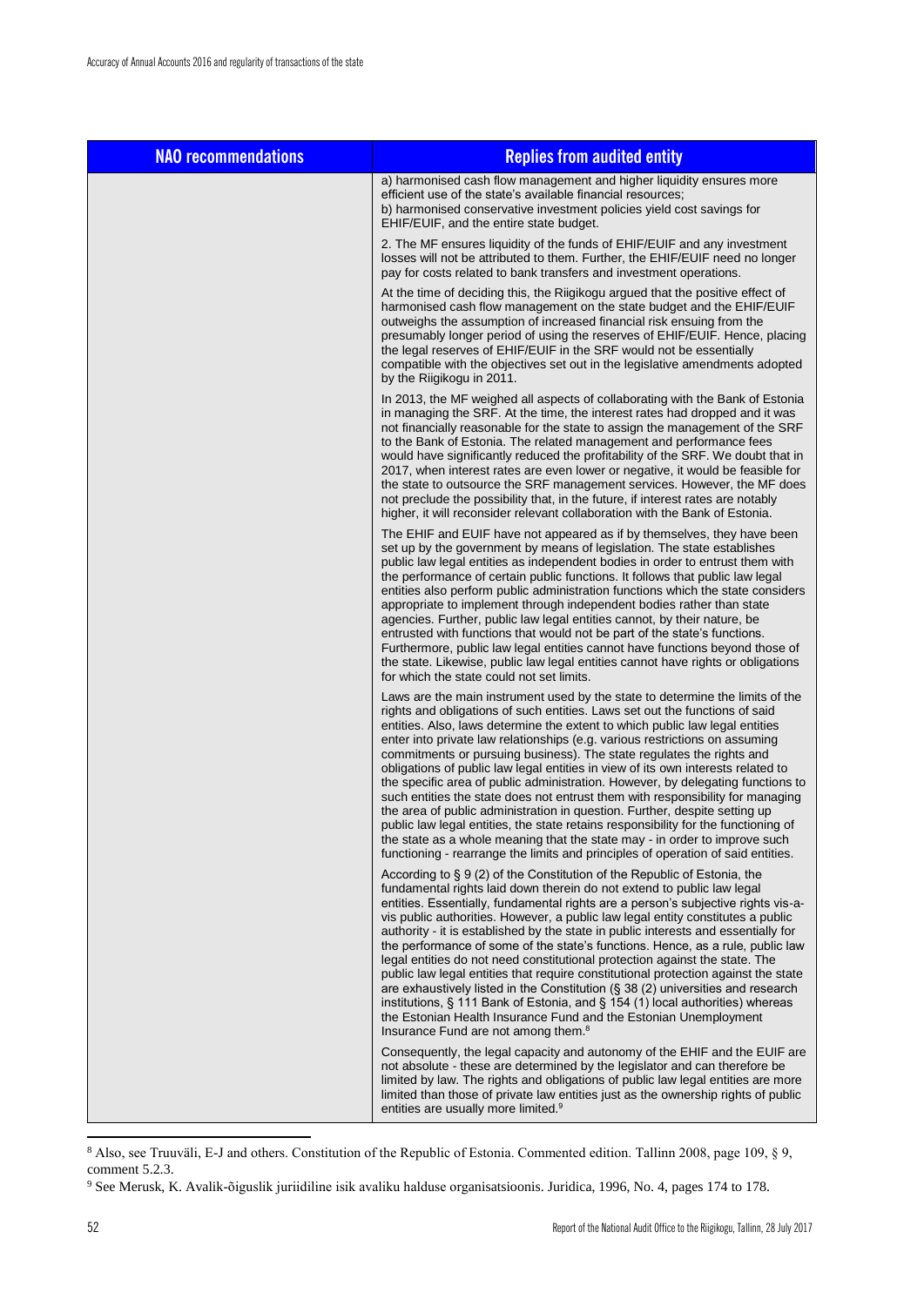| NAO recommendations | Replies from audited entity |
|---|---|
| | a) harmonised cash flow management and higher liquidity ensures more efficient use of the state's available financial resources;<br>b) harmonised conservative investment policies yield cost savings for EHIF/EUIF, and the entire state budget.<br><br>2. The MF ensures liquidity of the funds of EHIF/EUIF and any investment losses will not be attributed to them. Further, the EHIF/EUIF need no longer pay for costs related to bank transfers and investment operations.<br><br>At the time of deciding this, the Riigikogu argued that the positive effect of harmonised cash flow management on the state budget and the EHIF/EUIF outweighs the assumption of increased financial risk ensuing from the presumably longer period of using the reserves of EHIF/EUIF. Hence, placing the legal reserves of EHIF/EUIF in the SRF would not be essentially compatible with the objectives set out in the legislative amendments adopted by the Riigikogu in 2011.<br><br>In 2013, the MF weighed all aspects of collaborating with the Bank of Estonia in managing the SRF. At the time, the interest rates had dropped and it was not financially reasonable for the state to assign the management of the SRF to the Bank of Estonia. The related management and performance fees would have significantly reduced the profitability of the SRF. We doubt that in 2017, when interest rates are even lower or negative, it would be feasible for the state to outsource the SRF management services. However, the MF does not preclude the possibility that, in the future, if interest rates are notably higher, it will reconsider relevant collaboration with the Bank of Estonia.<br><br>The EHIF and EUIF have not appeared as if by themselves, they have been set up by the government by means of legislation. The state establishes public law legal entities as independent bodies in order to entrust them with the performance of certain public functions. It follows that public law legal entities also perform public administration functions which the state considers appropriate to implement through independent bodies rather than state agencies. Further, public law legal entities cannot, by their nature, be entrusted with functions that would not be part of the state's functions. Furthermore, public law legal entities cannot have functions beyond those of the state. Likewise, public law legal entities cannot have rights or obligations for which the state could not set limits.<br><br>Laws are the main instrument used by the state to determine the limits of the rights and obligations of such entities. Laws set out the functions of said entities. Also, laws determine the extent to which public law legal entities enter into private law relationships (e.g. various restrictions on assuming commitments or pursuing business). The state regulates the rights and obligations of public law legal entities in view of its own interests related to the specific area of public administration. However, by delegating functions to such entities the state does not entrust them with responsibility for managing the area of public administration in question. Further, despite setting up public law legal entities, the state retains responsibility for the functioning of the state as a whole meaning that the state may - in order to improve such functioning - rearrange the limits and principles of operation of said entities.<br><br>According to § 9 (2) of the Constitution of the Republic of Estonia, the fundamental rights laid down therein do not extend to public law legal entities. Essentially, fundamental rights are a person's subjective rights vis-a-vis public authorities. However, a public law legal entity constitutes a public authority - it is established by the state in public interests and essentially for the performance of some of the state's functions. Hence, as a rule, public law legal entities do not need constitutional protection against the state. The public law legal entities that require constitutional protection against the state are exhaustively listed in the Constitution (§ 38 (2) universities and research institutions, § 111 Bank of Estonia, and § 154 (1) local authorities) whereas the Estonian Health Insurance Fund and the Estonian Unemployment Insurance Fund are not among them.[8]<br><br>Consequently, the legal capacity and autonomy of the EHIF and the EUIF are not absolute - these are determined by the legislator and can therefore be limited by law. The rights and obligations of public law legal entities are more limited than those of private law entities just as the ownership rights of public entities are usually more limited.[9] |

[8] Also, see Truuväli, E-J and others. Constitution of the Republic of Estonia. Commented edition. Tallinn 2008, page 109, § 9, comment 5.2.3.

[9] See Merusk, K. Avalik-õiguslik juriidiline isik avaliku halduse organisatsioonis. Juridica, 1996, No. 4, pages 174 to 178.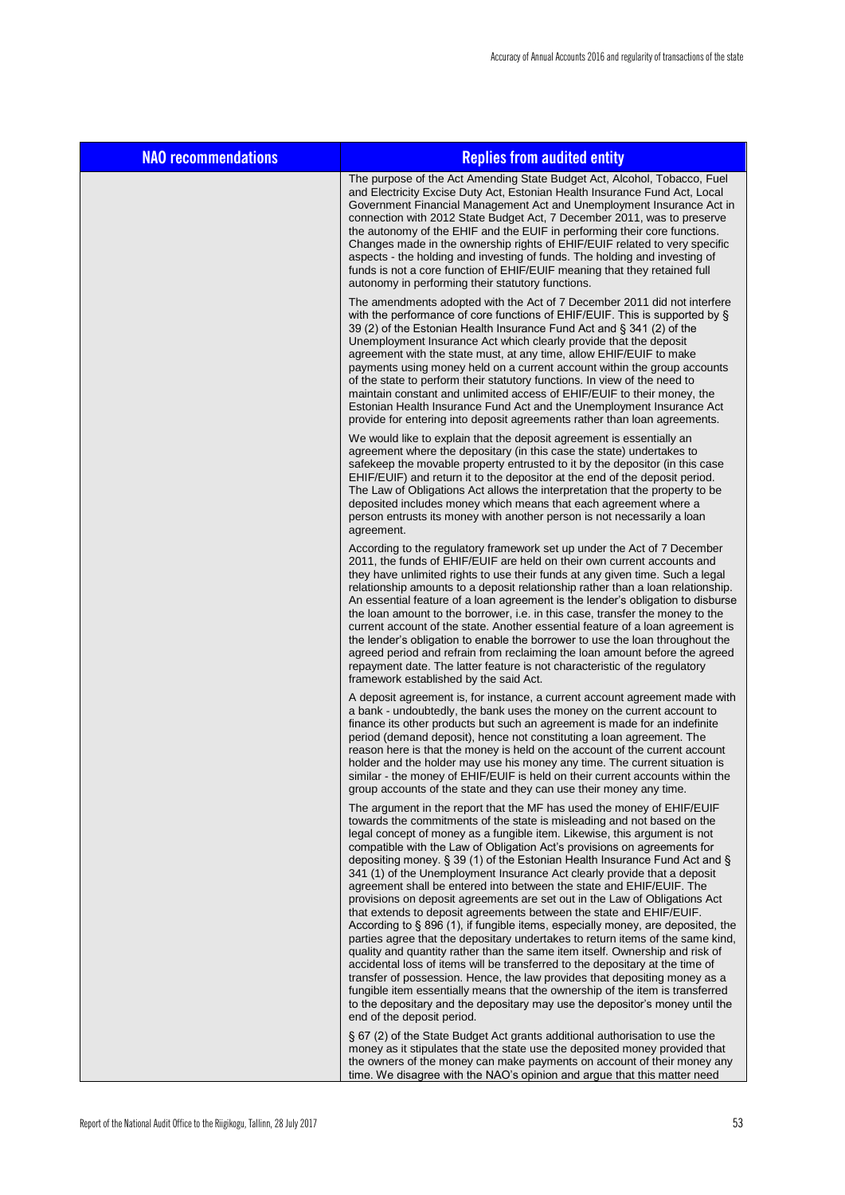| NAO recommendations | Replies from audited entity |
|---|---|
| | The purpose of the Act Amending State Budget Act, Alcohol, Tobacco, Fuel and Electricity Excise Duty Act, Estonian Health Insurance Fund Act, Local Government Financial Management Act and Unemployment Insurance Act in connection with 2012 State Budget Act, 7 December 2011, was to preserve the autonomy of the EHIF and the EUIF in performing their core functions. Changes made in the ownership rights of EHIF/EUIF related to very specific aspects - the holding and investing of funds. The holding and investing of funds is not a core function of EHIF/EUIF meaning that they retained full autonomy in performing their statutory functions.<br><br>The amendments adopted with the Act of 7 December 2011 did not interfere with the performance of core functions of EHIF/EUIF. This is supported by § 39 (2) of the Estonian Health Insurance Fund Act and § 341 (2) of the Unemployment Insurance Act which clearly provide that the deposit agreement with the state must, at any time, allow EHIF/EUIF to make payments using money held on a current account within the group accounts of the state to perform their statutory functions. In view of the need to maintain constant and unlimited access of EHIF/EUIF to their money, the Estonian Health Insurance Fund Act and the Unemployment Insurance Act provide for entering into deposit agreements rather than loan agreements.<br><br>We would like to explain that the deposit agreement is essentially an agreement where the depositary (in this case the state) undertakes to safekeep the movable property entrusted to it by the depositor (in this case EHIF/EUIF) and return it to the depositor at the end of the deposit period. The Law of Obligations Act allows the interpretation that the property to be deposited includes money which means that each agreement where a person entrusts its money with another person is not necessarily a loan agreement.<br><br>According to the regulatory framework set up under the Act of 7 December 2011, the funds of EHIF/EUIF are held on their own current accounts and they have unlimited rights to use their funds at any given time. Such a legal relationship amounts to a deposit relationship rather than a loan relationship. An essential feature of a loan agreement is the lender's obligation to disburse the loan amount to the borrower, i.e. in this case, transfer the money to the current account of the state. Another essential feature of a loan agreement is the lender's obligation to enable the borrower to use the loan throughout the agreed period and refrain from reclaiming the loan amount before the agreed repayment date. The latter feature is not characteristic of the regulatory framework established by the said Act.<br><br>A deposit agreement is, for instance, a current account agreement made with a bank - undoubtedly, the bank uses the money on the current account to finance its other products but such an agreement is made for an indefinite period (demand deposit), hence not constituting a loan agreement. The reason here is that the money is held on the account of the current account holder and the holder may use his money any time. The current situation is similar - the money of EHIF/EUIF is held on their current accounts within the group accounts of the state and they can use their money any time.<br><br>The argument in the report that the MF has used the money of EHIF/EUIF towards the commitments of the state is misleading and not based on the legal concept of money as a fungible item. Likewise, this argument is not compatible with the Law of Obligation Act's provisions on agreements for depositing money. § 39 (1) of the Estonian Health Insurance Fund Act and § 341 (1) of the Unemployment Insurance Act clearly provide that a deposit agreement shall be entered into between the state and EHIF/EUIF. The provisions on deposit agreements are set out in the Law of Obligations Act that extends to deposit agreements between the state and EHIF/EUIF. According to § 896 (1), if fungible items, especially money, are deposited, the parties agree that the depositary undertakes to return items of the same kind, quality and quantity rather than the same item itself. Ownership and risk of accidental loss of items will be transferred to the depositary at the time of transfer of possession. Hence, the law provides that depositing money as a fungible item essentially means that the ownership of the item is transferred to the depositary and the depositary may use the depositor's money until the end of the deposit period.<br><br>§ 67 (2) of the State Budget Act grants additional authorisation to use the money as it stipulates that the state use the deposited money provided that the owners of the money can make payments on account of their money any time. We disagree with the NAO's opinion and argue that this matter need |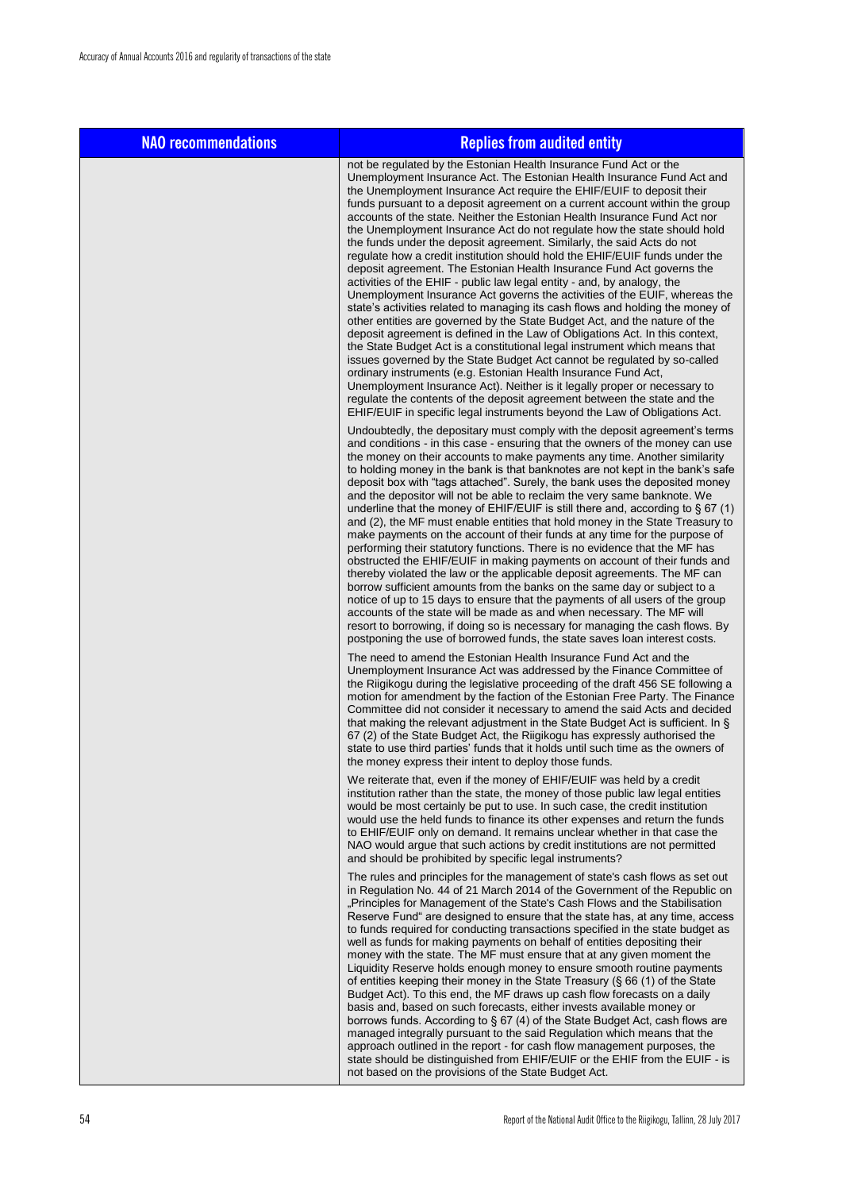| NAO recommendations | Replies from audited entity |
|---|---|
| | not be regulated by the Estonian Health Insurance Fund Act or the Unemployment Insurance Act. The Estonian Health Insurance Fund Act and the Unemployment Insurance Act require the EHIF/EUIF to deposit their funds pursuant to a deposit agreement on a current account within the group accounts of the state. Neither the Estonian Health Insurance Fund Act nor the Unemployment Insurance Act do not regulate how the state should hold the funds under the deposit agreement. Similarly, the said Acts do not regulate how a credit institution should hold the EHIF/EUIF funds under the deposit agreement. The Estonian Health Insurance Fund Act governs the activities of the EHIF - public law legal entity - and, by analogy, the Unemployment Insurance Act governs the activities of the EUIF, whereas the state's activities related to managing its cash flows and holding the money of other entities are governed by the State Budget Act, and the nature of the deposit agreement is defined in the Law of Obligations Act. In this context, the State Budget Act is a constitutional legal instrument which means that issues governed by the State Budget Act cannot be regulated by so-called ordinary instruments (e.g. Estonian Health Insurance Fund Act, Unemployment Insurance Act). Neither is it legally proper or necessary to regulate the contents of the deposit agreement between the state and the EHIF/EUIF in specific legal instruments beyond the Law of Obligations Act.<br><br>Undoubtedly, the depositary must comply with the deposit agreement's terms and conditions - in this case - ensuring that the owners of the money can use the money on their accounts to make payments any time. Another similarity to holding money in the bank is that banknotes are not kept in the bank's safe deposit box with "tags attached". Surely, the bank uses the deposited money and the depositor will not be able to reclaim the very same banknote. We underline that the money of EHIF/EUIF is still there and, according to § 67 (1) and (2), the MF must enable entities that hold money in the State Treasury to make payments on the account of their funds at any time for the purpose of performing their statutory functions. There is no evidence that the MF has obstructed the EHIF/EUIF in making payments on account of their funds and thereby violated the law or the applicable deposit agreements. The MF can borrow sufficient amounts from the banks on the same day or subject to a notice of up to 15 days to ensure that the payments of all users of the group accounts of the state will be made as and when necessary. The MF will resort to borrowing, if doing so is necessary for managing the cash flows. By postponing the use of borrowed funds, the state saves loan interest costs.<br><br>The need to amend the Estonian Health Insurance Fund Act and the Unemployment Insurance Act was addressed by the Finance Committee of the Riigikogu during the legislative proceeding of the draft 456 SE following a motion for amendment by the faction of the Estonian Free Party. The Finance Committee did not consider it necessary to amend the said Acts and decided that making the relevant adjustment in the State Budget Act is sufficient. In § 67 (2) of the State Budget Act, the Riigikogu has expressly authorised the state to use third parties' funds that it holds until such time as the owners of the money express their intent to deploy those funds.<br><br>We reiterate that, even if the money of EHIF/EUIF was held by a credit institution rather than the state, the money of those public law legal entities would be most certainly be put to use. In such case, the credit institution would use the held funds to finance its other expenses and return the funds to EHIF/EUIF only on demand. It remains unclear whether in that case the NAO would argue that such actions by credit institutions are not permitted and should be prohibited by specific legal instruments?<br><br>The rules and principles for the management of state's cash flows as set out in Regulation No. 44 of 21 March 2014 of the Government of the Republic on „Principles for Management of the State's Cash Flows and the Stabilisation Reserve Fund" are designed to ensure that the state has, at any time, access to funds required for conducting transactions specified in the state budget as well as funds for making payments on behalf of entities depositing their money with the state. The MF must ensure that at any given moment the Liquidity Reserve holds enough money to ensure smooth routine payments of entities keeping their money in the State Treasury (§ 66 (1) of the State Budget Act). To this end, the MF draws up cash flow forecasts on a daily basis and, based on such forecasts, either invests available money or borrows funds. According to § 67 (4) of the State Budget Act, cash flows are managed integrally pursuant to the said Regulation which means that the approach outlined in the report - for cash flow management purposes, the state should be distinguished from EHIF/EUIF or the EHIF from the EUIF - is not based on the provisions of the State Budget Act. |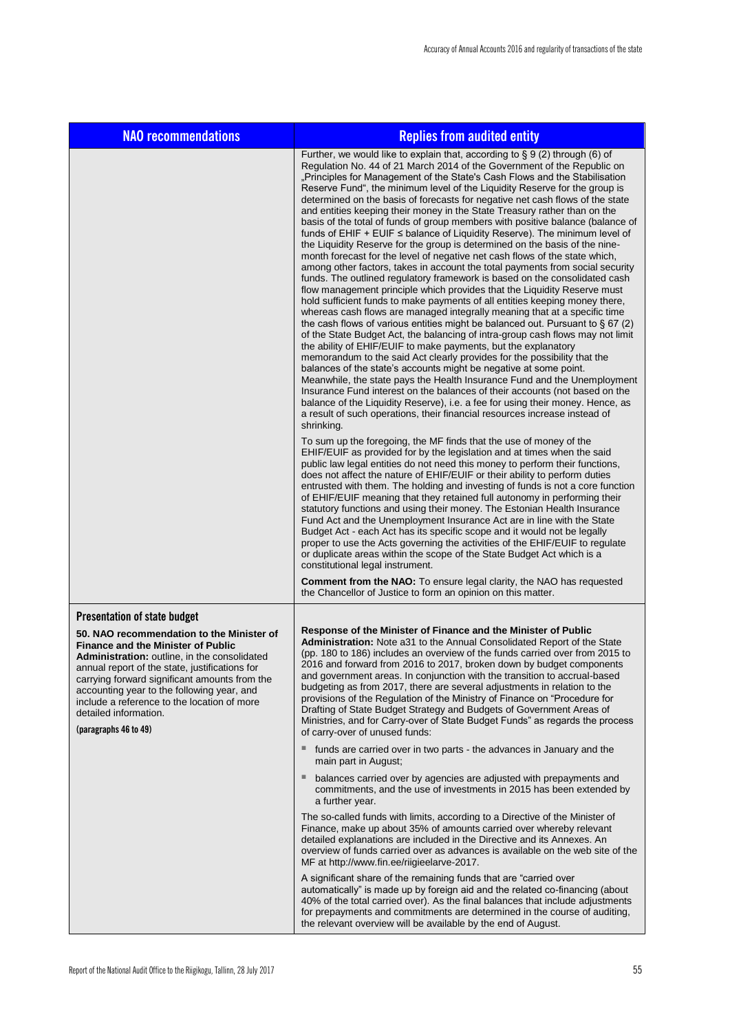| NAO recommendations | Replies from audited entity |
|---|---|
| | Further, we would like to explain that, according to § 9 (2) through (6) of Regulation No. 44 of 21 March 2014 of the Government of the Republic on „Principles for Management of the State's Cash Flows and the Stabilisation Reserve Fund", the minimum level of the Liquidity Reserve for the group is determined on the basis of forecasts for negative net cash flows of the state and entities keeping their money in the State Treasury rather than on the basis of the total of funds of group members with positive balance (balance of funds of EHIF + EUIF ≤ balance of Liquidity Reserve). The minimum level of the Liquidity Reserve for the group is determined on the basis of the nine-month forecast for the level of negative net cash flows of the state which, among other factors, takes in account the total payments from social security funds. The outlined regulatory framework is based on the consolidated cash flow management principle which provides that the Liquidity Reserve must hold sufficient funds to make payments of all entities keeping money there, whereas cash flows are managed integrally meaning that at a specific time the cash flows of various entities might be balanced out. Pursuant to § 67 (2) of the State Budget Act, the balancing of intra-group cash flows may not limit the ability of EHIF/EUIF to make payments, but the explanatory memorandum to the said Act clearly provides for the possibility that the balances of the state's accounts might be negative at some point. Meanwhile, the state pays the Health Insurance Fund and the Unemployment Insurance Fund interest on the balances of their accounts (not based on the balance of the Liquidity Reserve), i.e. a fee for using their money. Hence, as a result of such operations, their financial resources increase instead of shrinking.<br><br>To sum up the foregoing, the MF finds that the use of money of the EHIF/EUIF as provided for by the legislation and at times when the said public law legal entities do not need this money to perform their functions, does not affect the nature of EHIF/EUIF or their ability to perform duties entrusted with them. The holding and investing of funds is not a core function of EHIF/EUIF meaning that they retained full autonomy in performing their statutory functions and using their money. The Estonian Health Insurance Fund Act and the Unemployment Insurance Act are in line with the State Budget Act - each Act has its specific scope and it would not be legally proper to use the Acts governing the activities of the EHIF/EUIF to regulate or duplicate areas within the scope of the State Budget Act which is a constitutional legal instrument.<br><br>**Comment from the NAO:** To ensure legal clarity, the NAO has requested the Chancellor of Justice to form an opinion on this matter. |
| **Presentation of state budget**<br><br>**50. NAO recommendation to the Minister of Finance and the Minister of Public Administration:** outline, in the consolidated annual report of the state, justifications for carrying forward significant amounts from the accounting year to the following year, and include a reference to the location of more detailed information.<br><br>**(paragraphs 46 to 49)** | **Response of the Minister of Finance and the Minister of Public Administration:** Note a31 to the Annual Consolidated Report of the State (pp. 180 to 186) includes an overview of the funds carried over from 2015 to 2016 and forward from 2016 to 2017, broken down by budget components and government areas. In conjunction with the transition to accrual-based budgeting as from 2017, there are several adjustments in relation to the provisions of the Regulation of the Ministry of Finance on "Procedure for Drafting of State Budget Strategy and Budgets of Government Areas of Ministries, and for Carry-over of State Budget Funds" as regards the process of carry-over of unused funds:<br><br>- funds are carried over in two parts - the advances in January and the main part in August;<br>- balances carried over by agencies are adjusted with prepayments and commitments, and the use of investments in 2015 has been extended by a further year.<br><br>The so-called funds with limits, according to a Directive of the Minister of Finance, make up about 35% of amounts carried over whereby relevant detailed explanations are included in the Directive and its Annexes. An overview of funds carried over as advances is available on the web site of the MF at http://www.fin.ee/riigieelarve-2017.<br><br>A significant share of the remaining funds that are "carried over automatically" is made up by foreign aid and the related co-financing (about 40% of the total carried over). As the final balances that include adjustments for prepayments and commitments are determined in the course of auditing, the relevant overview will be available by the end of August. |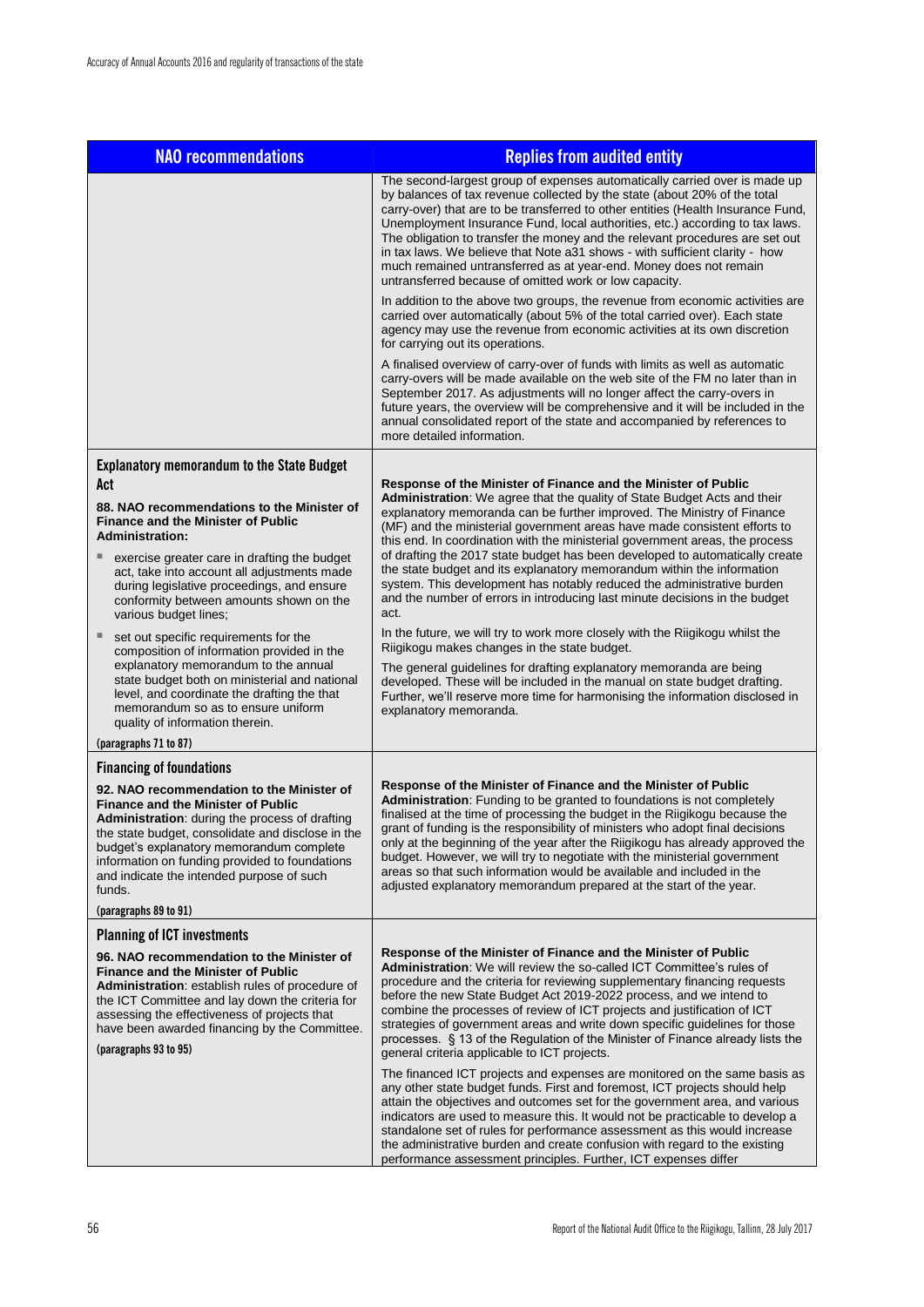| NAO recommendations | Replies from audited entity |
|---|---|
| | The second-largest group of expenses automatically carried over is made up by balances of tax revenue collected by the state (about 20% of the total carry-over) that are to be transferred to other entities (Health Insurance Fund, Unemployment Insurance Fund, local authorities, etc.) according to tax laws. The obligation to transfer the money and the relevant procedures are set out in tax laws. We believe that Note a31 shows - with sufficient clarity - how much remained untransferred as at year-end. Money does not remain untransferred because of omitted work or low capacity.<br><br>In addition to the above two groups, the revenue from economic activities are carried over automatically (about 5% of the total carried over). Each state agency may use the revenue from economic activities at its own discretion for carrying out its operations.<br><br>A finalised overview of carry-over of funds with limits as well as automatic carry-overs will be made available on the web site of the FM no later than in September 2017. As adjustments will no longer affect the carry-overs in future years, the overview will be comprehensive and it will be included in the annual consolidated report of the state and accompanied by references to more detailed information. |
| **Explanatory memorandum to the State Budget Act**<br><br>**88. NAO recommendations to the Minister of Finance and the Minister of Public Administration:**<br><br>- exercise greater care in drafting the budget act, take into account all adjustments made during legislative proceedings, and ensure conformity between amounts shown on the various budget lines;<br>- set out specific requirements for the composition of information provided in the explanatory memorandum to the annual state budget both on ministerial and national level, and coordinate the drafting the that memorandum so as to ensure uniform quality of information therein.<br><br>(paragraphs 71 to 87) | **Response of the Minister of Finance and the Minister of Public Administration**: We agree that the quality of State Budget Acts and their explanatory memoranda can be further improved. The Ministry of Finance (MF) and the ministerial government areas have made consistent efforts to this end. In coordination with the ministerial government areas, the process of drafting the 2017 state budget has been developed to automatically create the state budget and its explanatory memorandum within the information system. This development has notably reduced the administrative burden and the number of errors in introducing last minute decisions in the budget act.<br><br>In the future, we will try to work more closely with the Riigikogu whilst the Riigikogu makes changes in the state budget.<br><br>The general guidelines for drafting explanatory memoranda are being developed. These will be included in the manual on state budget drafting. Further, we'll reserve more time for harmonising the information disclosed in explanatory memoranda. |
| **Financing of foundations**<br><br>**92. NAO recommendation to the Minister of Finance and the Minister of Public Administration**: during the process of drafting the state budget, consolidate and disclose in the budget's explanatory memorandum complete information on funding provided to foundations and indicate the intended purpose of such funds.<br><br>(paragraphs 89 to 91) | **Response of the Minister of Finance and the Minister of Public Administration**: Funding to be granted to foundations is not completely finalised at the time of processing the budget in the Riigikogu because the grant of funding is the responsibility of ministers who adopt final decisions only at the beginning of the year after the Riigikogu has already approved the budget. However, we will try to negotiate with the ministerial government areas so that such information would be available and included in the adjusted explanatory memorandum prepared at the start of the year. |
| **Planning of ICT investments**<br><br>**96. NAO recommendation to the Minister of Finance and the Minister of Public Administration**: establish rules of procedure of the ICT Committee and lay down the criteria for assessing the effectiveness of projects that have been awarded financing by the Committee.<br><br>(paragraphs 93 to 95) | **Response of the Minister of Finance and the Minister of Public Administration**: We will review the so-called ICT Committee's rules of procedure and the criteria for reviewing supplementary financing requests before the new State Budget Act 2019-2022 process, and we intend to combine the processes of review of ICT projects and justification of ICT strategies of government areas and write down specific guidelines for those processes. § 13 of the Regulation of the Minister of Finance already lists the general criteria applicable to ICT projects.<br><br>The financed ICT projects and expenses are monitored on the same basis as any other state budget funds. First and foremost, ICT projects should help attain the objectives and outcomes set for the government area, and various indicators are used to measure this. It would not be practicable to develop a standalone set of rules for performance assessment as this would increase the administrative burden and create confusion with regard to the existing performance assessment principles. Further, ICT expenses differ |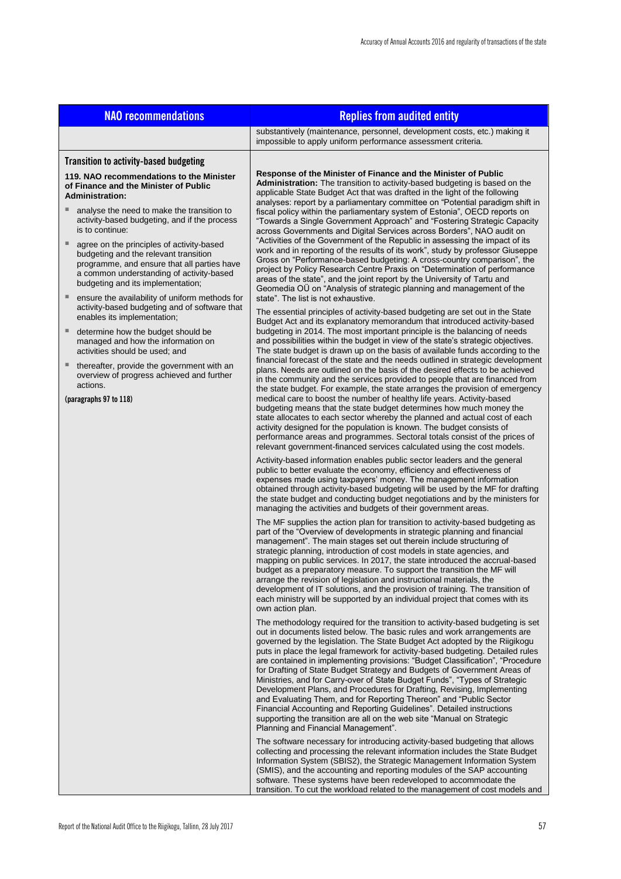| NAO recommendations | Replies from audited entity |
|---|---|
| | substantively (maintenance, personnel, development costs, etc.) making it impossible to apply uniform performance assessment criteria. |
| **Transition to activity-based budgeting**<br><br>**119. NAO recommendations to the Minister of Finance and the Minister of Public Administration:**<br><br>- analyse the need to make the transition to activity-based budgeting, and if the process is to continue:<br>- agree on the principles of activity-based budgeting and the relevant transition programme, and ensure that all parties have a common understanding of activity-based budgeting and its implementation;<br>- ensure the availability of uniform methods for activity-based budgeting and of software that enables its implementation;<br>- determine how the budget should be managed and how the information on activities should be used; and<br>- thereafter, provide the government with an overview of progress achieved and further actions.<br><br>(paragraphs 97 to 118) | **Response of the Minister of Finance and the Minister of Public Administration:** The transition to activity-based budgeting is based on the applicable State Budget Act that was drafted in the light of the following analyses: report by a parliamentary committee on "Potential paradigm shift in fiscal policy within the parliamentary system of Estonia", OECD reports on "Towards a Single Government Approach" and "Fostering Strategic Capacity across Governments and Digital Services across Borders", NAO audit on "Activities of the Government of the Republic in assessing the impact of its work and in reporting of the results of its work", study by professor Giuseppe Gross on "Performance-based budgeting: A cross-country comparison", the project by Policy Research Centre Praxis on "Determination of performance areas of the state", and the joint report by the University of Tartu and Geomedia OÜ on "Analysis of strategic planning and management of the state". The list is not exhaustive.<br><br>The essential principles of activity-based budgeting are set out in the State Budget Act and its explanatory memorandum that introduced activity-based budgeting in 2014. The most important principle is the balancing of needs and possibilities within the budget in view of the state's strategic objectives. The state budget is drawn up on the basis of available funds according to the financial forecast of the state and the needs outlined in strategic development plans. Needs are outlined on the basis of the desired effects to be achieved in the community and the services provided to people that are financed from the state budget. For example, the state arranges the provision of emergency medical care to boost the number of healthy life years. Activity-based budgeting means that the state budget determines how much money the state allocates to each sector whereby the planned and actual cost of each activity designed for the population is known. The budget consists of performance areas and programmes. Sectoral totals consist of the prices of relevant government-financed services calculated using the cost models.<br><br>Activity-based information enables public sector leaders and the general public to better evaluate the economy, efficiency and effectiveness of expenses made using taxpayers' money. The management information obtained through activity-based budgeting will be used by the MF for drafting the state budget and conducting budget negotiations and by the ministers for managing the activities and budgets of their government areas.<br><br>The MF supplies the action plan for transition to activity-based budgeting as part of the "Overview of developments in strategic planning and financial management". The main stages set out therein include structuring of strategic planning, introduction of cost models in state agencies, and mapping on public services. In 2017, the state introduced the accrual-based budget as a preparatory measure. To support the transition the MF will arrange the revision of legislation and instructional materials, the development of IT solutions, and the provision of training. The transition of each ministry will be supported by an individual project that comes with its own action plan.<br><br>The methodology required for the transition to activity-based budgeting is set out in documents listed below. The basic rules and work arrangements are governed by the legislation. The State Budget Act adopted by the Riigikogu puts in place the legal framework for activity-based budgeting. Detailed rules are contained in implementing provisions: "Budget Classification", "Procedure for Drafting of State Budget Strategy and Budgets of Government Areas of Ministries, and for Carry-over of State Budget Funds", "Types of Strategic Development Plans, and Procedures for Drafting, Revising, Implementing and Evaluating Them, and for Reporting Thereon" and "Public Sector Financial Accounting and Reporting Guidelines". Detailed instructions supporting the transition are all on the web site "Manual on Strategic Planning and Financial Management".<br><br>The software necessary for introducing activity-based budgeting that allows collecting and processing the relevant information includes the State Budget Information System (SBIS2), the Strategic Management Information System (SMIS), and the accounting and reporting modules of the SAP accounting software. These systems have been redeveloped to accommodate the transition. To cut the workload related to the management of cost models and |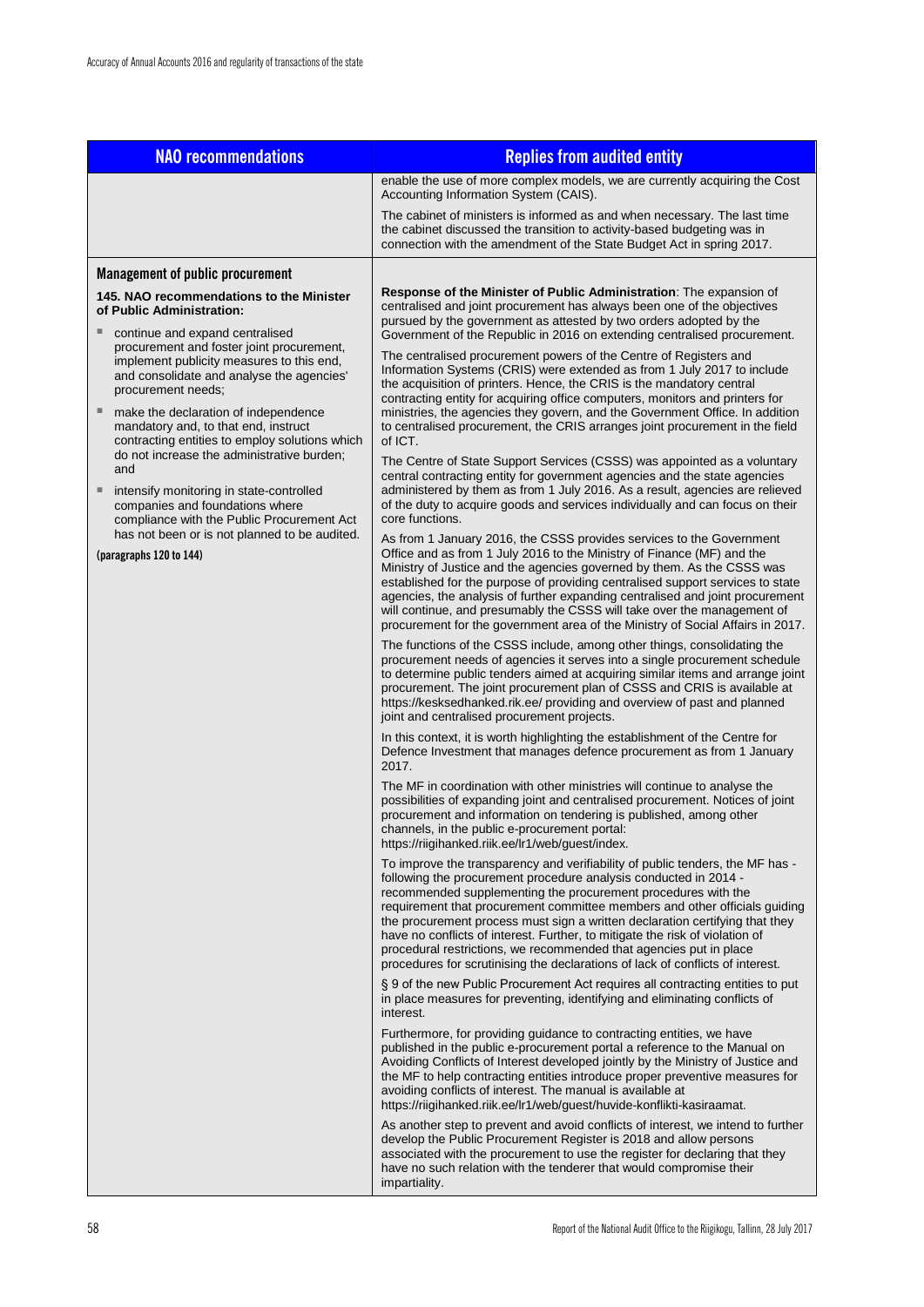| NAO recommendations | Replies from audited entity |
|---|---|
| | enable the use of more complex models, we are currently acquiring the Cost Accounting Information System (CAIS).<br><br>The cabinet of ministers is informed as and when necessary. The last time the cabinet discussed the transition to activity-based budgeting was in connection with the amendment of the State Budget Act in spring 2017. |
| **Management of public procurement**<br><br>**145. NAO recommendations to the Minister of Public Administration:**<br><br>▪ continue and expand centralised procurement and foster joint procurement, implement publicity measures to this end, and consolidate and analyse the agencies' procurement needs;<br><br>▪ make the declaration of independence mandatory and, to that end, instruct contracting entities to employ solutions which do not increase the administrative burden; and<br><br>▪ intensify monitoring in state-controlled companies and foundations where compliance with the Public Procurement Act has not been or is not planned to be audited.<br><br>(paragraphs 120 to 144) | **Response of the Minister of Public Administration**: The expansion of centralised and joint procurement has always been one of the objectives pursued by the government as attested by two orders adopted by the Government of the Republic in 2016 on extending centralised procurement.<br><br>The centralised procurement powers of the Centre of Registers and Information Systems (CRIS) were extended as from 1 July 2017 to include the acquisition of printers. Hence, the CRIS is the mandatory central contracting entity for acquiring office computers, monitors and printers for ministries, the agencies they govern, and the Government Office. In addition to centralised procurement, the CRIS arranges joint procurement in the field of ICT.<br><br>The Centre of State Support Services (CSSS) was appointed as a voluntary central contracting entity for government agencies and the state agencies administered by them as from 1 July 2016. As a result, agencies are relieved of the duty to acquire goods and services individually and can focus on their core functions.<br><br>As from 1 January 2016, the CSSS provides services to the Government Office and as from 1 July 2016 to the Ministry of Finance (MF) and the Ministry of Justice and the agencies governed by them. As the CSSS was established for the purpose of providing centralised support services to state agencies, the analysis of further expanding centralised and joint procurement will continue, and presumably the CSSS will take over the management of procurement for the government area of the Ministry of Social Affairs in 2017.<br><br>The functions of the CSSS include, among other things, consolidating the procurement needs of agencies it serves into a single procurement schedule to determine public tenders aimed at acquiring similar items and arrange joint procurement. The joint procurement plan of CSSS and CRIS is available at https://kesksedhanked.rik.ee/ providing and overview of past and planned joint and centralised procurement projects.<br><br>In this context, it is worth highlighting the establishment of the Centre for Defence Investment that manages defence procurement as from 1 January 2017.<br><br>The MF in coordination with other ministries will continue to analyse the possibilities of expanding joint and centralised procurement. Notices of joint procurement and information on tendering is published, among other channels, in the public e-procurement portal: https://riigihanked.riik.ee/lr1/web/guest/index.<br><br>To improve the transparency and verifiability of public tenders, the MF has - following the procurement procedure analysis conducted in 2014 - recommended supplementing the procurement procedures with the requirement that procurement committee members and other officials guiding the procurement process must sign a written declaration certifying that they have no conflicts of interest. Further, to mitigate the risk of violation of procedural restrictions, we recommended that agencies put in place procedures for scrutinising the declarations of lack of conflicts of interest.<br><br>§ 9 of the new Public Procurement Act requires all contracting entities to put in place measures for preventing, identifying and eliminating conflicts of interest.<br><br>Furthermore, for providing guidance to contracting entities, we have published in the public e-procurement portal a reference to the Manual on Avoiding Conflicts of Interest developed jointly by the Ministry of Justice and the MF to help contracting entities introduce proper preventive measures for avoiding conflicts of interest. The manual is available at https://riigihanked.riik.ee/lr1/web/guest/huvide-konflikti-kasiraamat.<br><br>As another step to prevent and avoid conflicts of interest, we intend to further develop the Public Procurement Register is 2018 and allow persons associated with the procurement to use the register for declaring that they have no such relation with the tenderer that would compromise their impartiality. |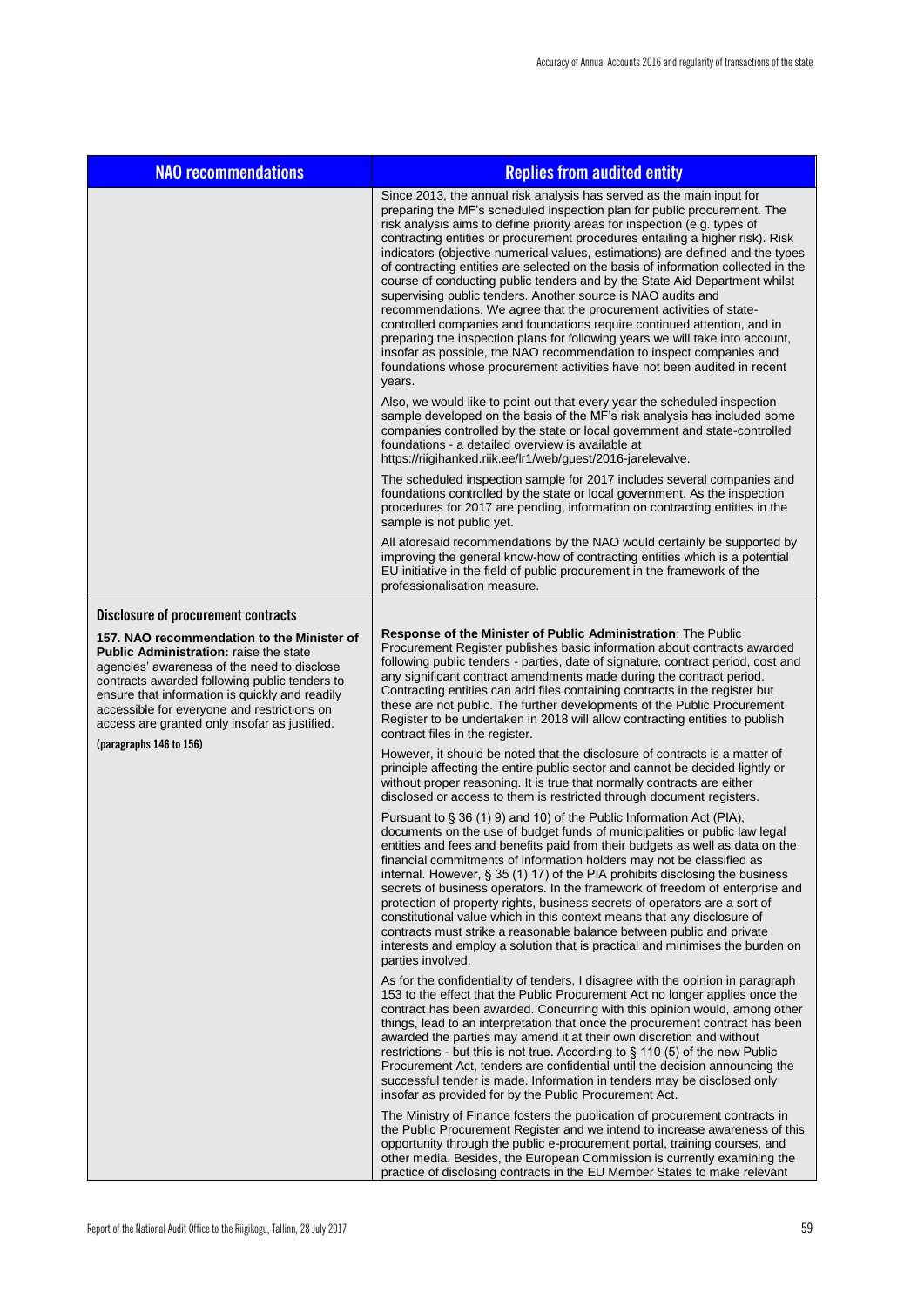| NAO recommendations | Replies from audited entity |
|---|---|
| | Since 2013, the annual risk analysis has served as the main input for preparing the MF's scheduled inspection plan for public procurement. The risk analysis aims to define priority areas for inspection (e.g. types of contracting entities or procurement procedures entailing a higher risk). Risk indicators (objective numerical values, estimations) are defined and the types of contracting entities are selected on the basis of information collected in the course of conducting public tenders and by the State Aid Department whilst supervising public tenders. Another source is NAO audits and recommendations. We agree that the procurement activities of state-controlled companies and foundations require continued attention, and in preparing the inspection plans for following years we will take into account, insofar as possible, the NAO recommendation to inspect companies and foundations whose procurement activities have not been audited in recent years.<br><br>Also, we would like to point out that every year the scheduled inspection sample developed on the basis of the MF's risk analysis has included some companies controlled by the state or local government and state-controlled foundations - a detailed overview is available at https://riigihanked.riik.ee/lr1/web/guest/2016-jarelevalve.<br><br>The scheduled inspection sample for 2017 includes several companies and foundations controlled by the state or local government. As the inspection procedures for 2017 are pending, information on contracting entities in the sample is not public yet.<br><br>All aforesaid recommendations by the NAO would certainly be supported by improving the general know-how of contracting entities which is a potential EU initiative in the field of public procurement in the framework of the professionalisation measure. |
| **Disclosure of procurement contracts**<br><br>**157. NAO recommendation to the Minister of Public Administration:** raise the state agencies' awareness of the need to disclose contracts awarded following public tenders to ensure that information is quickly and readily accessible for everyone and restrictions on access are granted only insofar as justified.<br><br>(paragraphs 146 to 156) | **Response of the Minister of Public Administration**: The Public Procurement Register publishes basic information about contracts awarded following public tenders - parties, date of signature, contract period, cost and any significant contract amendments made during the contract period. Contracting entities can add files containing contracts in the register but these are not public. The further developments of the Public Procurement Register to be undertaken in 2018 will allow contracting entities to publish contract files in the register.<br><br>However, it should be noted that the disclosure of contracts is a matter of principle affecting the entire public sector and cannot be decided lightly or without proper reasoning. It is true that normally contracts are either disclosed or access to them is restricted through document registers.<br><br>Pursuant to § 36 (1) 9) and 10) of the Public Information Act (PIA), documents on the use of budget funds of municipalities or public law legal entities and fees and benefits paid from their budgets as well as data on the financial commitments of information holders may not be classified as internal. However, § 35 (1) 17) of the PIA prohibits disclosing the business secrets of business operators. In the framework of freedom of enterprise and protection of property rights, business secrets of operators are a sort of constitutional value which in this context means that any disclosure of contracts must strike a reasonable balance between public and private interests and employ a solution that is practical and minimises the burden on parties involved.<br><br>As for the confidentiality of tenders, I disagree with the opinion in paragraph 153 to the effect that the Public Procurement Act no longer applies once the contract has been awarded. Concurring with this opinion would, among other things, lead to an interpretation that once the procurement contract has been awarded the parties may amend it at their own discretion and without restrictions - but this is not true. According to § 110 (5) of the new Public Procurement Act, tenders are confidential until the decision announcing the successful tender is made. Information in tenders may be disclosed only insofar as provided for by the Public Procurement Act.<br><br>The Ministry of Finance fosters the publication of procurement contracts in the Public Procurement Register and we intend to increase awareness of this opportunity through the public e-procurement portal, training courses, and other media. Besides, the European Commission is currently examining the practice of disclosing contracts in the EU Member States to make relevant |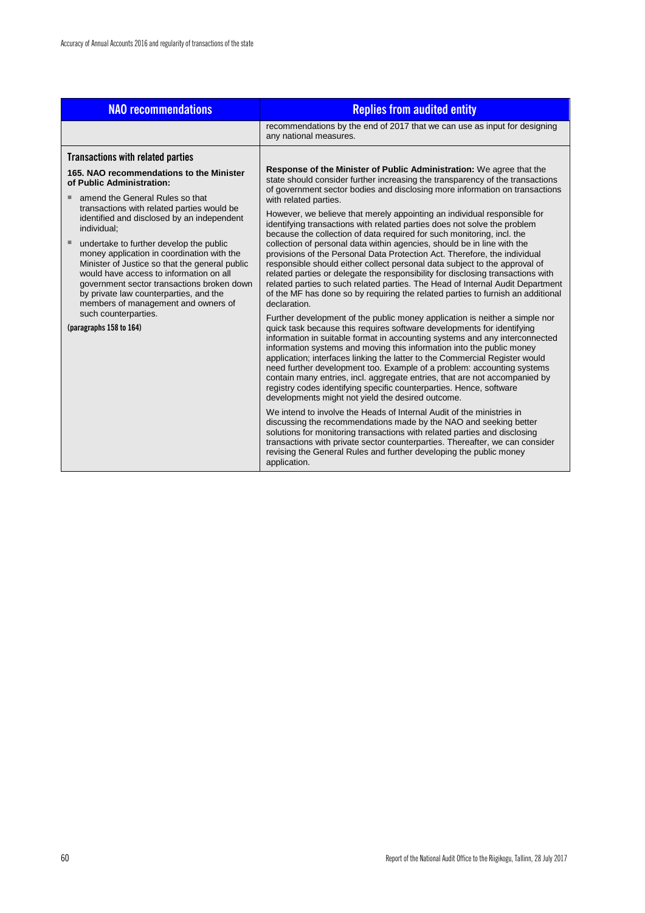| NAO recommendations | Replies from audited entity |
|---|---|
| | recommendations by the end of 2017 that we can use as input for designing any national measures. |
| **Transactions with related parties**<br><br>**165. NAO recommendations to the Minister of Public Administration:**<br><br>■ amend the General Rules so that transactions with related parties would be identified and disclosed by an independent individual;<br><br>■ undertake to further develop the public money application in coordination with the Minister of Justice so that the general public would have access to information on all government sector transactions broken down by private law counterparties, and the members of management and owners of such counterparties.<br><br>(paragraphs 158 to 164) | **Response of the Minister of Public Administration:** We agree that the state should consider further increasing the transparency of the transactions of government sector bodies and disclosing more information on transactions with related parties.<br><br>However, we believe that merely appointing an individual responsible for identifying transactions with related parties does not solve the problem because the collection of data required for such monitoring, incl. the collection of personal data within agencies, should be in line with the provisions of the Personal Data Protection Act. Therefore, the individual responsible should either collect personal data subject to the approval of related parties or delegate the responsibility for disclosing transactions with related parties to such related parties. The Head of Internal Audit Department of the MF has done so by requiring the related parties to furnish an additional declaration.<br><br>Further development of the public money application is neither a simple nor quick task because this requires software developments for identifying information in suitable format in accounting systems and any interconnected information systems and moving this information into the public money application; interfaces linking the latter to the Commercial Register would need further development too. Example of a problem: accounting systems contain many entries, incl. aggregate entries, that are not accompanied by registry codes identifying specific counterparties. Hence, software developments might not yield the desired outcome.<br><br>We intend to involve the Heads of Internal Audit of the ministries in discussing the recommendations made by the NAO and seeking better solutions for monitoring transactions with related parties and disclosing transactions with private sector counterparties. Thereafter, we can consider revising the General Rules and further developing the public money application. |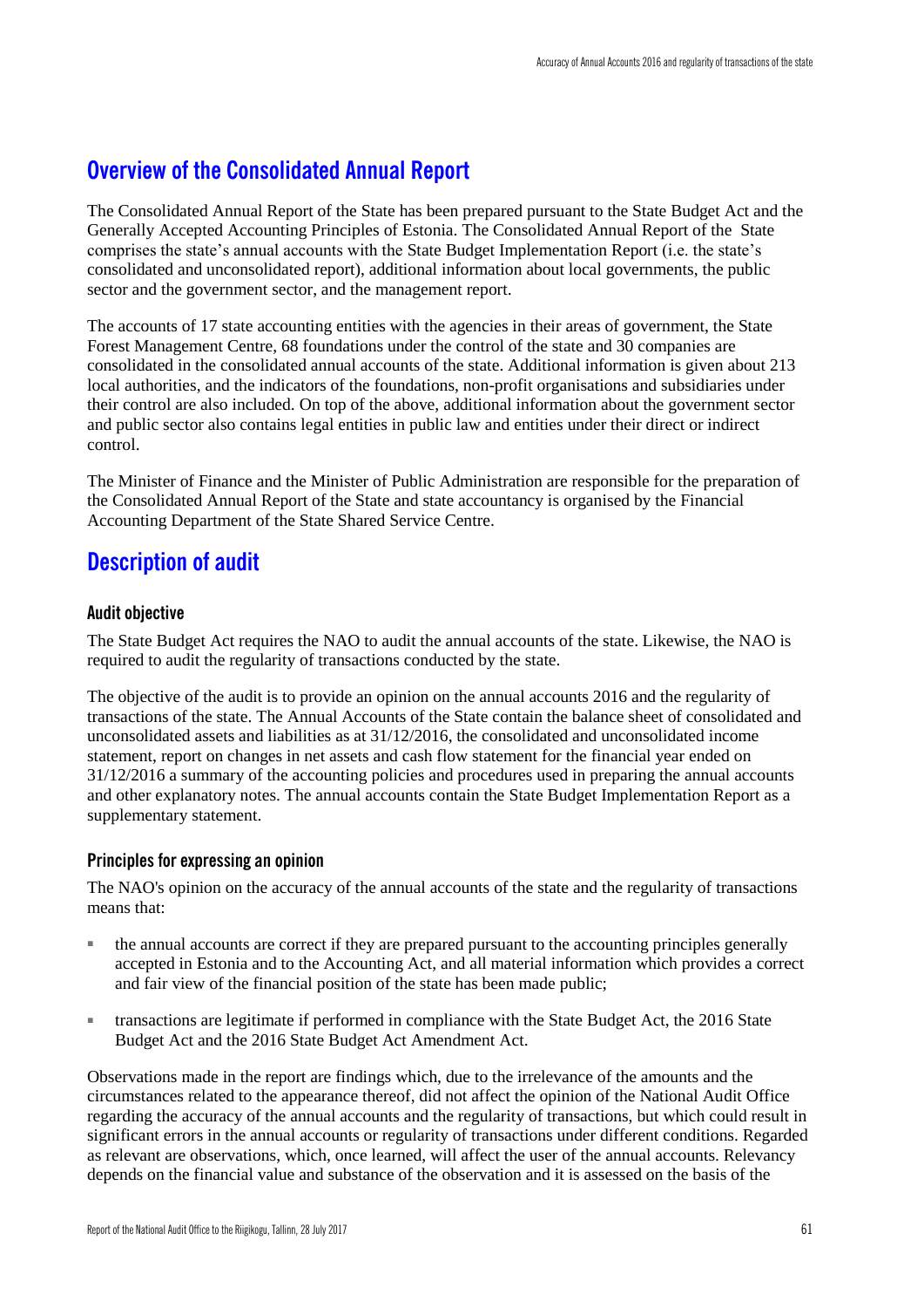## Overview of the Consolidated Annual Report

The Consolidated Annual Report of the State has been prepared pursuant to the State Budget Act and the Generally Accepted Accounting Principles of Estonia. The Consolidated Annual Report of the State comprises the state's annual accounts with the State Budget Implementation Report (i.e. the state's consolidated and unconsolidated report), additional information about local governments, the public sector and the government sector, and the management report.

The accounts of 17 state accounting entities with the agencies in their areas of government, the State Forest Management Centre, 68 foundations under the control of the state and 30 companies are consolidated in the consolidated annual accounts of the state. Additional information is given about 213 local authorities, and the indicators of the foundations, non-profit organisations and subsidiaries under their control are also included. On top of the above, additional information about the government sector and public sector also contains legal entities in public law and entities under their direct or indirect control.

The Minister of Finance and the Minister of Public Administration are responsible for the preparation of the Consolidated Annual Report of the State and state accountancy is organised by the Financial Accounting Department of the State Shared Service Centre.

## Description of audit

### Audit objective

The State Budget Act requires the NAO to audit the annual accounts of the state. Likewise, the NAO is required to audit the regularity of transactions conducted by the state.

The objective of the audit is to provide an opinion on the annual accounts 2016 and the regularity of transactions of the state. The Annual Accounts of the State contain the balance sheet of consolidated and unconsolidated assets and liabilities as at 31/12/2016, the consolidated and unconsolidated income statement, report on changes in net assets and cash flow statement for the financial year ended on 31/12/2016 a summary of the accounting policies and procedures used in preparing the annual accounts and other explanatory notes. The annual accounts contain the State Budget Implementation Report as a supplementary statement.

### Principles for expressing an opinion

The NAO's opinion on the accuracy of the annual accounts of the state and the regularity of transactions means that:

- the annual accounts are correct if they are prepared pursuant to the accounting principles generally accepted in Estonia and to the Accounting Act, and all material information which provides a correct and fair view of the financial position of the state has been made public;
- transactions are legitimate if performed in compliance with the State Budget Act, the 2016 State Budget Act and the 2016 State Budget Act Amendment Act.

Observations made in the report are findings which, due to the irrelevance of the amounts and the circumstances related to the appearance thereof, did not affect the opinion of the National Audit Office regarding the accuracy of the annual accounts and the regularity of transactions, but which could result in significant errors in the annual accounts or regularity of transactions under different conditions. Regarded as relevant are observations, which, once learned, will affect the user of the annual accounts. Relevancy depends on the financial value and substance of the observation and it is assessed on the basis of the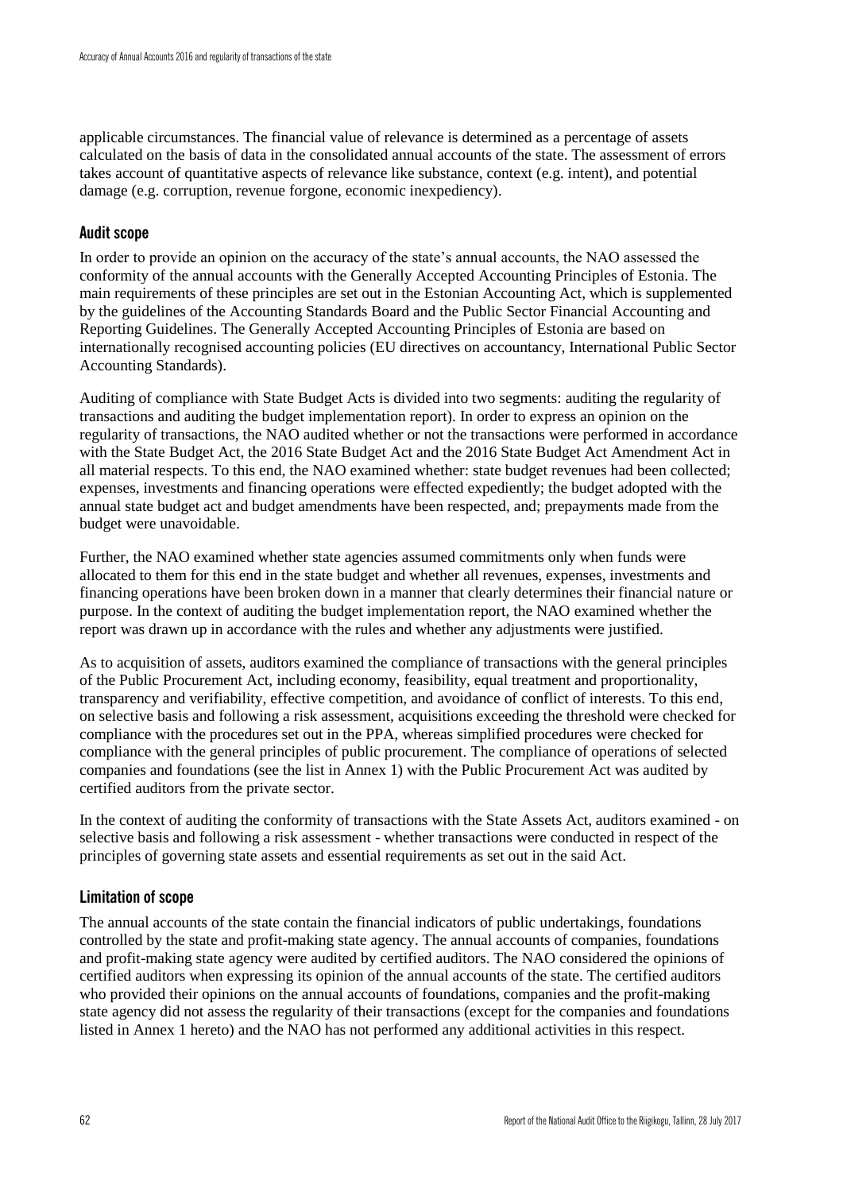applicable circumstances. The financial value of relevance is determined as a percentage of assets calculated on the basis of data in the consolidated annual accounts of the state. The assessment of errors takes account of quantitative aspects of relevance like substance, context (e.g. intent), and potential damage (e.g. corruption, revenue forgone, economic inexpediency).

## Audit scope

In order to provide an opinion on the accuracy of the state's annual accounts, the NAO assessed the conformity of the annual accounts with the Generally Accepted Accounting Principles of Estonia. The main requirements of these principles are set out in the Estonian Accounting Act, which is supplemented by the guidelines of the Accounting Standards Board and the Public Sector Financial Accounting and Reporting Guidelines. The Generally Accepted Accounting Principles of Estonia are based on internationally recognised accounting policies (EU directives on accountancy, International Public Sector Accounting Standards).

Auditing of compliance with State Budget Acts is divided into two segments: auditing the regularity of transactions and auditing the budget implementation report). In order to express an opinion on the regularity of transactions, the NAO audited whether or not the transactions were performed in accordance with the State Budget Act, the 2016 State Budget Act and the 2016 State Budget Act Amendment Act in all material respects. To this end, the NAO examined whether: state budget revenues had been collected; expenses, investments and financing operations were effected expediently; the budget adopted with the annual state budget act and budget amendments have been respected, and; prepayments made from the budget were unavoidable.

Further, the NAO examined whether state agencies assumed commitments only when funds were allocated to them for this end in the state budget and whether all revenues, expenses, investments and financing operations have been broken down in a manner that clearly determines their financial nature or purpose. In the context of auditing the budget implementation report, the NAO examined whether the report was drawn up in accordance with the rules and whether any adjustments were justified.

As to acquisition of assets, auditors examined the compliance of transactions with the general principles of the Public Procurement Act, including economy, feasibility, equal treatment and proportionality, transparency and verifiability, effective competition, and avoidance of conflict of interests. To this end, on selective basis and following a risk assessment, acquisitions exceeding the threshold were checked for compliance with the procedures set out in the PPA, whereas simplified procedures were checked for compliance with the general principles of public procurement. The compliance of operations of selected companies and foundations (see the list in Annex 1) with the Public Procurement Act was audited by certified auditors from the private sector.

In the context of auditing the conformity of transactions with the State Assets Act, auditors examined - on selective basis and following a risk assessment - whether transactions were conducted in respect of the principles of governing state assets and essential requirements as set out in the said Act.

## Limitation of scope

The annual accounts of the state contain the financial indicators of public undertakings, foundations controlled by the state and profit-making state agency. The annual accounts of companies, foundations and profit-making state agency were audited by certified auditors. The NAO considered the opinions of certified auditors when expressing its opinion of the annual accounts of the state. The certified auditors who provided their opinions on the annual accounts of foundations, companies and the profit-making state agency did not assess the regularity of their transactions (except for the companies and foundations listed in Annex 1 hereto) and the NAO has not performed any additional activities in this respect.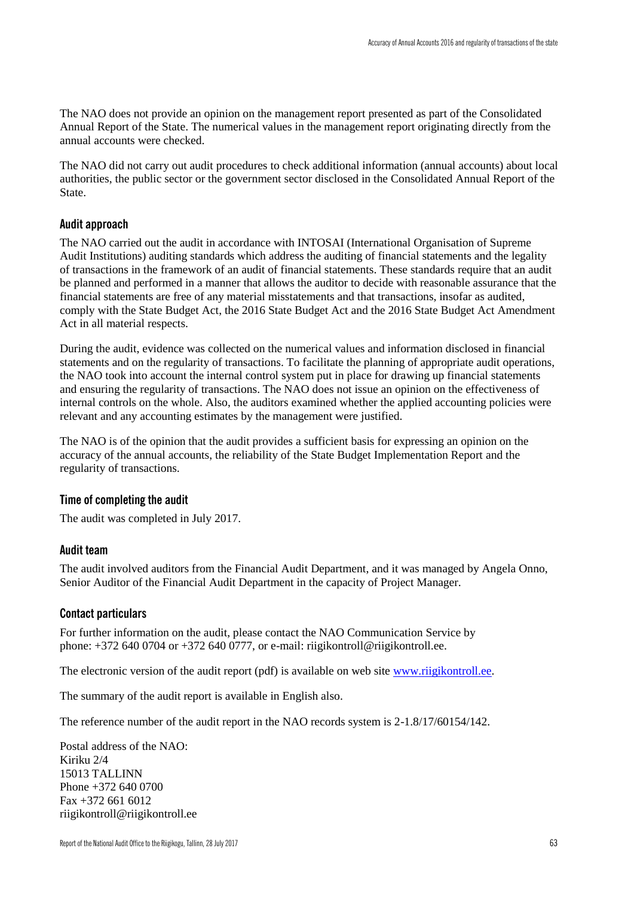The NAO does not provide an opinion on the management report presented as part of the Consolidated Annual Report of the State. The numerical values in the management report originating directly from the annual accounts were checked.

The NAO did not carry out audit procedures to check additional information (annual accounts) about local authorities, the public sector or the government sector disclosed in the Consolidated Annual Report of the State.

### Audit approach

The NAO carried out the audit in accordance with INTOSAI (International Organisation of Supreme Audit Institutions) auditing standards which address the auditing of financial statements and the legality of transactions in the framework of an audit of financial statements. These standards require that an audit be planned and performed in a manner that allows the auditor to decide with reasonable assurance that the financial statements are free of any material misstatements and that transactions, insofar as audited, comply with the State Budget Act, the 2016 State Budget Act and the 2016 State Budget Act Amendment Act in all material respects.

During the audit, evidence was collected on the numerical values and information disclosed in financial statements and on the regularity of transactions. To facilitate the planning of appropriate audit operations, the NAO took into account the internal control system put in place for drawing up financial statements and ensuring the regularity of transactions. The NAO does not issue an opinion on the effectiveness of internal controls on the whole. Also, the auditors examined whether the applied accounting policies were relevant and any accounting estimates by the management were justified.

The NAO is of the opinion that the audit provides a sufficient basis for expressing an opinion on the accuracy of the annual accounts, the reliability of the State Budget Implementation Report and the regularity of transactions.

### Time of completing the audit

The audit was completed in July 2017.

### Audit team

The audit involved auditors from the Financial Audit Department, and it was managed by Angela Onno, Senior Auditor of the Financial Audit Department in the capacity of Project Manager.

### Contact particulars

For further information on the audit, please contact the NAO Communication Service by phone: +372 640 0704 or +372 640 0777, or e-mail: riigikontroll@riigikontroll.ee.

The electronic version of the audit report (pdf) is available on web site www.riigikontroll.ee.

The summary of the audit report is available in English also.

The reference number of the audit report in the NAO records system is 2-1.8/17/60154/142.

Postal address of the NAO:
Kiriku 2/4
15013 TALLINN
Phone +372 640 0700
Fax +372 661 6012
riigikontroll@riigikontroll.ee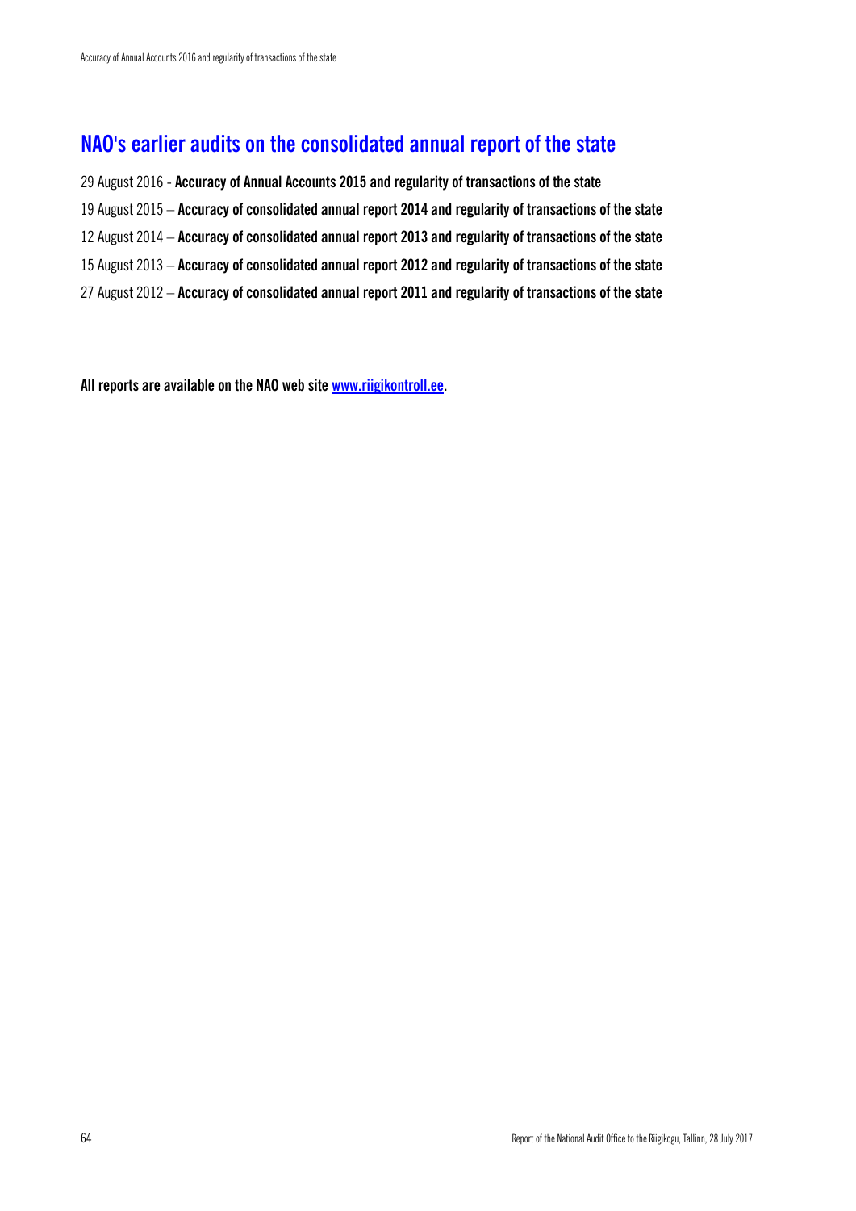## NAO's earlier audits on the consolidated annual report of the state

29 August 2016 - **Accuracy of Annual Accounts 2015 and regularity of transactions of the state**

19 August 2015 – **Accuracy of consolidated annual report 2014 and regularity of transactions of the state**

12 August 2014 – **Accuracy of consolidated annual report 2013 and regularity of transactions of the state**

15 August 2013 – **Accuracy of consolidated annual report 2012 and regularity of transactions of the state**

27 August 2012 – **Accuracy of consolidated annual report 2011 and regularity of transactions of the state**

**All reports are available on the NAO web site [www.riigikontroll.ee](http://www.riigikontroll.ee).**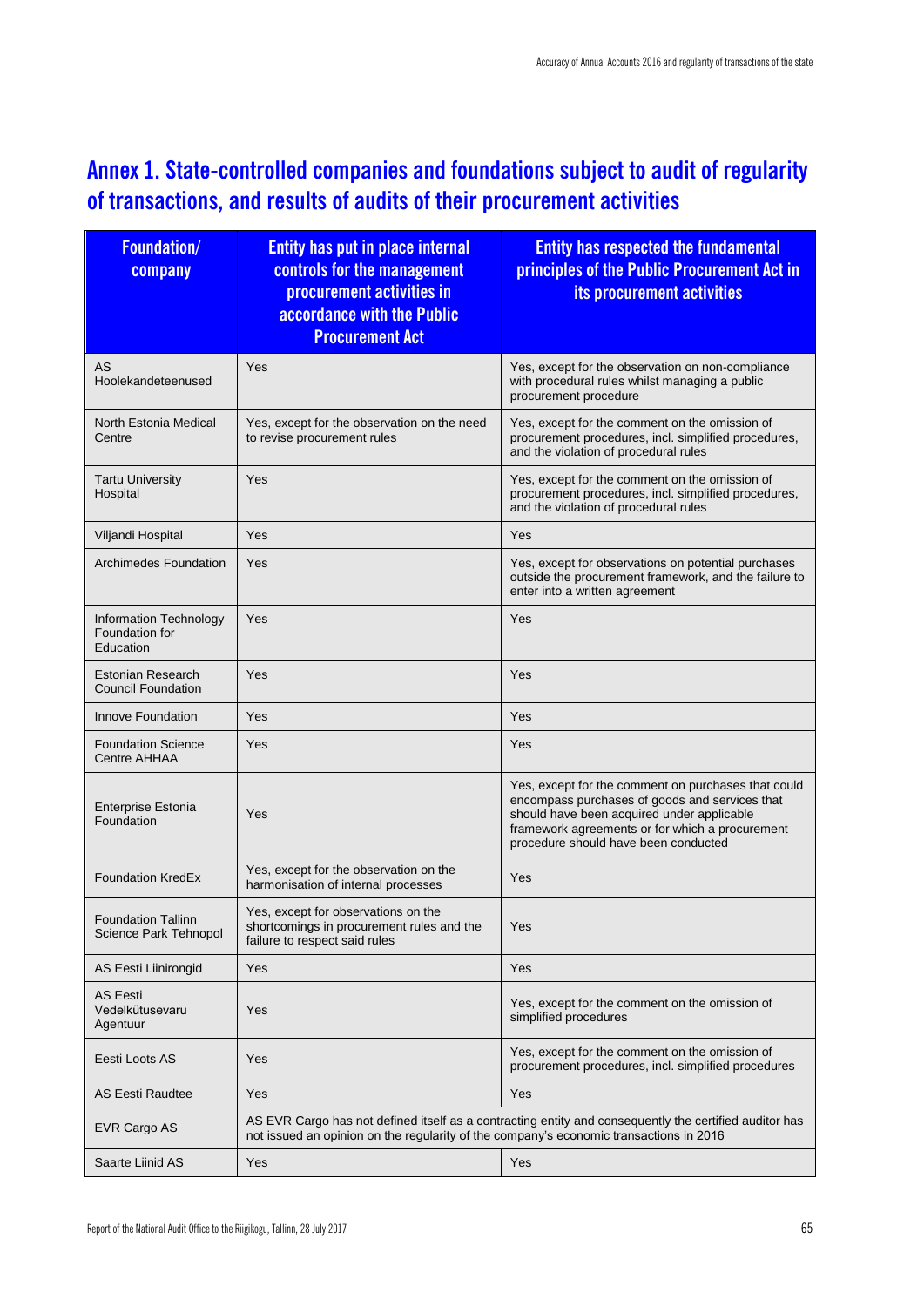# Annex 1. State-controlled companies and foundations subject to audit of regularity of transactions, and results of audits of their procurement activities

| Foundation/ company | Entity has put in place internal controls for the management procurement activities in accordance with the Public Procurement Act | Entity has respected the fundamental principles of the Public Procurement Act in its procurement activities |
|---|---|---|
| AS Hoolekandeteenused | Yes | Yes, except for the observation on non-compliance with procedural rules whilst managing a public procurement procedure |
| North Estonia Medical Centre | Yes, except for the observation on the need to revise procurement rules | Yes, except for the comment on the omission of procurement procedures, incl. simplified procedures, and the violation of procedural rules |
| Tartu University Hospital | Yes | Yes, except for the comment on the omission of procurement procedures, incl. simplified procedures, and the violation of procedural rules |
| Viljandi Hospital | Yes | Yes |
| Archimedes Foundation | Yes | Yes, except for observations on potential purchases outside the procurement framework, and the failure to enter into a written agreement |
| Information Technology Foundation for Education | Yes | Yes |
| Estonian Research Council Foundation | Yes | Yes |
| Innove Foundation | Yes | Yes |
| Foundation Science Centre AHHAA | Yes | Yes |
| Enterprise Estonia Foundation | Yes | Yes, except for the comment on purchases that could encompass purchases of goods and services that should have been acquired under applicable framework agreements or for which a procurement procedure should have been conducted |
| Foundation KredEx | Yes, except for the observation on the harmonisation of internal processes | Yes |
| Foundation Tallinn Science Park Tehnopol | Yes, except for observations on the shortcomings in procurement rules and the failure to respect said rules | Yes |
| AS Eesti Liinirongid | Yes | Yes |
| AS Eesti Vedelkütusevaru Agentuur | Yes | Yes, except for the comment on the omission of simplified procedures |
| Eesti Loots AS | Yes | Yes, except for the comment on the omission of procurement procedures, incl. simplified procedures |
| AS Eesti Raudtee | Yes | Yes |
| EVR Cargo AS | AS EVR Cargo has not defined itself as a contracting entity and consequently the certified auditor has not issued an opinion on the regularity of the company's economic transactions in 2016 | |
| Saarte Liinid AS | Yes | Yes |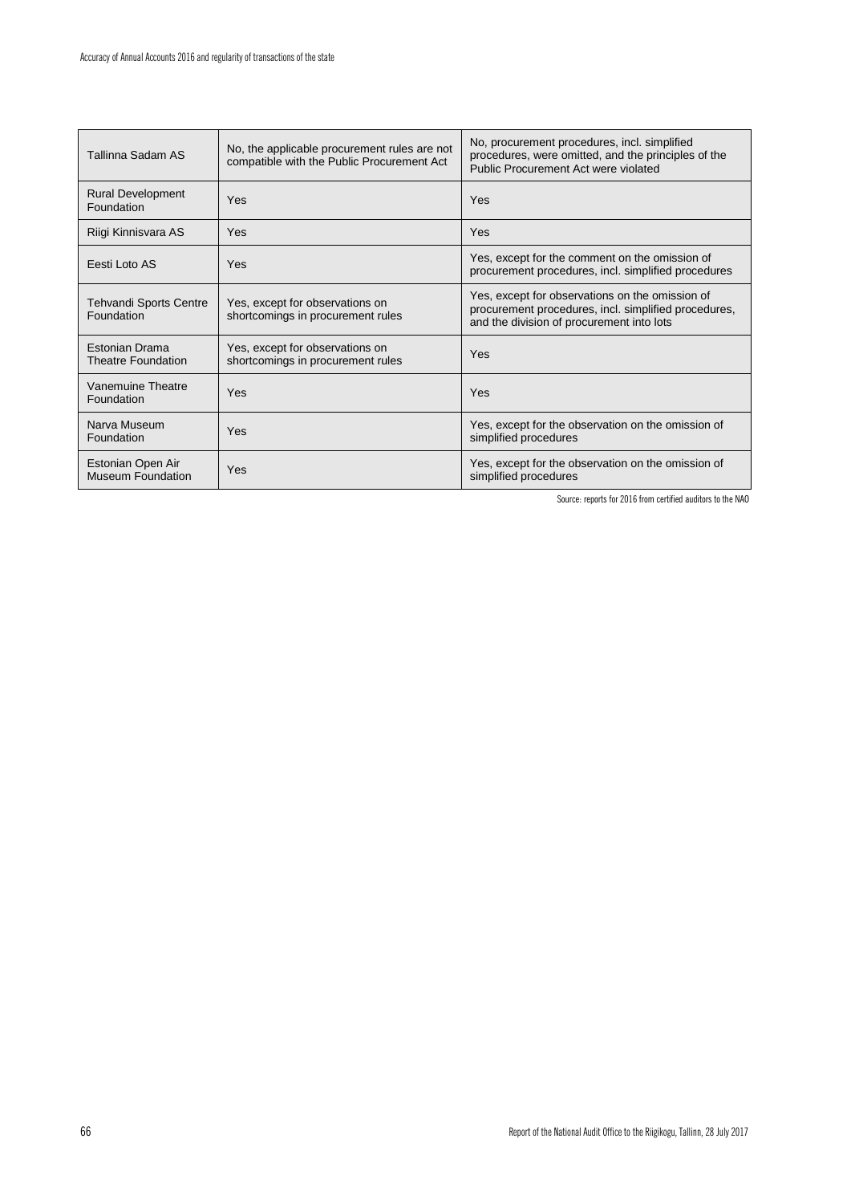| | | |
|---|---|---|
| Tallinna Sadam AS | No, the applicable procurement rules are not compatible with the Public Procurement Act | No, procurement procedures, incl. simplified procedures, were omitted, and the principles of the Public Procurement Act were violated |
| Rural Development Foundation | Yes | Yes |
| Riigi Kinnisvara AS | Yes | Yes |
| Eesti Loto AS | Yes | Yes, except for the comment on the omission of procurement procedures, incl. simplified procedures |
| Tehvandi Sports Centre Foundation | Yes, except for observations on shortcomings in procurement rules | Yes, except for observations on the omission of procurement procedures, incl. simplified procedures, and the division of procurement into lots |
| Estonian Drama Theatre Foundation | Yes, except for observations on shortcomings in procurement rules | Yes |
| Vanemuine Theatre Foundation | Yes | Yes |
| Narva Museum Foundation | Yes | Yes, except for the observation on the omission of simplified procedures |
| Estonian Open Air Museum Foundation | Yes | Yes, except for the observation on the omission of simplified procedures |

Source: reports for 2016 from certified auditors to the NAO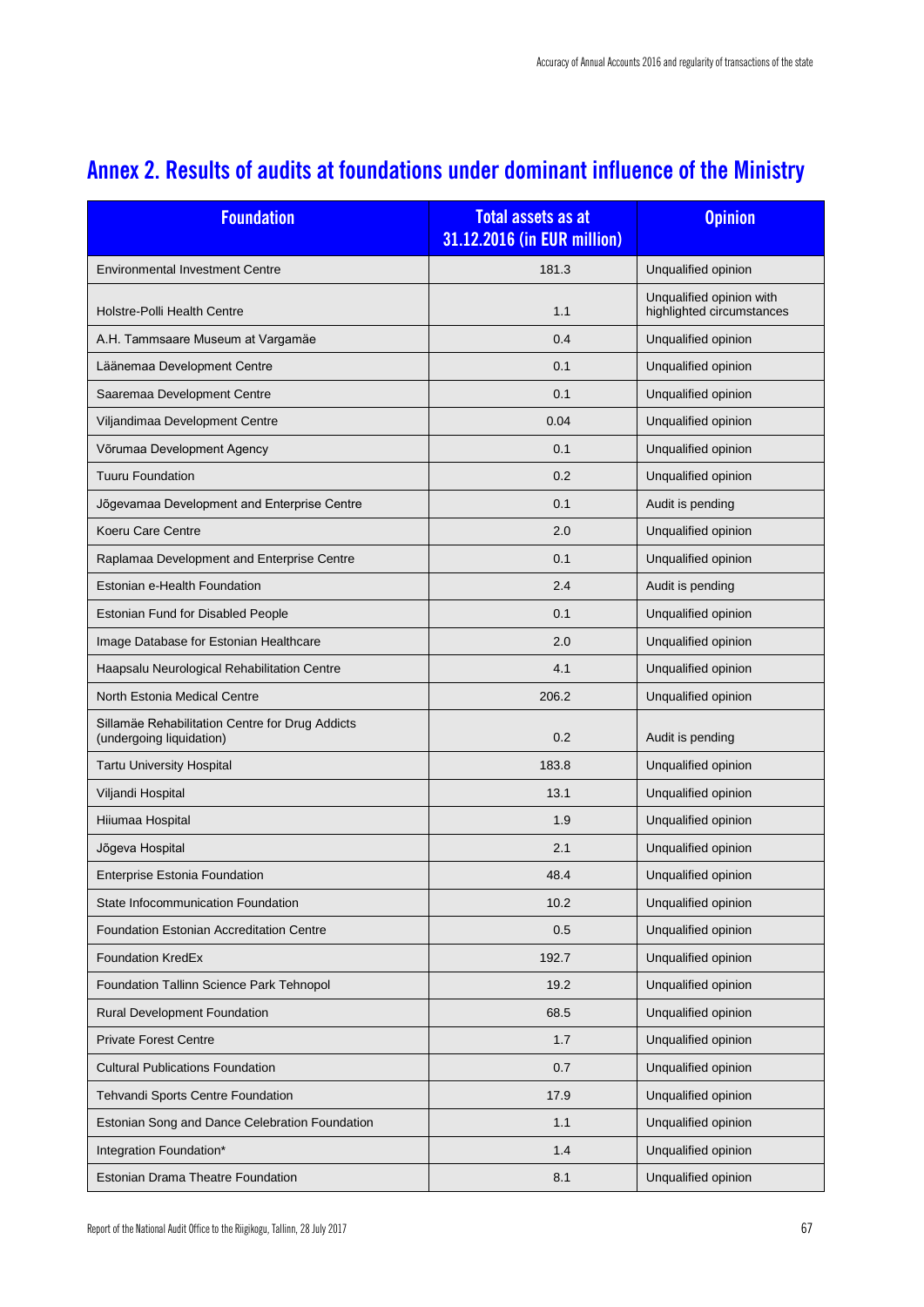# Annex 2. Results of audits at foundations under dominant influence of the Ministry

| Foundation | Total assets as at 31.12.2016 (in EUR million) | Opinion |
|---|---|---|
| Environmental Investment Centre | 181.3 | Unqualified opinion |
| Holstre-Polli Health Centre | 1.1 | Unqualified opinion with highlighted circumstances |
| A.H. Tammsaare Museum at Vargamäe | 0.4 | Unqualified opinion |
| Läänemaa Development Centre | 0.1 | Unqualified opinion |
| Saaremaa Development Centre | 0.1 | Unqualified opinion |
| Viljandimaa Development Centre | 0.04 | Unqualified opinion |
| Võrumaa Development Agency | 0.1 | Unqualified opinion |
| Tuuru Foundation | 0.2 | Unqualified opinion |
| Jõgevamaa Development and Enterprise Centre | 0.1 | Audit is pending |
| Koeru Care Centre | 2.0 | Unqualified opinion |
| Raplamaa Development and Enterprise Centre | 0.1 | Unqualified opinion |
| Estonian e-Health Foundation | 2.4 | Audit is pending |
| Estonian Fund for Disabled People | 0.1 | Unqualified opinion |
| Image Database for Estonian Healthcare | 2.0 | Unqualified opinion |
| Haapsalu Neurological Rehabilitation Centre | 4.1 | Unqualified opinion |
| North Estonia Medical Centre | 206.2 | Unqualified opinion |
| Sillamäe Rehabilitation Centre for Drug Addicts (undergoing liquidation) | 0.2 | Audit is pending |
| Tartu University Hospital | 183.8 | Unqualified opinion |
| Viljandi Hospital | 13.1 | Unqualified opinion |
| Hiiumaa Hospital | 1.9 | Unqualified opinion |
| Jõgeva Hospital | 2.1 | Unqualified opinion |
| Enterprise Estonia Foundation | 48.4 | Unqualified opinion |
| State Infocommunication Foundation | 10.2 | Unqualified opinion |
| Foundation Estonian Accreditation Centre | 0.5 | Unqualified opinion |
| Foundation KredEx | 192.7 | Unqualified opinion |
| Foundation Tallinn Science Park Tehnopol | 19.2 | Unqualified opinion |
| Rural Development Foundation | 68.5 | Unqualified opinion |
| Private Forest Centre | 1.7 | Unqualified opinion |
| Cultural Publications Foundation | 0.7 | Unqualified opinion |
| Tehvandi Sports Centre Foundation | 17.9 | Unqualified opinion |
| Estonian Song and Dance Celebration Foundation | 1.1 | Unqualified opinion |
| Integration Foundation* | 1.4 | Unqualified opinion |
| Estonian Drama Theatre Foundation | 8.1 | Unqualified opinion |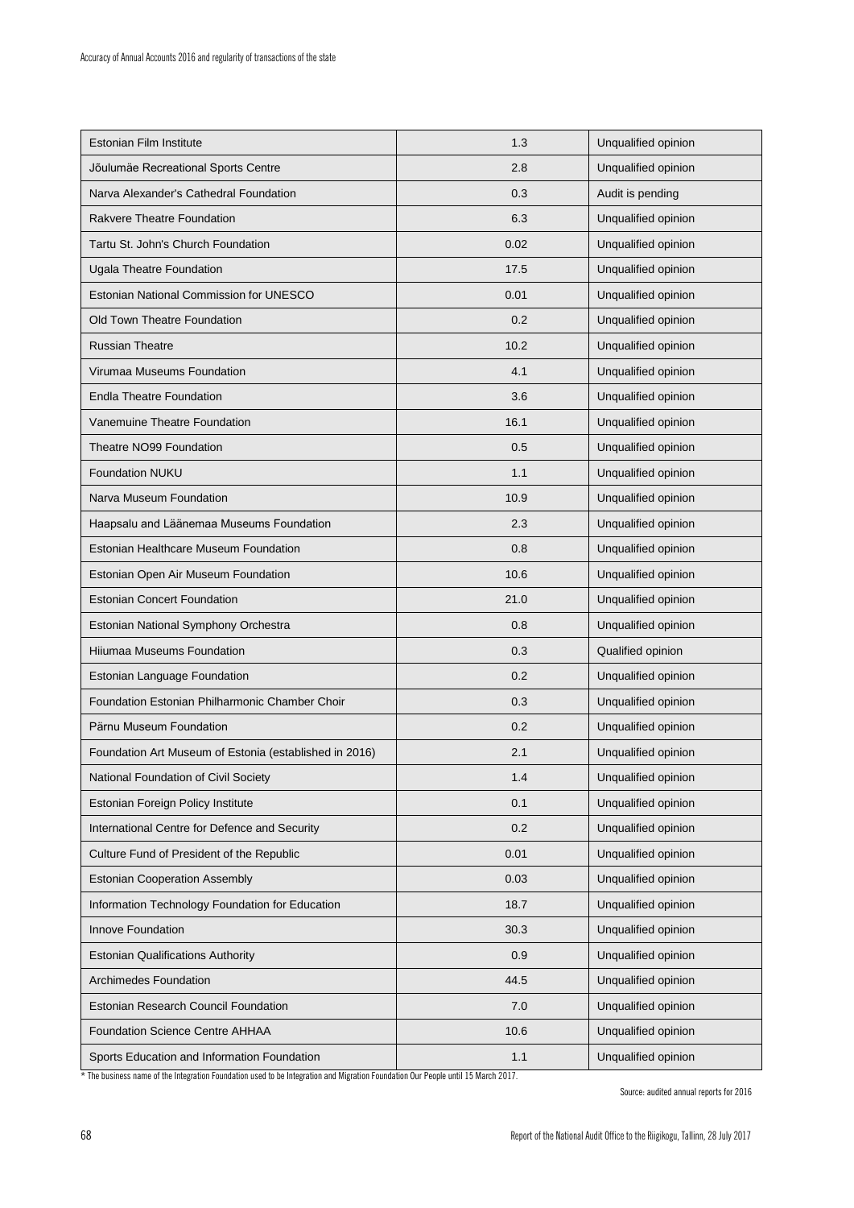| | | |
|---|---|---|
| Estonian Film Institute | 1.3 | Unqualified opinion |
| Jõulumäe Recreational Sports Centre | 2.8 | Unqualified opinion |
| Narva Alexander's Cathedral Foundation | 0.3 | Audit is pending |
| Rakvere Theatre Foundation | 6.3 | Unqualified opinion |
| Tartu St. John's Church Foundation | 0.02 | Unqualified opinion |
| Ugala Theatre Foundation | 17.5 | Unqualified opinion |
| Estonian National Commission for UNESCO | 0.01 | Unqualified opinion |
| Old Town Theatre Foundation | 0.2 | Unqualified opinion |
| Russian Theatre | 10.2 | Unqualified opinion |
| Virumaa Museums Foundation | 4.1 | Unqualified opinion |
| Endla Theatre Foundation | 3.6 | Unqualified opinion |
| Vanemuine Theatre Foundation | 16.1 | Unqualified opinion |
| Theatre NO99 Foundation | 0.5 | Unqualified opinion |
| Foundation NUKU | 1.1 | Unqualified opinion |
| Narva Museum Foundation | 10.9 | Unqualified opinion |
| Haapsalu and Läänemaa Museums Foundation | 2.3 | Unqualified opinion |
| Estonian Healthcare Museum Foundation | 0.8 | Unqualified opinion |
| Estonian Open Air Museum Foundation | 10.6 | Unqualified opinion |
| Estonian Concert Foundation | 21.0 | Unqualified opinion |
| Estonian National Symphony Orchestra | 0.8 | Unqualified opinion |
| Hiiumaa Museums Foundation | 0.3 | Qualified opinion |
| Estonian Language Foundation | 0.2 | Unqualified opinion |
| Foundation Estonian Philharmonic Chamber Choir | 0.3 | Unqualified opinion |
| Pärnu Museum Foundation | 0.2 | Unqualified opinion |
| Foundation Art Museum of Estonia (established in 2016) | 2.1 | Unqualified opinion |
| National Foundation of Civil Society | 1.4 | Unqualified opinion |
| Estonian Foreign Policy Institute | 0.1 | Unqualified opinion |
| International Centre for Defence and Security | 0.2 | Unqualified opinion |
| Culture Fund of President of the Republic | 0.01 | Unqualified opinion |
| Estonian Cooperation Assembly | 0.03 | Unqualified opinion |
| Information Technology Foundation for Education | 18.7 | Unqualified opinion |
| Innove Foundation | 30.3 | Unqualified opinion |
| Estonian Qualifications Authority | 0.9 | Unqualified opinion |
| Archimedes Foundation | 44.5 | Unqualified opinion |
| Estonian Research Council Foundation | 7.0 | Unqualified opinion |
| Foundation Science Centre AHHAA | 10.6 | Unqualified opinion |
| Sports Education and Information Foundation | 1.1 | Unqualified opinion |

* The business name of the Integration Foundation used to be Integration and Migration Foundation Our People until 15 March 2017.

Source: audited annual reports for 2016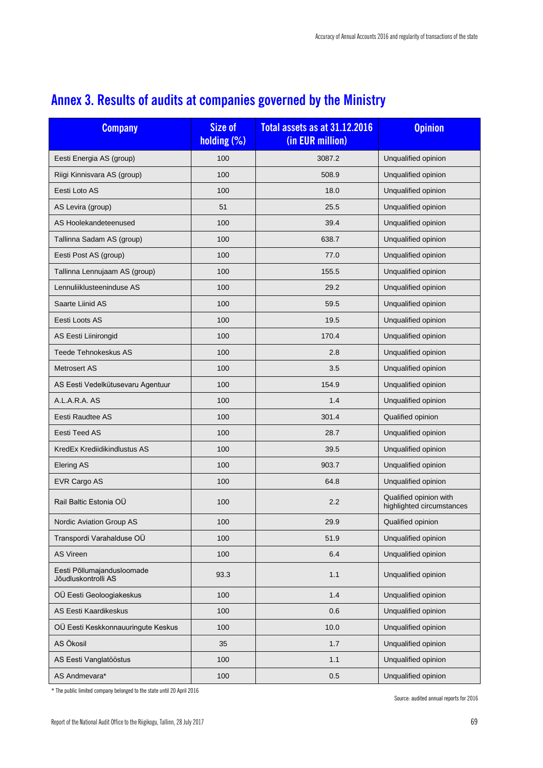## Annex 3. Results of audits at companies governed by the Ministry

| Company | Size of holding (%) | Total assets as at 31.12.2016 (in EUR million) | Opinion |
|---|---|---|---|
| Eesti Energia AS (group) | 100 | 3087.2 | Unqualified opinion |
| Riigi Kinnisvara AS (group) | 100 | 508.9 | Unqualified opinion |
| Eesti Loto AS | 100 | 18.0 | Unqualified opinion |
| AS Levira (group) | 51 | 25.5 | Unqualified opinion |
| AS Hoolekandeteenused | 100 | 39.4 | Unqualified opinion |
| Tallinna Sadam AS (group) | 100 | 638.7 | Unqualified opinion |
| Eesti Post AS (group) | 100 | 77.0 | Unqualified opinion |
| Tallinna Lennujaam AS (group) | 100 | 155.5 | Unqualified opinion |
| Lennuliiklusteeninduse AS | 100 | 29.2 | Unqualified opinion |
| Saarte Liinid AS | 100 | 59.5 | Unqualified opinion |
| Eesti Loots AS | 100 | 19.5 | Unqualified opinion |
| AS Eesti Liinirongid | 100 | 170.4 | Unqualified opinion |
| Teede Tehnokeskus AS | 100 | 2.8 | Unqualified opinion |
| Metrosert AS | 100 | 3.5 | Unqualified opinion |
| AS Eesti Vedelkütusevaru Agentuur | 100 | 154.9 | Unqualified opinion |
| A.L.A.R.A. AS | 100 | 1.4 | Unqualified opinion |
| Eesti Raudtee AS | 100 | 301.4 | Qualified opinion |
| Eesti Teed AS | 100 | 28.7 | Unqualified opinion |
| KredEx Krediidikindlustus AS | 100 | 39.5 | Unqualified opinion |
| Elering AS | 100 | 903.7 | Unqualified opinion |
| EVR Cargo AS | 100 | 64.8 | Unqualified opinion |
| Rail Baltic Estonia OÜ | 100 | 2.2 | Qualified opinion with highlighted circumstances |
| Nordic Aviation Group AS | 100 | 29.9 | Qualified opinion |
| Transpordi Varahalduse OÜ | 100 | 51.9 | Unqualified opinion |
| AS Vireen | 100 | 6.4 | Unqualified opinion |
| Eesti Põllumajandusloomade Jõudluskontrolli AS | 93.3 | 1.1 | Unqualified opinion |
| OÜ Eesti Geoloogiakeskus | 100 | 1.4 | Unqualified opinion |
| AS Eesti Kaardikeskus | 100 | 0.6 | Unqualified opinion |
| OÜ Eesti Keskkonnauuringute Keskus | 100 | 10.0 | Unqualified opinion |
| AS Ökosil | 35 | 1.7 | Unqualified opinion |
| AS Eesti Vanglatööstus | 100 | 1.1 | Unqualified opinion |
| AS Andmevara* | 100 | 0.5 | Unqualified opinion |

* The public limited company belonged to the state until 20 April 2016

Source: audited annual reports for 2016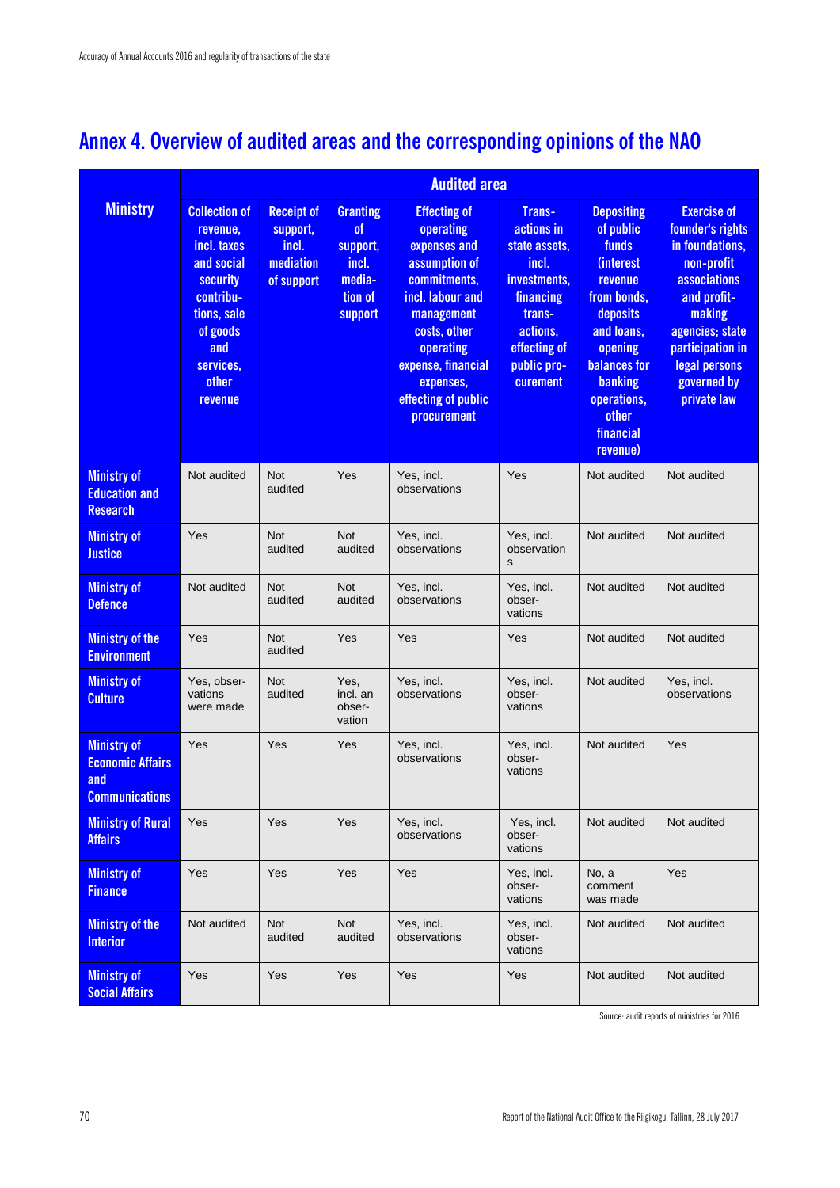# Annex 4. Overview of audited areas and the corresponding opinions of the NAO

| Ministry | Audited area | | | | | | |
|---|---|---|---|---|---|---|---|
| | Collection of revenue, incl. taxes and social security contributions, sale of goods and services, other revenue | Receipt of support, incl. mediation of support | Granting of support, incl. mediation of support | Effecting of operating expenses and assumption of commitments, incl. labour and management costs, other operating expense, financial expenses, effecting of public procurement | Transactions in state assets, incl. investments, financing transactions, effecting of public procurement | Depositing of public funds (interest revenue from bonds, deposits and loans, opening balances for banking operations, other financial revenue) | Exercise of founder's rights in foundations, non-profit associations and profit-making agencies; state participation in legal persons governed by private law |
| Ministry of Education and Research | Not audited | Not audited | Yes | Yes, incl. observations | Yes | Not audited | Not audited |
| Ministry of Justice | Yes | Not audited | Not audited | Yes, incl. observations | Yes, incl. observations | Not audited | Not audited |
| Ministry of Defence | Not audited | Not audited | Not audited | Yes, incl. observations | Yes, incl. observations | Not audited | Not audited |
| Ministry of the Environment | Yes | Not audited | Yes | Yes | Yes | Not audited | Not audited |
| Ministry of Culture | Yes, observations were made | Not audited | Yes, incl. an observation | Yes, incl. observations | Yes, incl. observations | Not audited | Yes, incl. observations |
| Ministry of Economic Affairs and Communications | Yes | Yes | Yes | Yes, incl. observations | Yes, incl. observations | Not audited | Yes |
| Ministry of Rural Affairs | Yes | Yes | Yes | Yes, incl. observations | Yes, incl. observations | Not audited | Not audited |
| Ministry of Finance | Yes | Yes | Yes | Yes | Yes, incl. observations | No, a comment was made | Yes |
| Ministry of the Interior | Not audited | Not audited | Not audited | Yes, incl. observations | Yes, incl. observations | Not audited | Not audited |
| Ministry of Social Affairs | Yes | Yes | Yes | Yes | Yes | Not audited | Not audited |

Source: audit reports of ministries for 2016